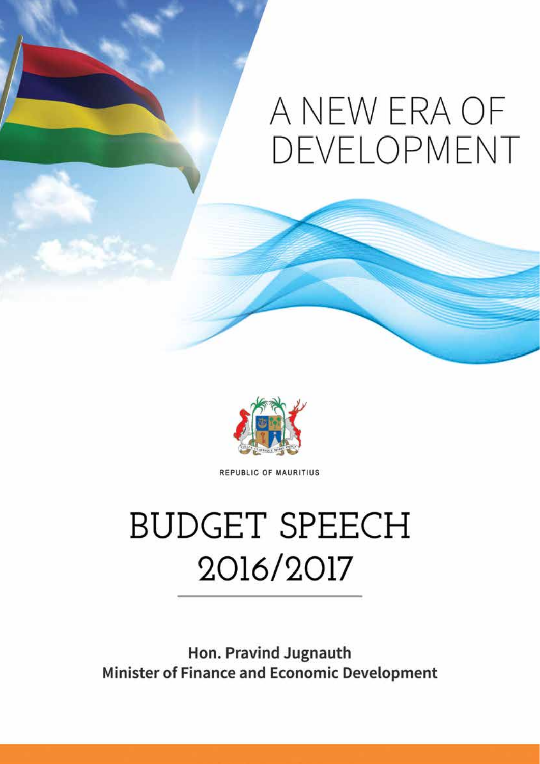# A NEW ERA OF DEVELOPMENT

REPUBLIC OF MAURITIUS

# BUDGET SPEECH 2016/2017

**Hon. Pravind Jugnauth**
**Minister of Finance and Economic Development**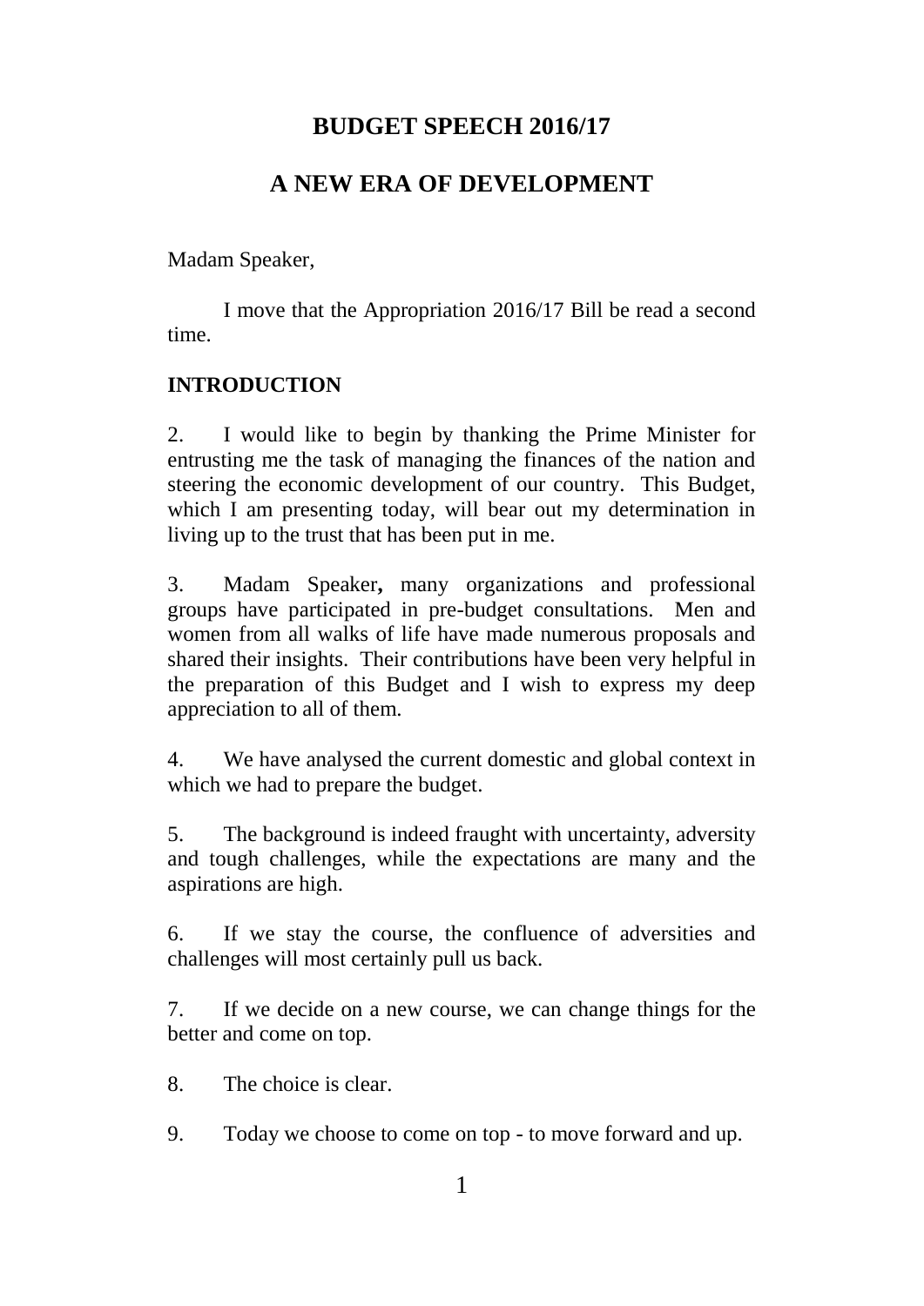# BUDGET SPEECH 2016/17

# A NEW ERA OF DEVELOPMENT

Madam Speaker,

I move that the Appropriation 2016/17 Bill be read a second time.

## INTRODUCTION

2. I would like to begin by thanking the Prime Minister for entrusting me the task of managing the finances of the nation and steering the economic development of our country. This Budget, which I am presenting today, will bear out my determination in living up to the trust that has been put in me.

3. Madam Speaker**,** many organizations and professional groups have participated in pre-budget consultations. Men and women from all walks of life have made numerous proposals and shared their insights. Their contributions have been very helpful in the preparation of this Budget and I wish to express my deep appreciation to all of them.

4. We have analysed the current domestic and global context in which we had to prepare the budget.

5. The background is indeed fraught with uncertainty, adversity and tough challenges, while the expectations are many and the aspirations are high.

6. If we stay the course, the confluence of adversities and challenges will most certainly pull us back.

7. If we decide on a new course, we can change things for the better and come on top.

8. The choice is clear.

9. Today we choose to come on top - to move forward and up.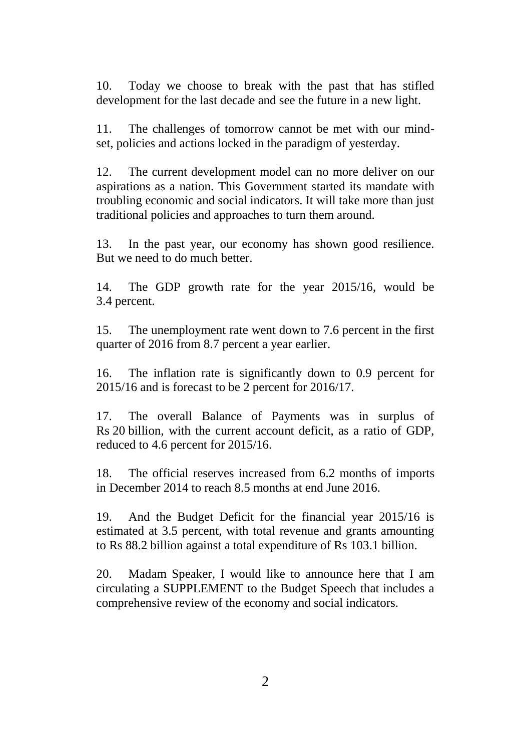10. Today we choose to break with the past that has stifled development for the last decade and see the future in a new light.

11. The challenges of tomorrow cannot be met with our mind-set, policies and actions locked in the paradigm of yesterday.

12. The current development model can no more deliver on our aspirations as a nation. This Government started its mandate with troubling economic and social indicators. It will take more than just traditional policies and approaches to turn them around.

13. In the past year, our economy has shown good resilience. But we need to do much better.

14. The GDP growth rate for the year 2015/16, would be 3.4 percent.

15. The unemployment rate went down to 7.6 percent in the first quarter of 2016 from 8.7 percent a year earlier.

16. The inflation rate is significantly down to 0.9 percent for 2015/16 and is forecast to be 2 percent for 2016/17.

17. The overall Balance of Payments was in surplus of Rs 20 billion, with the current account deficit, as a ratio of GDP, reduced to 4.6 percent for 2015/16.

18. The official reserves increased from 6.2 months of imports in December 2014 to reach 8.5 months at end June 2016.

19. And the Budget Deficit for the financial year 2015/16 is estimated at 3.5 percent, with total revenue and grants amounting to Rs 88.2 billion against a total expenditure of Rs 103.1 billion.

20. Madam Speaker, I would like to announce here that I am circulating a SUPPLEMENT to the Budget Speech that includes a comprehensive review of the economy and social indicators.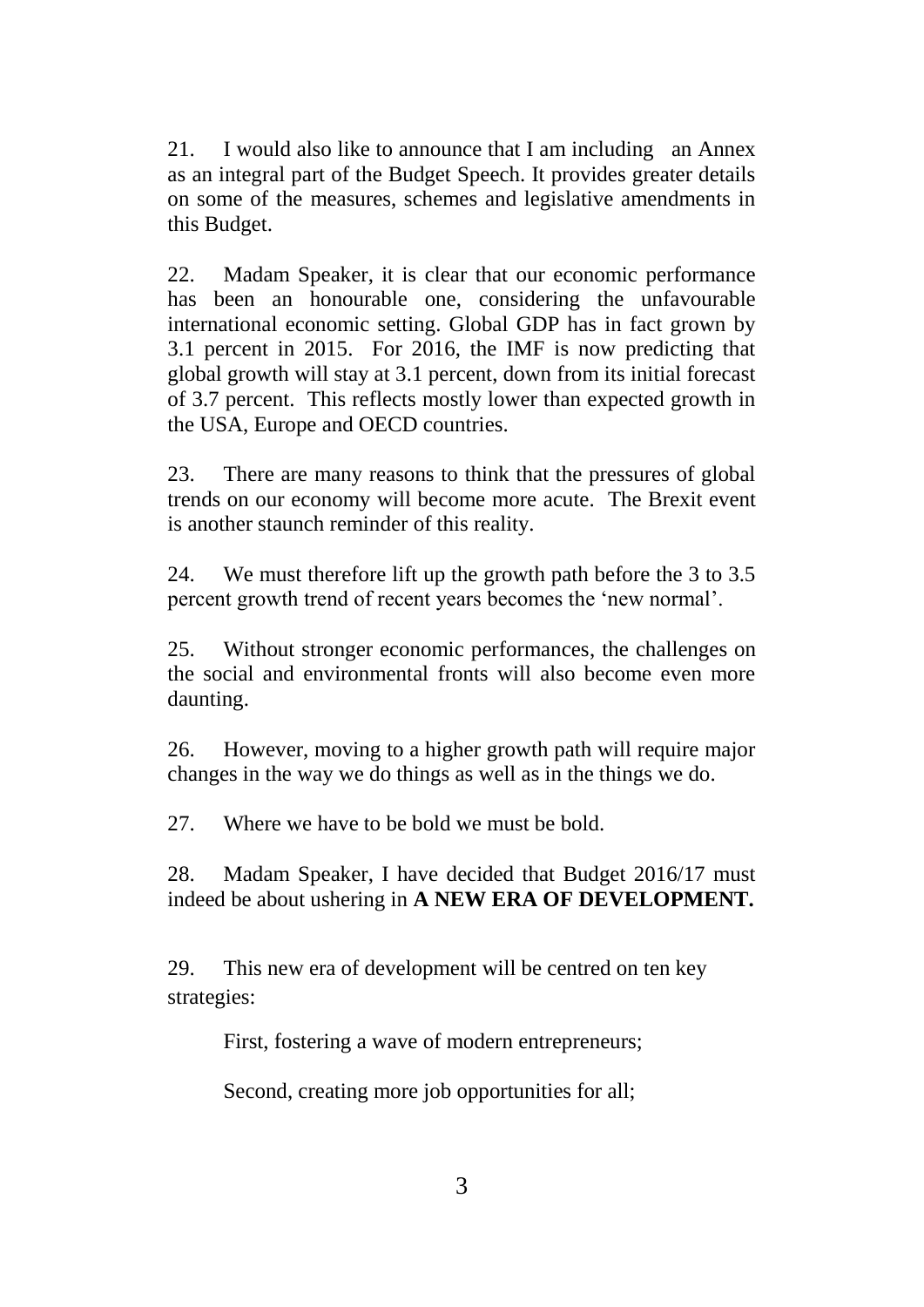21. I would also like to announce that I am including an Annex as an integral part of the Budget Speech. It provides greater details on some of the measures, schemes and legislative amendments in this Budget.

22. Madam Speaker, it is clear that our economic performance has been an honourable one, considering the unfavourable international economic setting. Global GDP has in fact grown by 3.1 percent in 2015. For 2016, the IMF is now predicting that global growth will stay at 3.1 percent, down from its initial forecast of 3.7 percent. This reflects mostly lower than expected growth in the USA, Europe and OECD countries.

23. There are many reasons to think that the pressures of global trends on our economy will become more acute. The Brexit event is another staunch reminder of this reality.

24. We must therefore lift up the growth path before the 3 to 3.5 percent growth trend of recent years becomes the 'new normal'.

25. Without stronger economic performances, the challenges on the social and environmental fronts will also become even more daunting.

26. However, moving to a higher growth path will require major changes in the way we do things as well as in the things we do.

27. Where we have to be bold we must be bold.

28. Madam Speaker, I have decided that Budget 2016/17 must indeed be about ushering in **A NEW ERA OF DEVELOPMENT.**

29. This new era of development will be centred on ten key strategies:

First, fostering a wave of modern entrepreneurs;

Second, creating more job opportunities for all;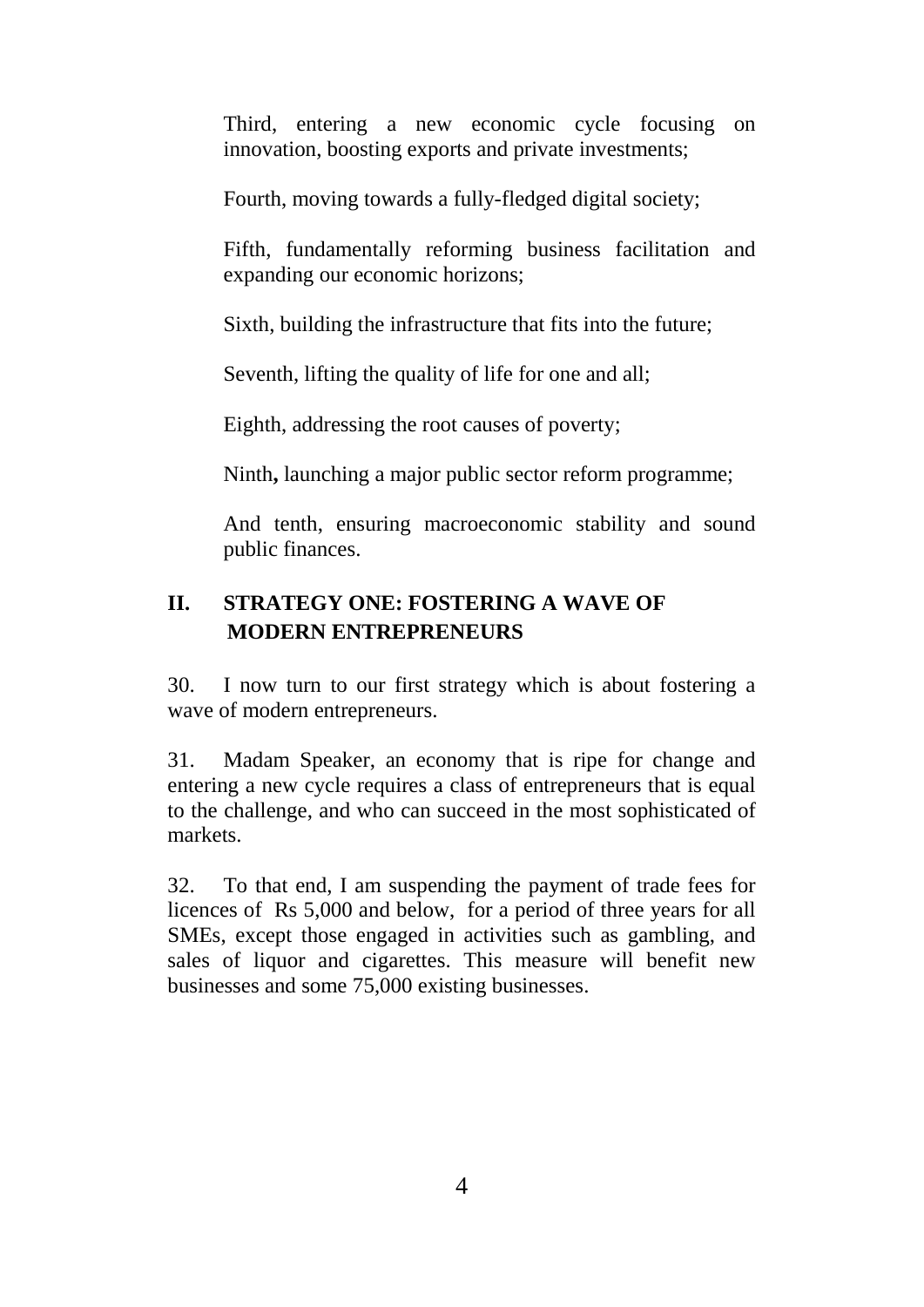Third, entering a new economic cycle focusing on innovation, boosting exports and private investments;

Fourth, moving towards a fully-fledged digital society;

Fifth, fundamentally reforming business facilitation and expanding our economic horizons;

Sixth, building the infrastructure that fits into the future;

Seventh, lifting the quality of life for one and all;

Eighth, addressing the root causes of poverty;

Ninth**,** launching a major public sector reform programme;

And tenth, ensuring macroeconomic stability and sound public finances.

## II. STRATEGY ONE: FOSTERING A WAVE OF MODERN ENTREPRENEURS

30. I now turn to our first strategy which is about fostering a wave of modern entrepreneurs.

31. Madam Speaker, an economy that is ripe for change and entering a new cycle requires a class of entrepreneurs that is equal to the challenge, and who can succeed in the most sophisticated of markets.

32. To that end, I am suspending the payment of trade fees for licences of Rs 5,000 and below, for a period of three years for all SMEs, except those engaged in activities such as gambling, and sales of liquor and cigarettes. This measure will benefit new businesses and some 75,000 existing businesses.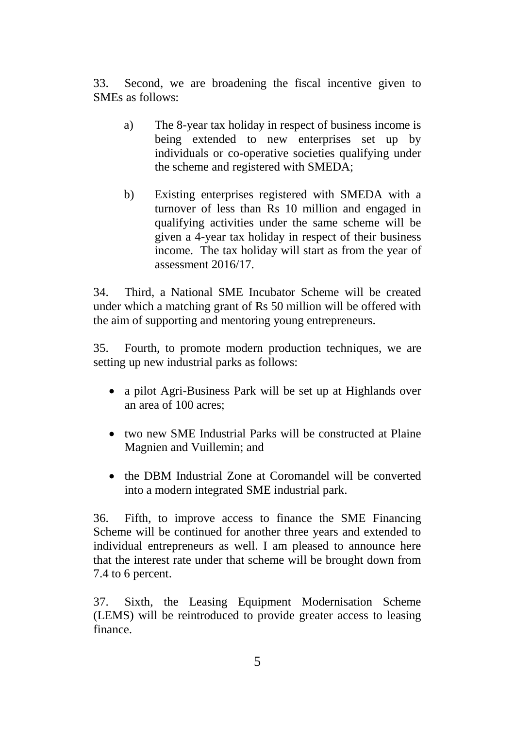33. Second, we are broadening the fiscal incentive given to SMEs as follows:

a) The 8-year tax holiday in respect of business income is being extended to new enterprises set up by individuals or co-operative societies qualifying under the scheme and registered with SMEDA;

b) Existing enterprises registered with SMEDA with a turnover of less than Rs 10 million and engaged in qualifying activities under the same scheme will be given a 4-year tax holiday in respect of their business income. The tax holiday will start as from the year of assessment 2016/17.

34. Third, a National SME Incubator Scheme will be created under which a matching grant of Rs 50 million will be offered with the aim of supporting and mentoring young entrepreneurs.

35. Fourth, to promote modern production techniques, we are setting up new industrial parks as follows:

- a pilot Agri-Business Park will be set up at Highlands over an area of 100 acres;
- two new SME Industrial Parks will be constructed at Plaine Magnien and Vuillemin; and
- the DBM Industrial Zone at Coromandel will be converted into a modern integrated SME industrial park.

36. Fifth, to improve access to finance the SME Financing Scheme will be continued for another three years and extended to individual entrepreneurs as well. I am pleased to announce here that the interest rate under that scheme will be brought down from 7.4 to 6 percent.

37. Sixth, the Leasing Equipment Modernisation Scheme (LEMS) will be reintroduced to provide greater access to leasing finance.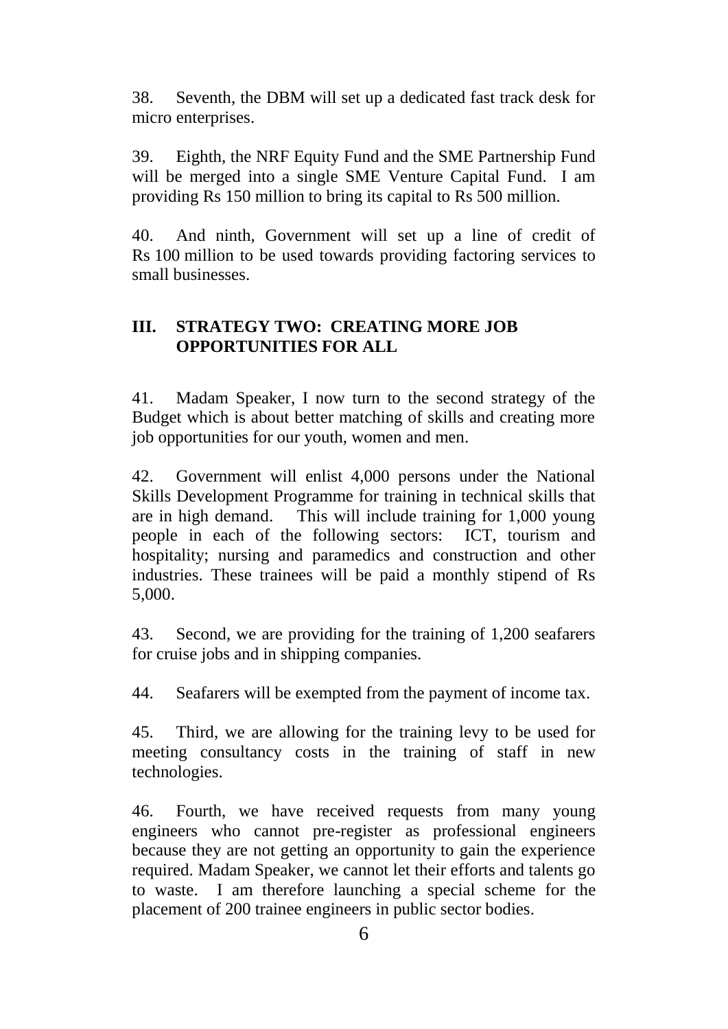38. Seventh, the DBM will set up a dedicated fast track desk for micro enterprises.

39. Eighth, the NRF Equity Fund and the SME Partnership Fund will be merged into a single SME Venture Capital Fund. I am providing Rs 150 million to bring its capital to Rs 500 million.

40. And ninth, Government will set up a line of credit of Rs 100 million to be used towards providing factoring services to small businesses.

## III. STRATEGY TWO: CREATING MORE JOB OPPORTUNITIES FOR ALL

41. Madam Speaker, I now turn to the second strategy of the Budget which is about better matching of skills and creating more job opportunities for our youth, women and men.

42. Government will enlist 4,000 persons under the National Skills Development Programme for training in technical skills that are in high demand. This will include training for 1,000 young people in each of the following sectors: ICT, tourism and hospitality; nursing and paramedics and construction and other industries. These trainees will be paid a monthly stipend of Rs 5,000.

43. Second, we are providing for the training of 1,200 seafarers for cruise jobs and in shipping companies.

44. Seafarers will be exempted from the payment of income tax.

45. Third, we are allowing for the training levy to be used for meeting consultancy costs in the training of staff in new technologies.

46. Fourth, we have received requests from many young engineers who cannot pre-register as professional engineers because they are not getting an opportunity to gain the experience required. Madam Speaker, we cannot let their efforts and talents go to waste. I am therefore launching a special scheme for the placement of 200 trainee engineers in public sector bodies.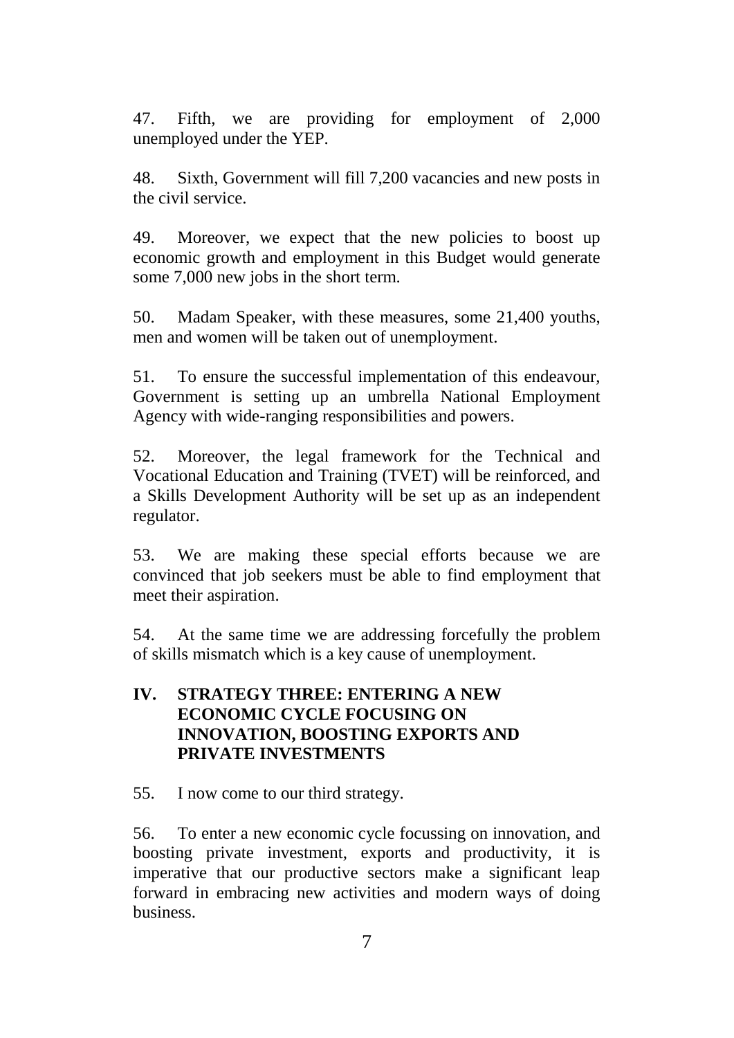47. Fifth, we are providing for employment of 2,000 unemployed under the YEP.

48. Sixth, Government will fill 7,200 vacancies and new posts in the civil service.

49. Moreover, we expect that the new policies to boost up economic growth and employment in this Budget would generate some 7,000 new jobs in the short term.

50. Madam Speaker, with these measures, some 21,400 youths, men and women will be taken out of unemployment.

51. To ensure the successful implementation of this endeavour, Government is setting up an umbrella National Employment Agency with wide-ranging responsibilities and powers.

52. Moreover, the legal framework for the Technical and Vocational Education and Training (TVET) will be reinforced, and a Skills Development Authority will be set up as an independent regulator.

53. We are making these special efforts because we are convinced that job seekers must be able to find employment that meet their aspiration.

54. At the same time we are addressing forcefully the problem of skills mismatch which is a key cause of unemployment.

## IV. STRATEGY THREE: ENTERING A NEW ECONOMIC CYCLE FOCUSING ON INNOVATION, BOOSTING EXPORTS AND PRIVATE INVESTMENTS

55. I now come to our third strategy.

56. To enter a new economic cycle focussing on innovation, and boosting private investment, exports and productivity, it is imperative that our productive sectors make a significant leap forward in embracing new activities and modern ways of doing business.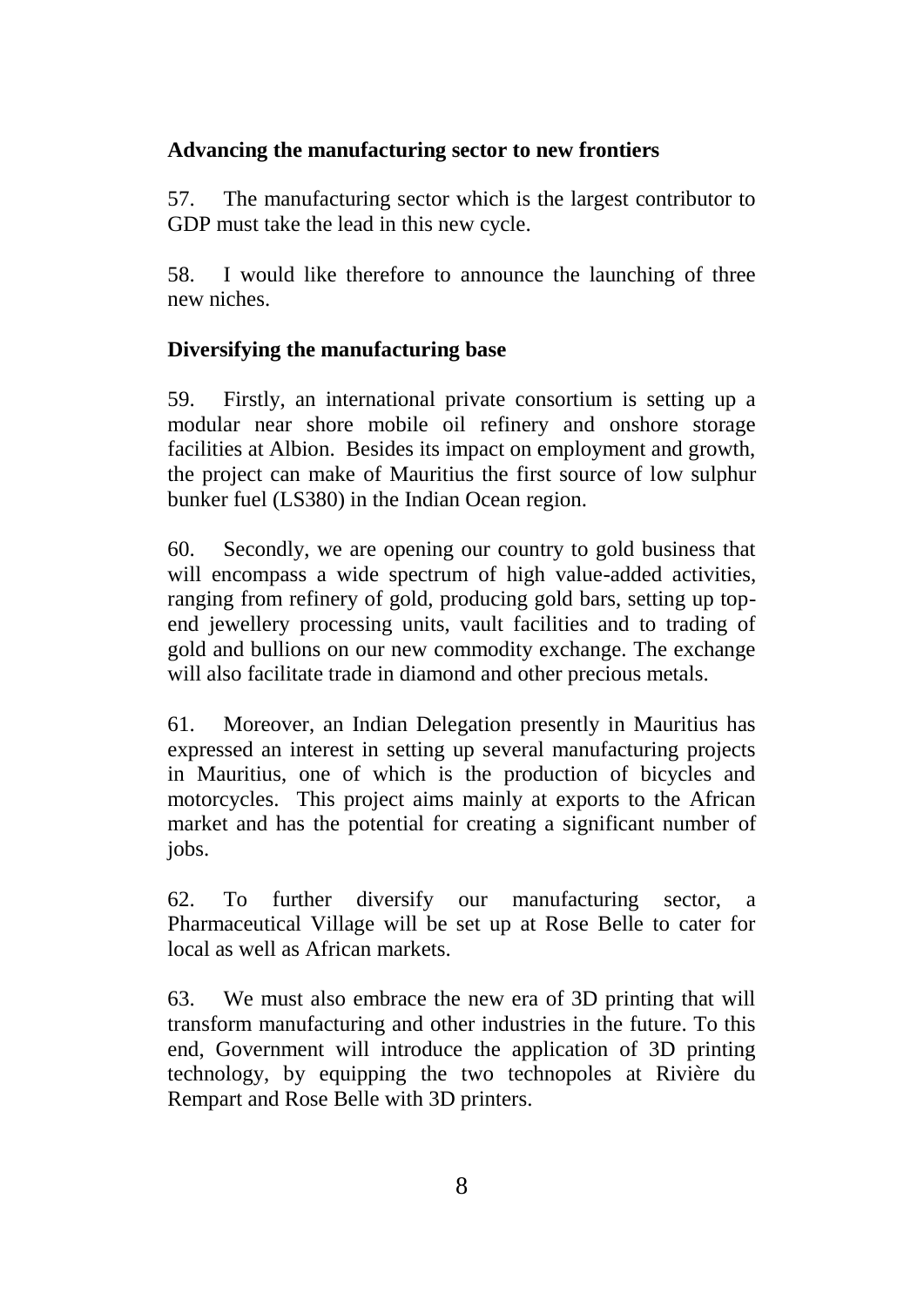**Advancing the manufacturing sector to new frontiers**

57. The manufacturing sector which is the largest contributor to GDP must take the lead in this new cycle.

58. I would like therefore to announce the launching of three new niches.

**Diversifying the manufacturing base**

59. Firstly, an international private consortium is setting up a modular near shore mobile oil refinery and onshore storage facilities at Albion. Besides its impact on employment and growth, the project can make of Mauritius the first source of low sulphur bunker fuel (LS380) in the Indian Ocean region.

60. Secondly, we are opening our country to gold business that will encompass a wide spectrum of high value-added activities, ranging from refinery of gold, producing gold bars, setting up top-end jewellery processing units, vault facilities and to trading of gold and bullions on our new commodity exchange. The exchange will also facilitate trade in diamond and other precious metals.

61. Moreover, an Indian Delegation presently in Mauritius has expressed an interest in setting up several manufacturing projects in Mauritius, one of which is the production of bicycles and motorcycles. This project aims mainly at exports to the African market and has the potential for creating a significant number of jobs.

62. To further diversify our manufacturing sector, a Pharmaceutical Village will be set up at Rose Belle to cater for local as well as African markets.

63. We must also embrace the new era of 3D printing that will transform manufacturing and other industries in the future. To this end, Government will introduce the application of 3D printing technology, by equipping the two technopoles at Rivière du Rempart and Rose Belle with 3D printers.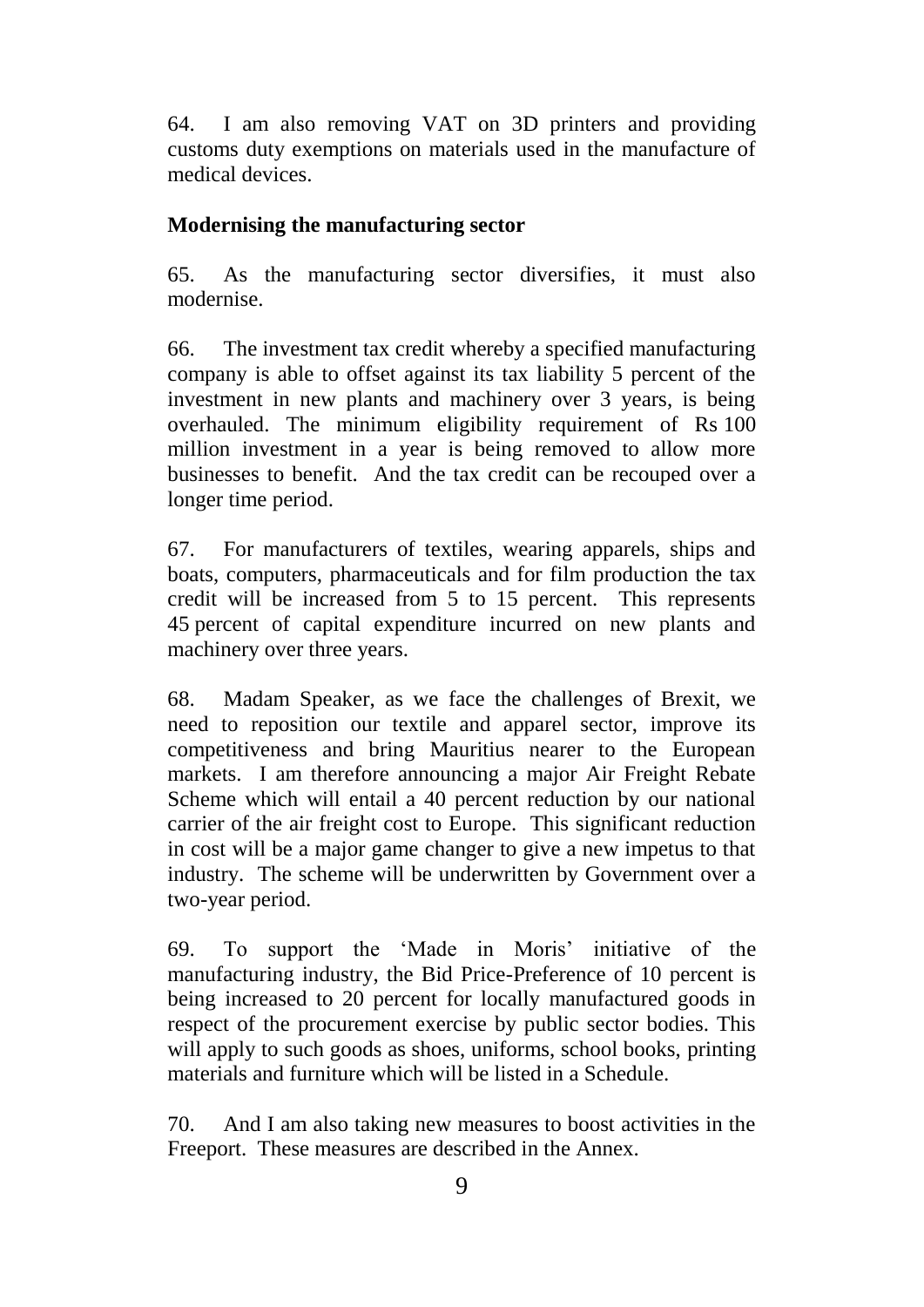64. I am also removing VAT on 3D printers and providing customs duty exemptions on materials used in the manufacture of medical devices.

**Modernising the manufacturing sector**

65. As the manufacturing sector diversifies, it must also modernise.

66. The investment tax credit whereby a specified manufacturing company is able to offset against its tax liability 5 percent of the investment in new plants and machinery over 3 years, is being overhauled. The minimum eligibility requirement of Rs 100 million investment in a year is being removed to allow more businesses to benefit. And the tax credit can be recouped over a longer time period.

67. For manufacturers of textiles, wearing apparels, ships and boats, computers, pharmaceuticals and for film production the tax credit will be increased from 5 to 15 percent. This represents 45 percent of capital expenditure incurred on new plants and machinery over three years.

68. Madam Speaker, as we face the challenges of Brexit, we need to reposition our textile and apparel sector, improve its competitiveness and bring Mauritius nearer to the European markets. I am therefore announcing a major Air Freight Rebate Scheme which will entail a 40 percent reduction by our national carrier of the air freight cost to Europe. This significant reduction in cost will be a major game changer to give a new impetus to that industry. The scheme will be underwritten by Government over a two-year period.

69. To support the 'Made in Moris' initiative of the manufacturing industry, the Bid Price-Preference of 10 percent is being increased to 20 percent for locally manufactured goods in respect of the procurement exercise by public sector bodies. This will apply to such goods as shoes, uniforms, school books, printing materials and furniture which will be listed in a Schedule.

70. And I am also taking new measures to boost activities in the Freeport. These measures are described in the Annex.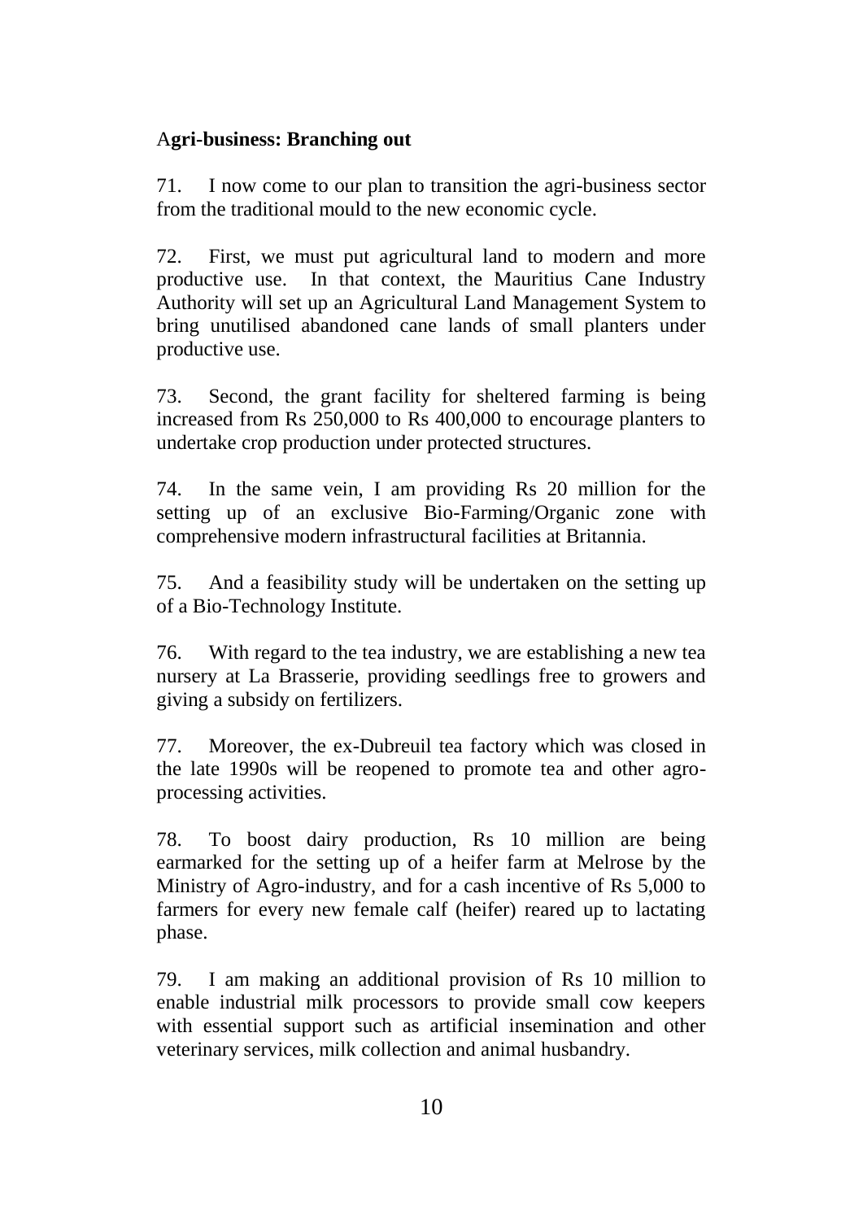## Agri-business: Branching out

71. I now come to our plan to transition the agri-business sector from the traditional mould to the new economic cycle.

72. First, we must put agricultural land to modern and more productive use. In that context, the Mauritius Cane Industry Authority will set up an Agricultural Land Management System to bring unutilised abandoned cane lands of small planters under productive use.

73. Second, the grant facility for sheltered farming is being increased from Rs 250,000 to Rs 400,000 to encourage planters to undertake crop production under protected structures.

74. In the same vein, I am providing Rs 20 million for the setting up of an exclusive Bio-Farming/Organic zone with comprehensive modern infrastructural facilities at Britannia.

75. And a feasibility study will be undertaken on the setting up of a Bio-Technology Institute.

76. With regard to the tea industry, we are establishing a new tea nursery at La Brasserie, providing seedlings free to growers and giving a subsidy on fertilizers.

77. Moreover, the ex-Dubreuil tea factory which was closed in the late 1990s will be reopened to promote tea and other agro-processing activities.

78. To boost dairy production, Rs 10 million are being earmarked for the setting up of a heifer farm at Melrose by the Ministry of Agro-industry, and for a cash incentive of Rs 5,000 to farmers for every new female calf (heifer) reared up to lactating phase.

79. I am making an additional provision of Rs 10 million to enable industrial milk processors to provide small cow keepers with essential support such as artificial insemination and other veterinary services, milk collection and animal husbandry.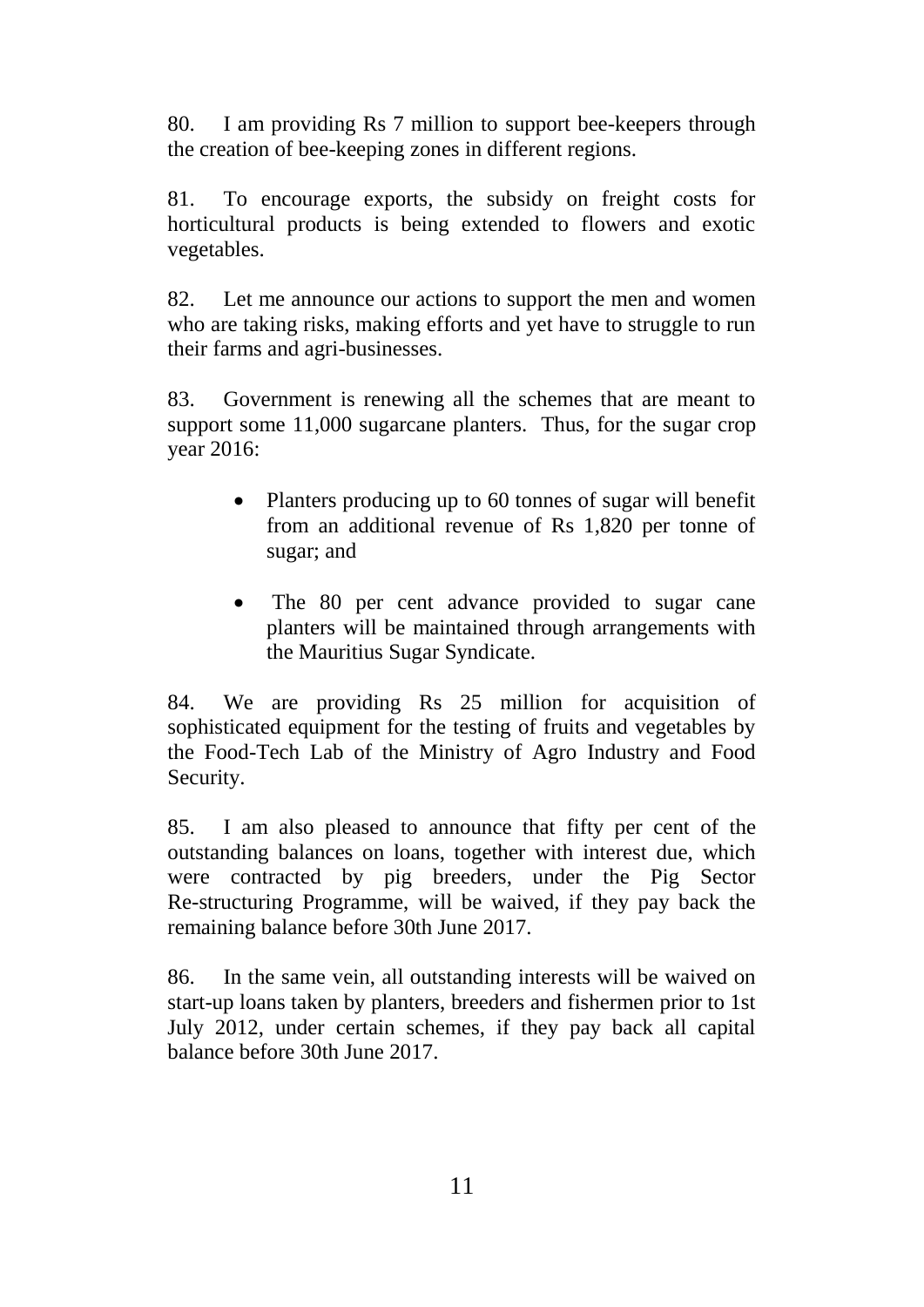80. I am providing Rs 7 million to support bee-keepers through the creation of bee-keeping zones in different regions.

81. To encourage exports, the subsidy on freight costs for horticultural products is being extended to flowers and exotic vegetables.

82. Let me announce our actions to support the men and women who are taking risks, making efforts and yet have to struggle to run their farms and agri-businesses.

83. Government is renewing all the schemes that are meant to support some 11,000 sugarcane planters. Thus, for the sugar crop year 2016:

- Planters producing up to 60 tonnes of sugar will benefit from an additional revenue of Rs 1,820 per tonne of sugar; and
- The 80 per cent advance provided to sugar cane planters will be maintained through arrangements with the Mauritius Sugar Syndicate.

84. We are providing Rs 25 million for acquisition of sophisticated equipment for the testing of fruits and vegetables by the Food-Tech Lab of the Ministry of Agro Industry and Food Security.

85. I am also pleased to announce that fifty per cent of the outstanding balances on loans, together with interest due, which were contracted by pig breeders, under the Pig Sector Re-structuring Programme, will be waived, if they pay back the remaining balance before 30th June 2017.

86. In the same vein, all outstanding interests will be waived on start-up loans taken by planters, breeders and fishermen prior to 1st July 2012, under certain schemes, if they pay back all capital balance before 30th June 2017.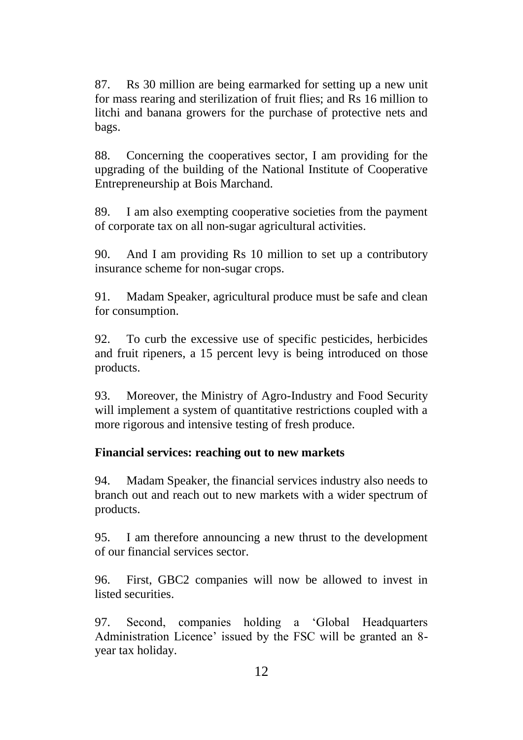87. Rs 30 million are being earmarked for setting up a new unit for mass rearing and sterilization of fruit flies; and Rs 16 million to litchi and banana growers for the purchase of protective nets and bags.

88. Concerning the cooperatives sector, I am providing for the upgrading of the building of the National Institute of Cooperative Entrepreneurship at Bois Marchand.

89. I am also exempting cooperative societies from the payment of corporate tax on all non-sugar agricultural activities.

90. And I am providing Rs 10 million to set up a contributory insurance scheme for non-sugar crops.

91. Madam Speaker, agricultural produce must be safe and clean for consumption.

92. To curb the excessive use of specific pesticides, herbicides and fruit ripeners, a 15 percent levy is being introduced on those products.

93. Moreover, the Ministry of Agro-Industry and Food Security will implement a system of quantitative restrictions coupled with a more rigorous and intensive testing of fresh produce.

**Financial services: reaching out to new markets**

94. Madam Speaker, the financial services industry also needs to branch out and reach out to new markets with a wider spectrum of products.

95. I am therefore announcing a new thrust to the development of our financial services sector.

96. First, GBC2 companies will now be allowed to invest in listed securities.

97. Second, companies holding a 'Global Headquarters Administration Licence' issued by the FSC will be granted an 8-year tax holiday.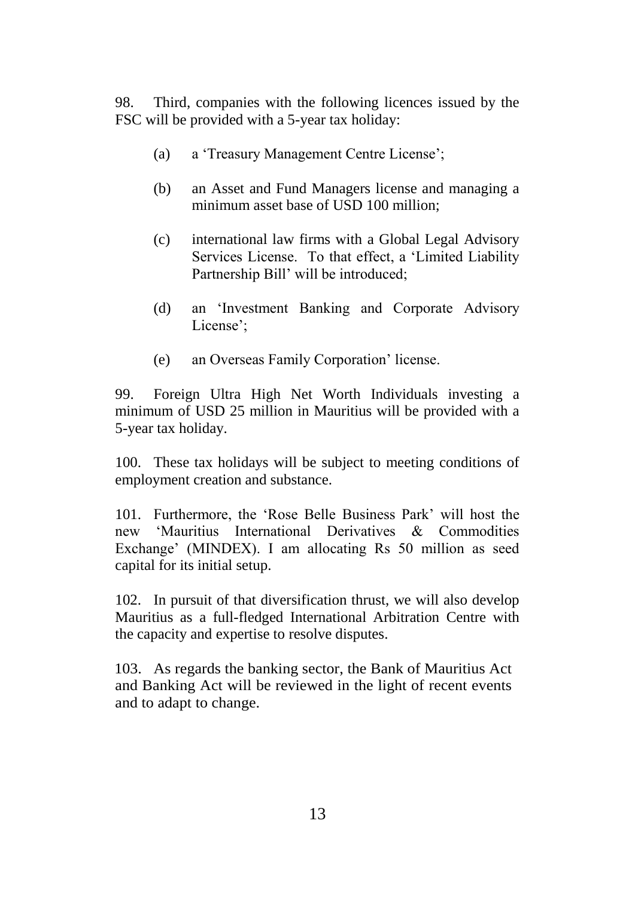98. Third, companies with the following licences issued by the FSC will be provided with a 5-year tax holiday:

(a) a 'Treasury Management Centre License';

(b) an Asset and Fund Managers license and managing a minimum asset base of USD 100 million;

(c) international law firms with a Global Legal Advisory Services License. To that effect, a 'Limited Liability Partnership Bill' will be introduced;

(d) an 'Investment Banking and Corporate Advisory License';

(e) an Overseas Family Corporation' license.

99. Foreign Ultra High Net Worth Individuals investing a minimum of USD 25 million in Mauritius will be provided with a 5-year tax holiday.

100. These tax holidays will be subject to meeting conditions of employment creation and substance.

101. Furthermore, the 'Rose Belle Business Park' will host the new 'Mauritius International Derivatives & Commodities Exchange' (MINDEX). I am allocating Rs 50 million as seed capital for its initial setup.

102. In pursuit of that diversification thrust, we will also develop Mauritius as a full-fledged International Arbitration Centre with the capacity and expertise to resolve disputes.

103. As regards the banking sector, the Bank of Mauritius Act and Banking Act will be reviewed in the light of recent events and to adapt to change.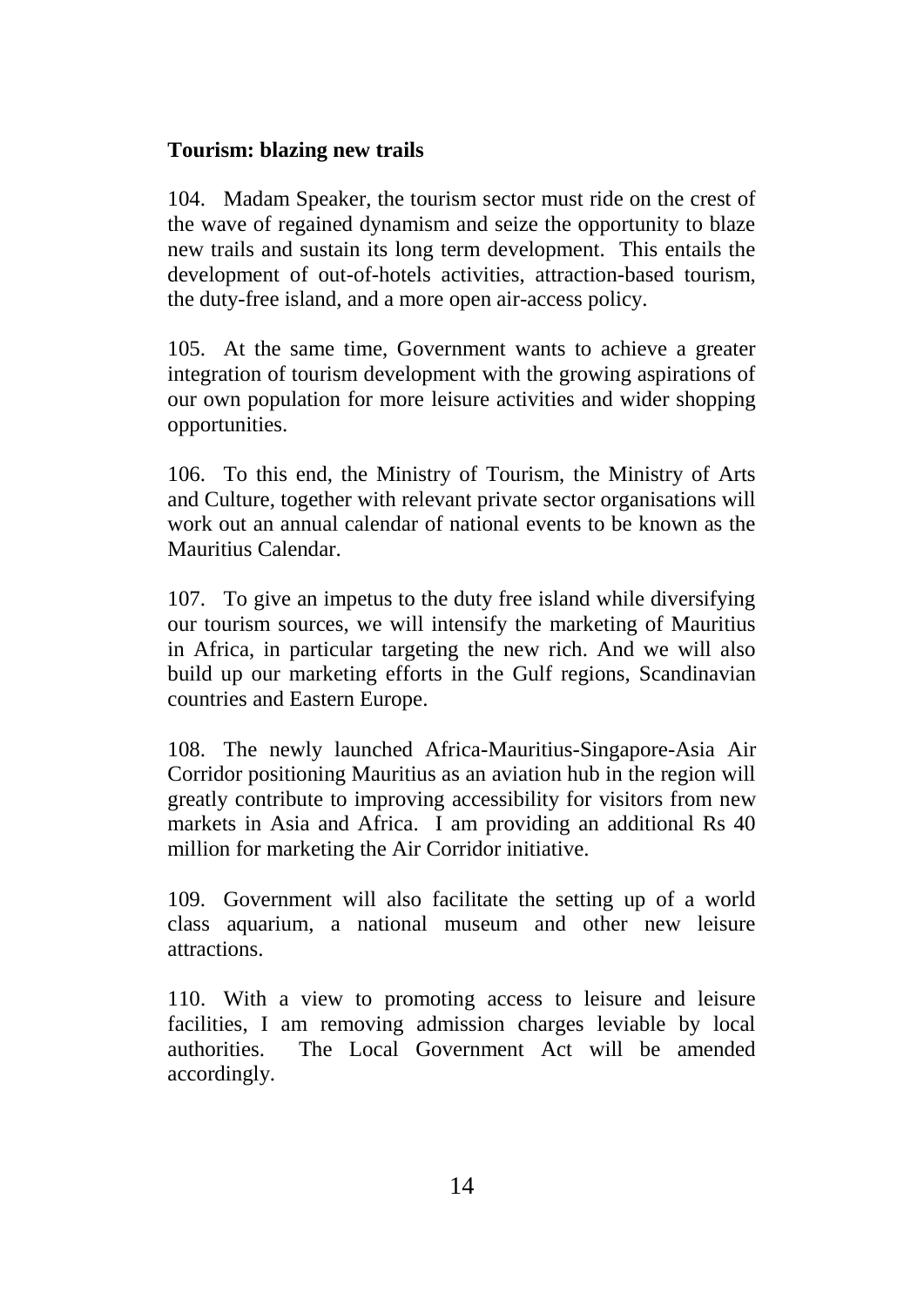**Tourism: blazing new trails**

104. Madam Speaker, the tourism sector must ride on the crest of the wave of regained dynamism and seize the opportunity to blaze new trails and sustain its long term development. This entails the development of out-of-hotels activities, attraction-based tourism, the duty-free island, and a more open air-access policy.

105. At the same time, Government wants to achieve a greater integration of tourism development with the growing aspirations of our own population for more leisure activities and wider shopping opportunities.

106. To this end, the Ministry of Tourism, the Ministry of Arts and Culture, together with relevant private sector organisations will work out an annual calendar of national events to be known as the Mauritius Calendar.

107. To give an impetus to the duty free island while diversifying our tourism sources, we will intensify the marketing of Mauritius in Africa, in particular targeting the new rich. And we will also build up our marketing efforts in the Gulf regions, Scandinavian countries and Eastern Europe.

108. The newly launched Africa-Mauritius-Singapore-Asia Air Corridor positioning Mauritius as an aviation hub in the region will greatly contribute to improving accessibility for visitors from new markets in Asia and Africa. I am providing an additional Rs 40 million for marketing the Air Corridor initiative.

109. Government will also facilitate the setting up of a world class aquarium, a national museum and other new leisure attractions.

110. With a view to promoting access to leisure and leisure facilities, I am removing admission charges leviable by local authorities. The Local Government Act will be amended accordingly.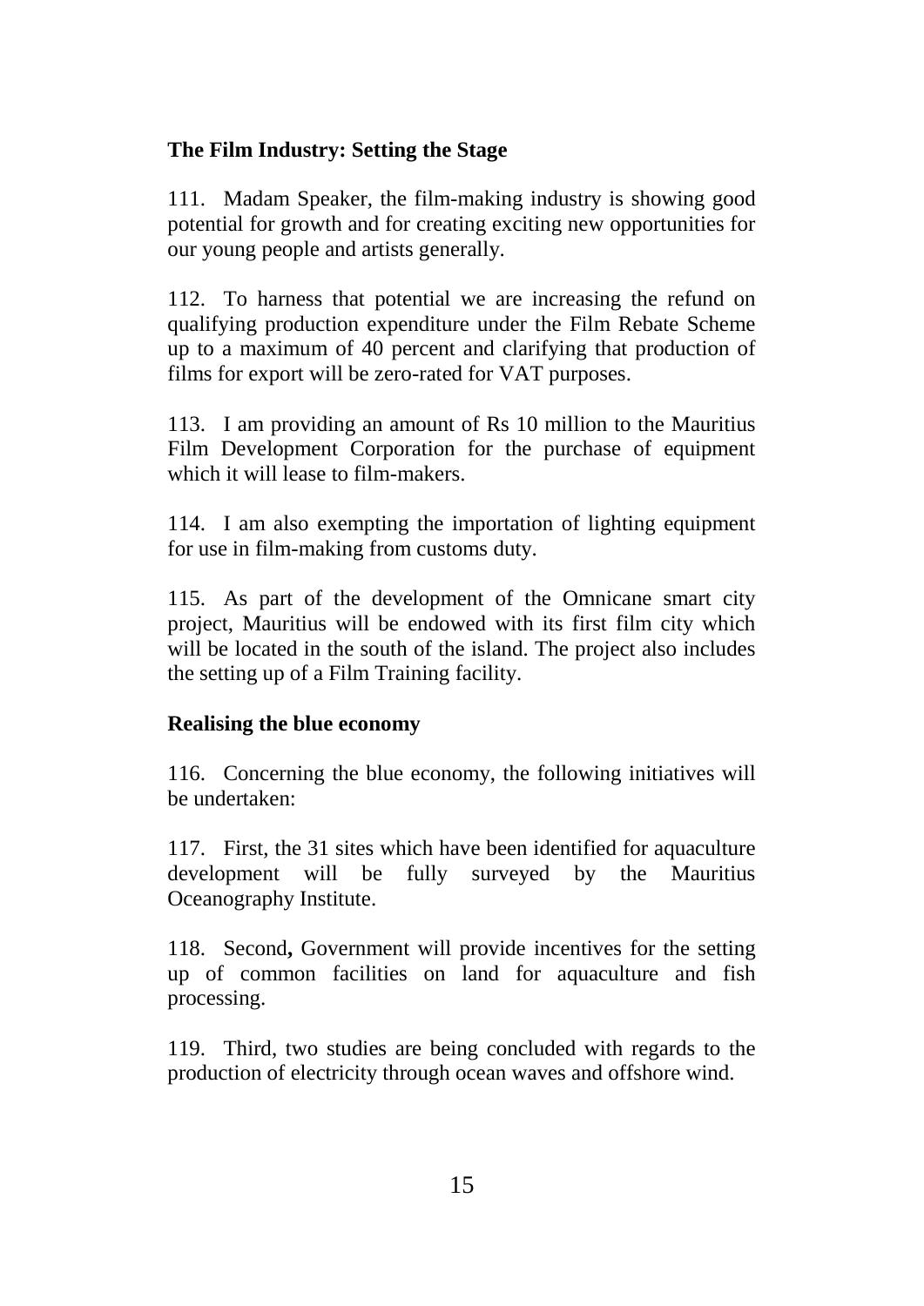**The Film Industry: Setting the Stage**

111. Madam Speaker, the film-making industry is showing good potential for growth and for creating exciting new opportunities for our young people and artists generally.

112. To harness that potential we are increasing the refund on qualifying production expenditure under the Film Rebate Scheme up to a maximum of 40 percent and clarifying that production of films for export will be zero-rated for VAT purposes.

113. I am providing an amount of Rs 10 million to the Mauritius Film Development Corporation for the purchase of equipment which it will lease to film-makers.

114. I am also exempting the importation of lighting equipment for use in film-making from customs duty.

115. As part of the development of the Omnicane smart city project, Mauritius will be endowed with its first film city which will be located in the south of the island. The project also includes the setting up of a Film Training facility.

**Realising the blue economy**

116. Concerning the blue economy, the following initiatives will be undertaken:

117. First, the 31 sites which have been identified for aquaculture development will be fully surveyed by the Mauritius Oceanography Institute.

118. Second**,** Government will provide incentives for the setting up of common facilities on land for aquaculture and fish processing.

119. Third, two studies are being concluded with regards to the production of electricity through ocean waves and offshore wind.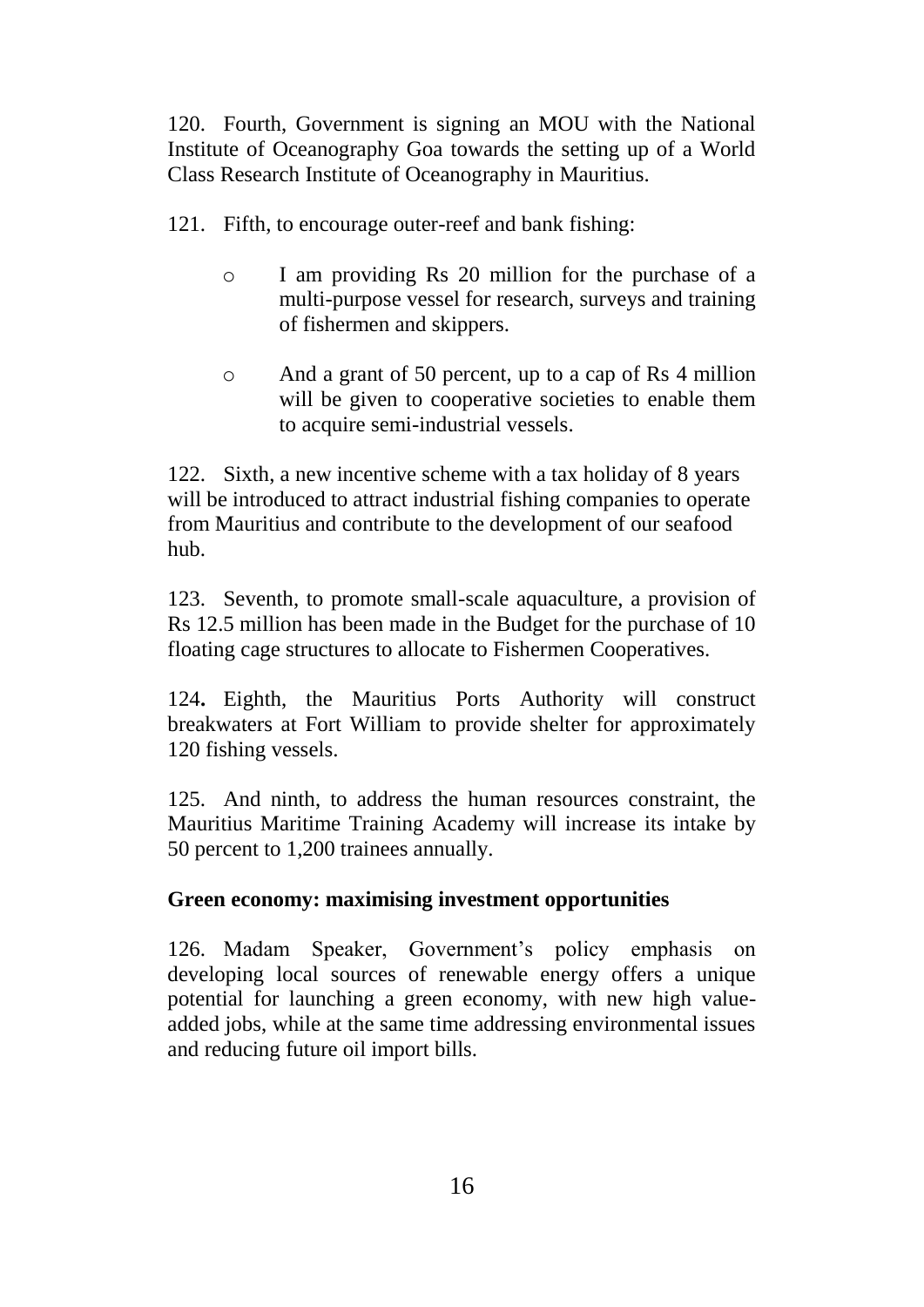120. Fourth, Government is signing an MOU with the National Institute of Oceanography Goa towards the setting up of a World Class Research Institute of Oceanography in Mauritius.

121. Fifth, to encourage outer-reef and bank fishing:

- I am providing Rs 20 million for the purchase of a multi-purpose vessel for research, surveys and training of fishermen and skippers.

- And a grant of 50 percent, up to a cap of Rs 4 million will be given to cooperative societies to enable them to acquire semi-industrial vessels.

122. Sixth, a new incentive scheme with a tax holiday of 8 years will be introduced to attract industrial fishing companies to operate from Mauritius and contribute to the development of our seafood hub.

123. Seventh, to promote small-scale aquaculture, a provision of Rs 12.5 million has been made in the Budget for the purchase of 10 floating cage structures to allocate to Fishermen Cooperatives.

124. Eighth, the Mauritius Ports Authority will construct breakwaters at Fort William to provide shelter for approximately 120 fishing vessels.

125. And ninth, to address the human resources constraint, the Mauritius Maritime Training Academy will increase its intake by 50 percent to 1,200 trainees annually.

**Green economy: maximising investment opportunities**

126. Madam Speaker, Government's policy emphasis on developing local sources of renewable energy offers a unique potential for launching a green economy, with new high value-added jobs, while at the same time addressing environmental issues and reducing future oil import bills.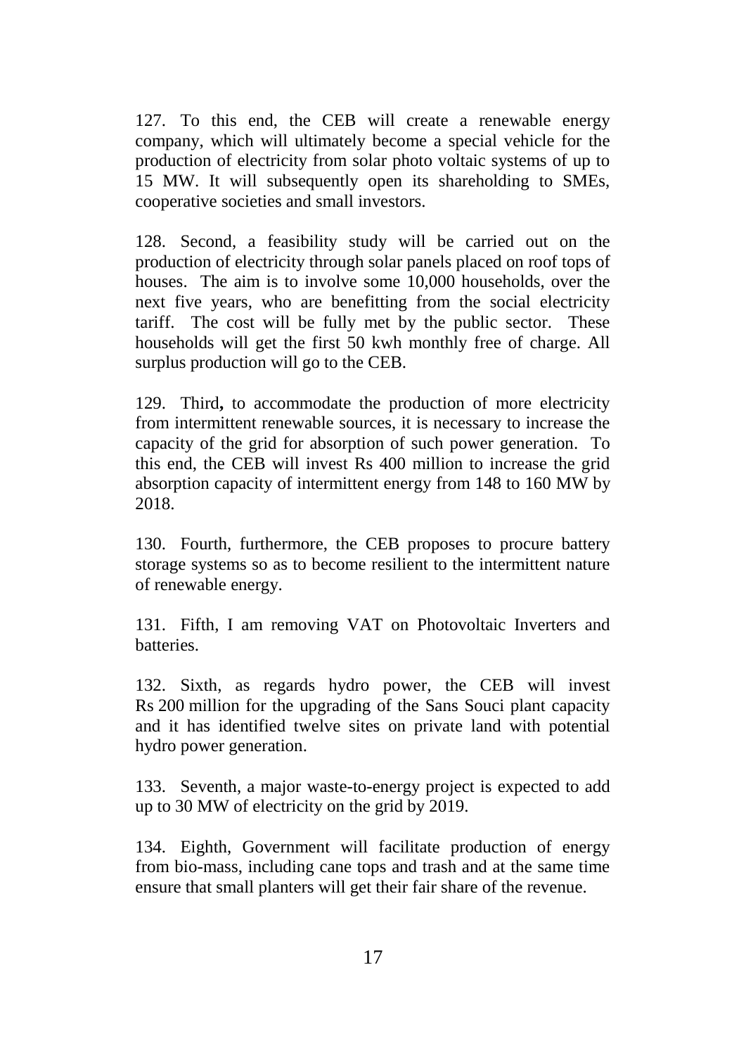127. To this end, the CEB will create a renewable energy company, which will ultimately become a special vehicle for the production of electricity from solar photo voltaic systems of up to 15 MW. It will subsequently open its shareholding to SMEs, cooperative societies and small investors.

128. Second, a feasibility study will be carried out on the production of electricity through solar panels placed on roof tops of houses. The aim is to involve some 10,000 households, over the next five years, who are benefitting from the social electricity tariff. The cost will be fully met by the public sector. These households will get the first 50 kwh monthly free of charge. All surplus production will go to the CEB.

129. Third**,** to accommodate the production of more electricity from intermittent renewable sources, it is necessary to increase the capacity of the grid for absorption of such power generation. To this end, the CEB will invest Rs 400 million to increase the grid absorption capacity of intermittent energy from 148 to 160 MW by 2018.

130. Fourth, furthermore, the CEB proposes to procure battery storage systems so as to become resilient to the intermittent nature of renewable energy.

131. Fifth, I am removing VAT on Photovoltaic Inverters and batteries.

132. Sixth, as regards hydro power, the CEB will invest Rs 200 million for the upgrading of the Sans Souci plant capacity and it has identified twelve sites on private land with potential hydro power generation.

133. Seventh, a major waste-to-energy project is expected to add up to 30 MW of electricity on the grid by 2019.

134. Eighth, Government will facilitate production of energy from bio-mass, including cane tops and trash and at the same time ensure that small planters will get their fair share of the revenue.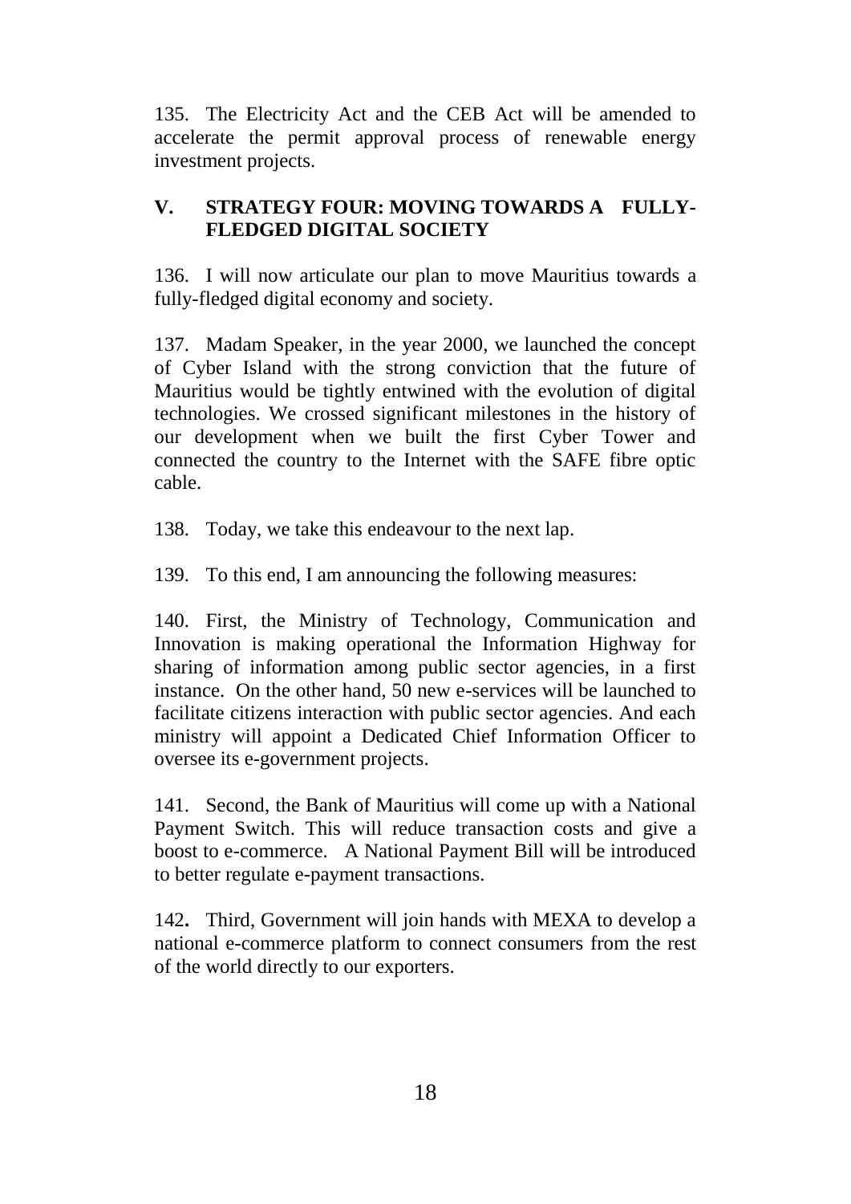135. The Electricity Act and the CEB Act will be amended to accelerate the permit approval process of renewable energy investment projects.

## V. STRATEGY FOUR: MOVING TOWARDS A FULLY-FLEDGED DIGITAL SOCIETY

136. I will now articulate our plan to move Mauritius towards a fully-fledged digital economy and society.

137. Madam Speaker, in the year 2000, we launched the concept of Cyber Island with the strong conviction that the future of Mauritius would be tightly entwined with the evolution of digital technologies. We crossed significant milestones in the history of our development when we built the first Cyber Tower and connected the country to the Internet with the SAFE fibre optic cable.

138. Today, we take this endeavour to the next lap.

139. To this end, I am announcing the following measures:

140. First, the Ministry of Technology, Communication and Innovation is making operational the Information Highway for sharing of information among public sector agencies, in a first instance. On the other hand, 50 new e-services will be launched to facilitate citizens interaction with public sector agencies. And each ministry will appoint a Dedicated Chief Information Officer to oversee its e-government projects.

141. Second, the Bank of Mauritius will come up with a National Payment Switch. This will reduce transaction costs and give a boost to e-commerce. A National Payment Bill will be introduced to better regulate e-payment transactions.

142**.** Third, Government will join hands with MEXA to develop a national e-commerce platform to connect consumers from the rest of the world directly to our exporters.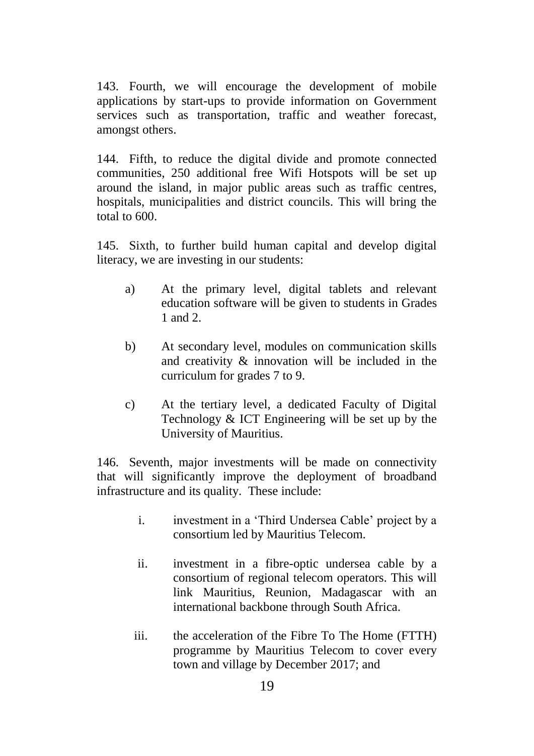143. Fourth, we will encourage the development of mobile applications by start-ups to provide information on Government services such as transportation, traffic and weather forecast, amongst others.

144. Fifth, to reduce the digital divide and promote connected communities, 250 additional free Wifi Hotspots will be set up around the island, in major public areas such as traffic centres, hospitals, municipalities and district councils. This will bring the total to 600.

145. Sixth, to further build human capital and develop digital literacy, we are investing in our students:

a) At the primary level, digital tablets and relevant education software will be given to students in Grades 1 and 2.

b) At secondary level, modules on communication skills and creativity & innovation will be included in the curriculum for grades 7 to 9.

c) At the tertiary level, a dedicated Faculty of Digital Technology & ICT Engineering will be set up by the University of Mauritius.

146. Seventh, major investments will be made on connectivity that will significantly improve the deployment of broadband infrastructure and its quality. These include:

i. investment in a 'Third Undersea Cable' project by a consortium led by Mauritius Telecom.

ii. investment in a fibre-optic undersea cable by a consortium of regional telecom operators. This will link Mauritius, Reunion, Madagascar with an international backbone through South Africa.

iii. the acceleration of the Fibre To The Home (FTTH) programme by Mauritius Telecom to cover every town and village by December 2017; and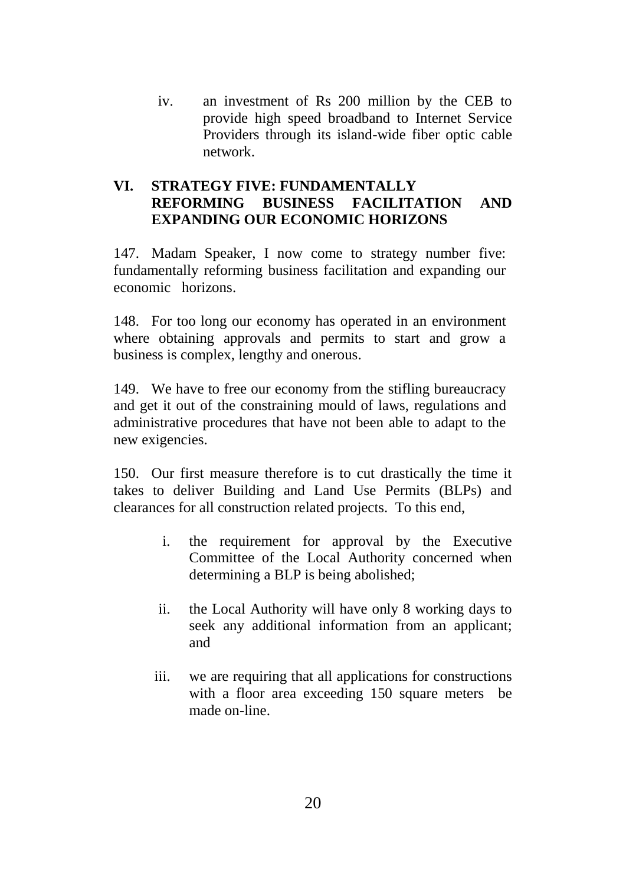iv. an investment of Rs 200 million by the CEB to provide high speed broadband to Internet Service Providers through its island-wide fiber optic cable network.

## VI. STRATEGY FIVE: FUNDAMENTALLY REFORMING BUSINESS FACILITATION AND EXPANDING OUR ECONOMIC HORIZONS

147. Madam Speaker, I now come to strategy number five: fundamentally reforming business facilitation and expanding our economic horizons.

148. For too long our economy has operated in an environment where obtaining approvals and permits to start and grow a business is complex, lengthy and onerous.

149. We have to free our economy from the stifling bureaucracy and get it out of the constraining mould of laws, regulations and administrative procedures that have not been able to adapt to the new exigencies.

150. Our first measure therefore is to cut drastically the time it takes to deliver Building and Land Use Permits (BLPs) and clearances for all construction related projects. To this end,

i. the requirement for approval by the Executive Committee of the Local Authority concerned when determining a BLP is being abolished;

ii. the Local Authority will have only 8 working days to seek any additional information from an applicant; and

iii. we are requiring that all applications for constructions with a floor area exceeding 150 square meters be made on-line.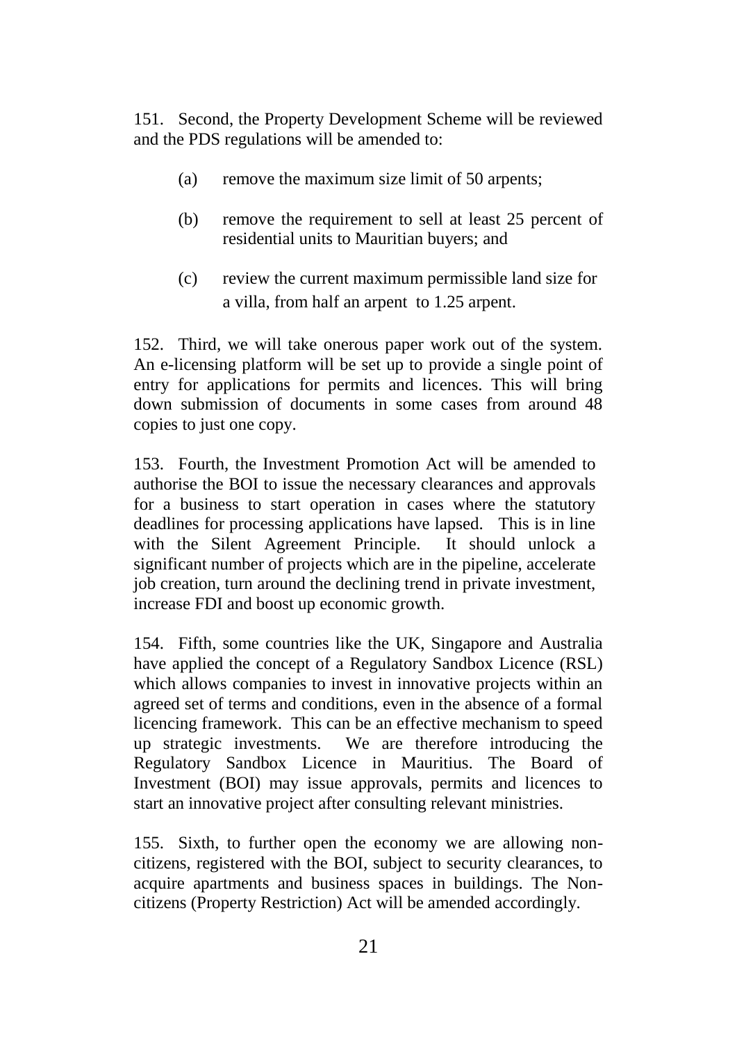151. Second, the Property Development Scheme will be reviewed and the PDS regulations will be amended to:

(a) remove the maximum size limit of 50 arpents;

(b) remove the requirement to sell at least 25 percent of residential units to Mauritian buyers; and

(c) review the current maximum permissible land size for a villa, from half an arpent to 1.25 arpent.

152. Third, we will take onerous paper work out of the system. An e-licensing platform will be set up to provide a single point of entry for applications for permits and licences. This will bring down submission of documents in some cases from around 48 copies to just one copy.

153. Fourth, the Investment Promotion Act will be amended to authorise the BOI to issue the necessary clearances and approvals for a business to start operation in cases where the statutory deadlines for processing applications have lapsed. This is in line with the Silent Agreement Principle. It should unlock a significant number of projects which are in the pipeline, accelerate job creation, turn around the declining trend in private investment, increase FDI and boost up economic growth.

154. Fifth, some countries like the UK, Singapore and Australia have applied the concept of a Regulatory Sandbox Licence (RSL) which allows companies to invest in innovative projects within an agreed set of terms and conditions, even in the absence of a formal licencing framework. This can be an effective mechanism to speed up strategic investments. We are therefore introducing the Regulatory Sandbox Licence in Mauritius. The Board of Investment (BOI) may issue approvals, permits and licences to start an innovative project after consulting relevant ministries.

155. Sixth, to further open the economy we are allowing non-citizens, registered with the BOI, subject to security clearances, to acquire apartments and business spaces in buildings. The Non-citizens (Property Restriction) Act will be amended accordingly.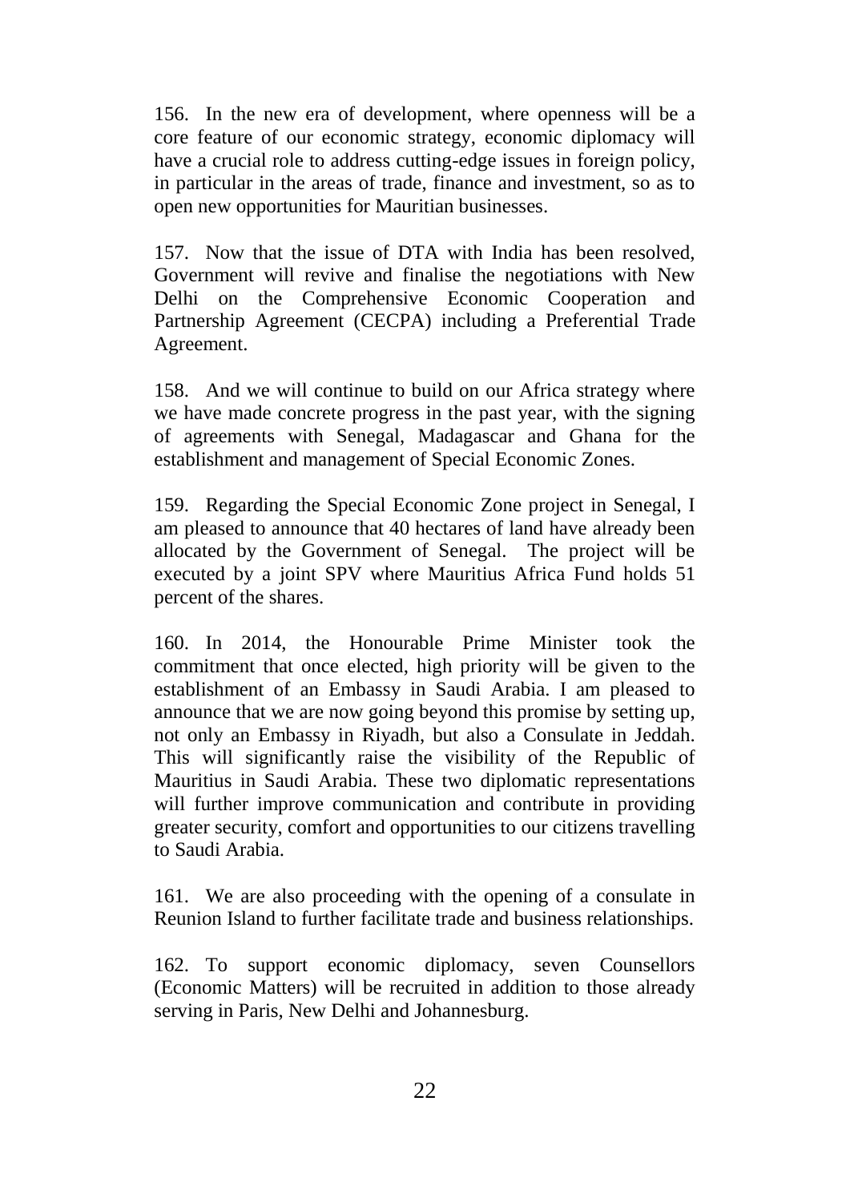156. In the new era of development, where openness will be a core feature of our economic strategy, economic diplomacy will have a crucial role to address cutting-edge issues in foreign policy, in particular in the areas of trade, finance and investment, so as to open new opportunities for Mauritian businesses.

157. Now that the issue of DTA with India has been resolved, Government will revive and finalise the negotiations with New Delhi on the Comprehensive Economic Cooperation and Partnership Agreement (CECPA) including a Preferential Trade Agreement.

158. And we will continue to build on our Africa strategy where we have made concrete progress in the past year, with the signing of agreements with Senegal, Madagascar and Ghana for the establishment and management of Special Economic Zones.

159. Regarding the Special Economic Zone project in Senegal, I am pleased to announce that 40 hectares of land have already been allocated by the Government of Senegal. The project will be executed by a joint SPV where Mauritius Africa Fund holds 51 percent of the shares.

160. In 2014, the Honourable Prime Minister took the commitment that once elected, high priority will be given to the establishment of an Embassy in Saudi Arabia. I am pleased to announce that we are now going beyond this promise by setting up, not only an Embassy in Riyadh, but also a Consulate in Jeddah. This will significantly raise the visibility of the Republic of Mauritius in Saudi Arabia. These two diplomatic representations will further improve communication and contribute in providing greater security, comfort and opportunities to our citizens travelling to Saudi Arabia.

161. We are also proceeding with the opening of a consulate in Reunion Island to further facilitate trade and business relationships.

162. To support economic diplomacy, seven Counsellors (Economic Matters) will be recruited in addition to those already serving in Paris, New Delhi and Johannesburg.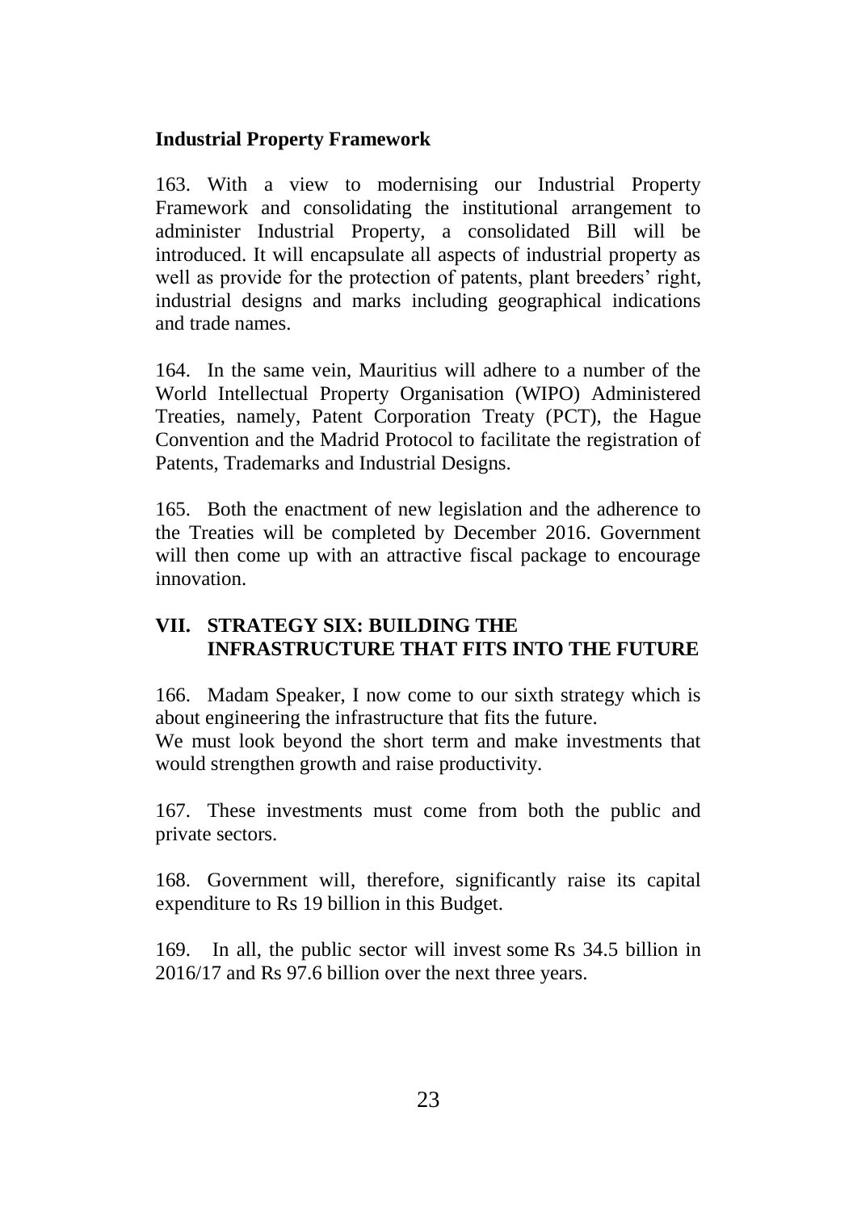**Industrial Property Framework**

163. With a view to modernising our Industrial Property Framework and consolidating the institutional arrangement to administer Industrial Property, a consolidated Bill will be introduced. It will encapsulate all aspects of industrial property as well as provide for the protection of patents, plant breeders' right, industrial designs and marks including geographical indications and trade names.

164. In the same vein, Mauritius will adhere to a number of the World Intellectual Property Organisation (WIPO) Administered Treaties, namely, Patent Corporation Treaty (PCT), the Hague Convention and the Madrid Protocol to facilitate the registration of Patents, Trademarks and Industrial Designs.

165. Both the enactment of new legislation and the adherence to the Treaties will be completed by December 2016. Government will then come up with an attractive fiscal package to encourage innovation.

## VII. STRATEGY SIX: BUILDING THE INFRASTRUCTURE THAT FITS INTO THE FUTURE

166. Madam Speaker, I now come to our sixth strategy which is about engineering the infrastructure that fits the future.
We must look beyond the short term and make investments that would strengthen growth and raise productivity.

167. These investments must come from both the public and private sectors.

168. Government will, therefore, significantly raise its capital expenditure to Rs 19 billion in this Budget.

169. In all, the public sector will invest some Rs 34.5 billion in 2016/17 and Rs 97.6 billion over the next three years.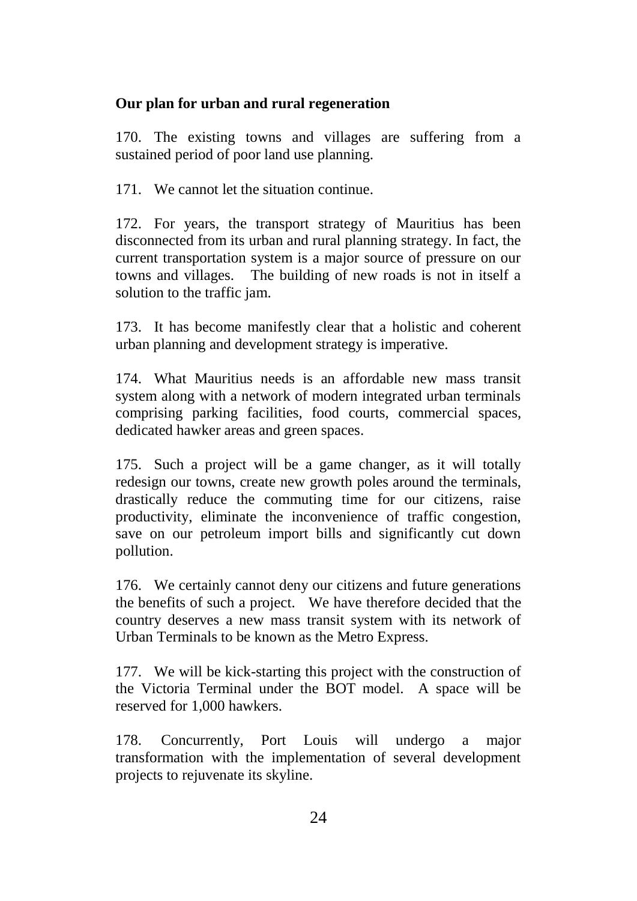**Our plan for urban and rural regeneration**

170. The existing towns and villages are suffering from a sustained period of poor land use planning.

171. We cannot let the situation continue.

172. For years, the transport strategy of Mauritius has been disconnected from its urban and rural planning strategy. In fact, the current transportation system is a major source of pressure on our towns and villages. The building of new roads is not in itself a solution to the traffic jam.

173. It has become manifestly clear that a holistic and coherent urban planning and development strategy is imperative.

174. What Mauritius needs is an affordable new mass transit system along with a network of modern integrated urban terminals comprising parking facilities, food courts, commercial spaces, dedicated hawker areas and green spaces.

175. Such a project will be a game changer, as it will totally redesign our towns, create new growth poles around the terminals, drastically reduce the commuting time for our citizens, raise productivity, eliminate the inconvenience of traffic congestion, save on our petroleum import bills and significantly cut down pollution.

176. We certainly cannot deny our citizens and future generations the benefits of such a project. We have therefore decided that the country deserves a new mass transit system with its network of Urban Terminals to be known as the Metro Express.

177. We will be kick-starting this project with the construction of the Victoria Terminal under the BOT model. A space will be reserved for 1,000 hawkers.

178. Concurrently, Port Louis will undergo a major transformation with the implementation of several development projects to rejuvenate its skyline.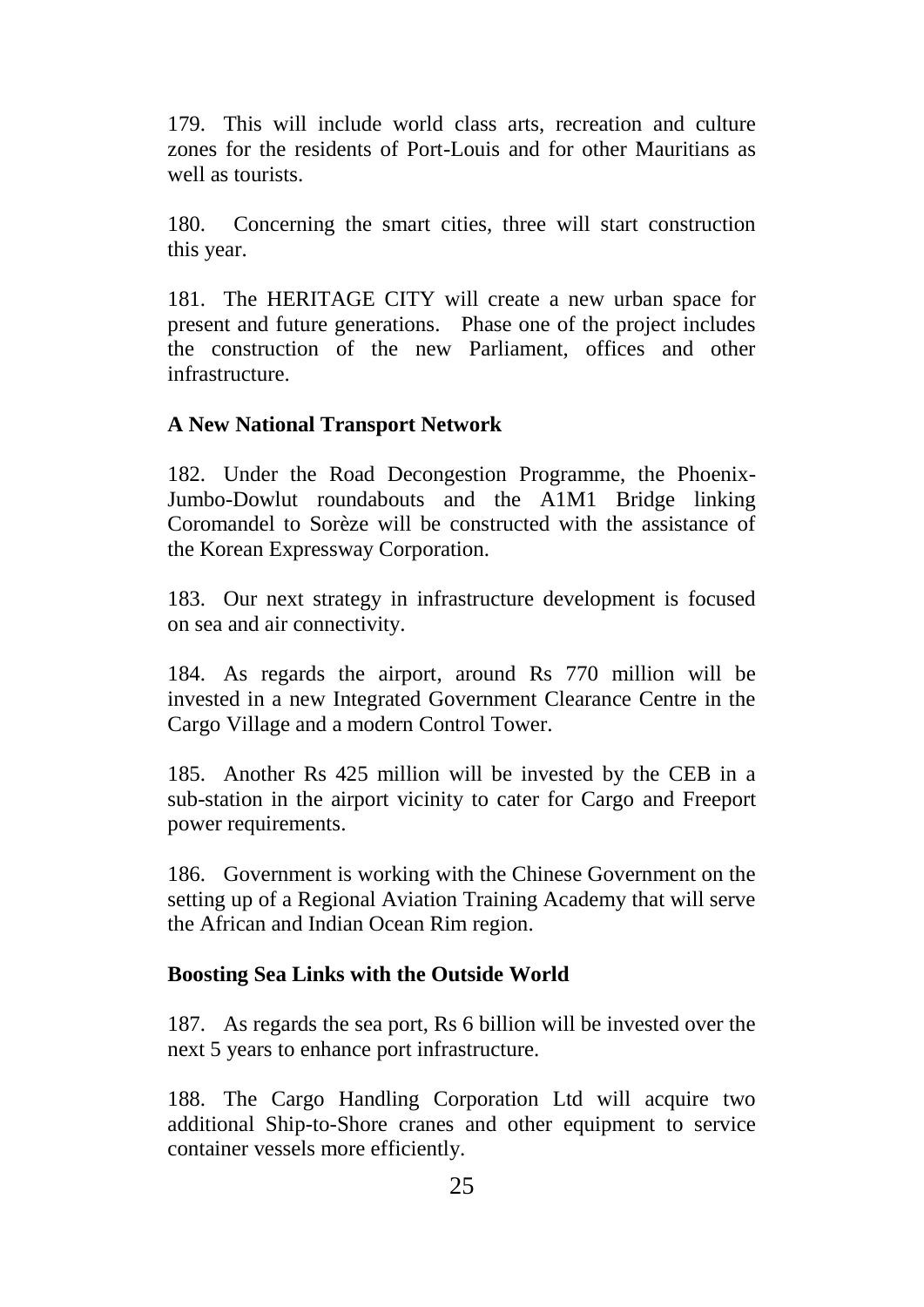179. This will include world class arts, recreation and culture zones for the residents of Port-Louis and for other Mauritians as well as tourists.

180. Concerning the smart cities, three will start construction this year.

181. The HERITAGE CITY will create a new urban space for present and future generations. Phase one of the project includes the construction of the new Parliament, offices and other infrastructure.

**A New National Transport Network**

182. Under the Road Decongestion Programme, the Phoenix-Jumbo-Dowlut roundabouts and the A1M1 Bridge linking Coromandel to Sorèze will be constructed with the assistance of the Korean Expressway Corporation.

183. Our next strategy in infrastructure development is focused on sea and air connectivity.

184. As regards the airport, around Rs 770 million will be invested in a new Integrated Government Clearance Centre in the Cargo Village and a modern Control Tower.

185. Another Rs 425 million will be invested by the CEB in a sub-station in the airport vicinity to cater for Cargo and Freeport power requirements.

186. Government is working with the Chinese Government on the setting up of a Regional Aviation Training Academy that will serve the African and Indian Ocean Rim region.

**Boosting Sea Links with the Outside World**

187. As regards the sea port, Rs 6 billion will be invested over the next 5 years to enhance port infrastructure.

188. The Cargo Handling Corporation Ltd will acquire two additional Ship-to-Shore cranes and other equipment to service container vessels more efficiently.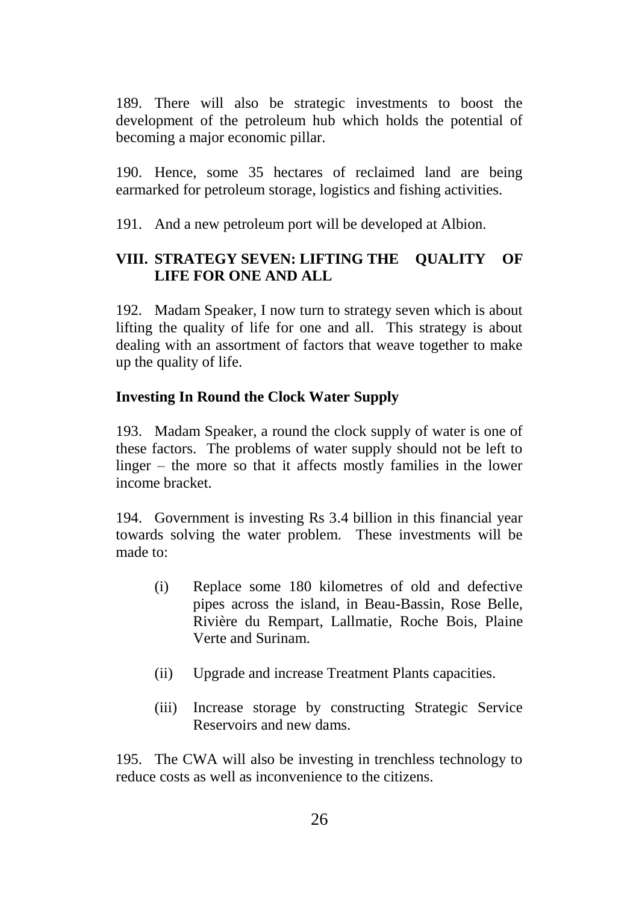189. There will also be strategic investments to boost the development of the petroleum hub which holds the potential of becoming a major economic pillar.

190. Hence, some 35 hectares of reclaimed land are being earmarked for petroleum storage, logistics and fishing activities.

191. And a new petroleum port will be developed at Albion.

## VIII. STRATEGY SEVEN: LIFTING THE QUALITY OF LIFE FOR ONE AND ALL

192. Madam Speaker, I now turn to strategy seven which is about lifting the quality of life for one and all. This strategy is about dealing with an assortment of factors that weave together to make up the quality of life.

### Investing In Round the Clock Water Supply

193. Madam Speaker, a round the clock supply of water is one of these factors. The problems of water supply should not be left to linger – the more so that it affects mostly families in the lower income bracket.

194. Government is investing Rs 3.4 billion in this financial year towards solving the water problem. These investments will be made to:

(i) Replace some 180 kilometres of old and defective pipes across the island, in Beau-Bassin, Rose Belle, Rivière du Rempart, Lallmatie, Roche Bois, Plaine Verte and Surinam.

(ii) Upgrade and increase Treatment Plants capacities.

(iii) Increase storage by constructing Strategic Service Reservoirs and new dams.

195. The CWA will also be investing in trenchless technology to reduce costs as well as inconvenience to the citizens.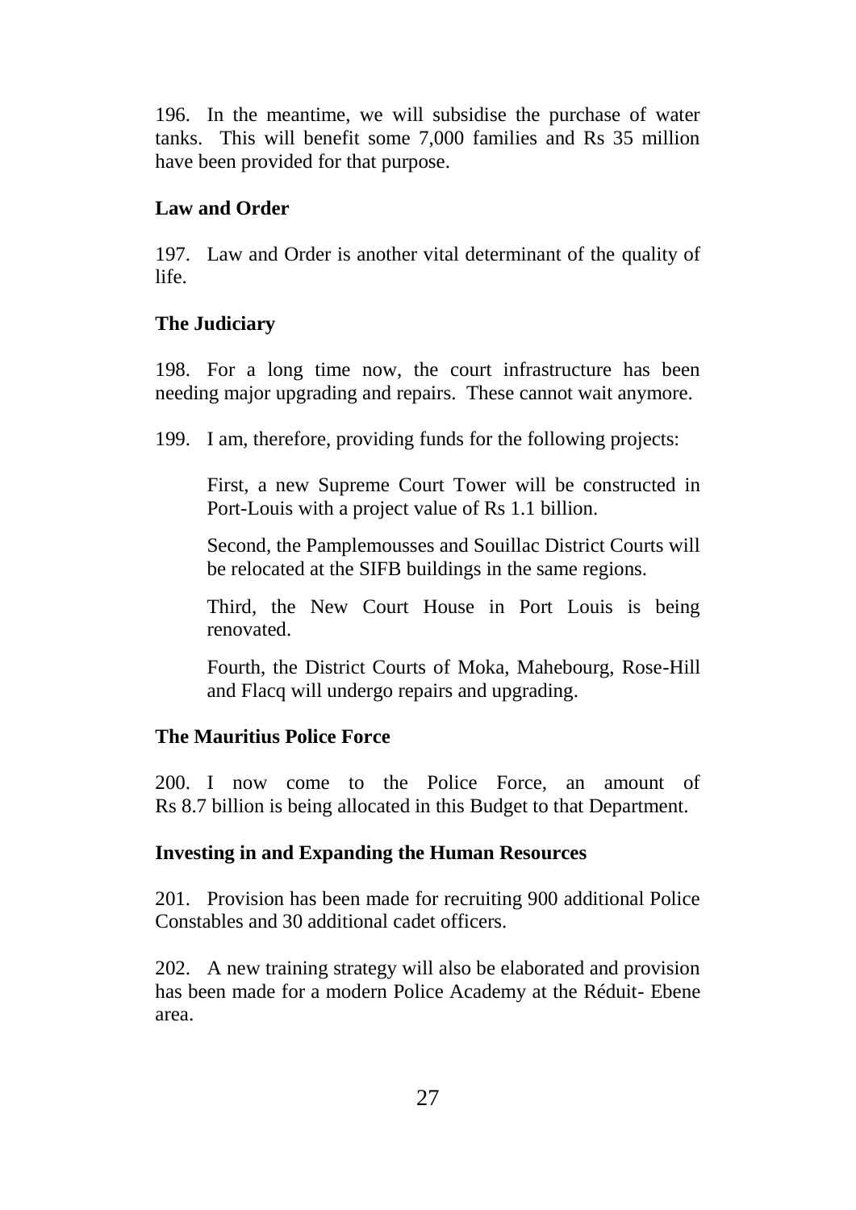196. In the meantime, we will subsidise the purchase of water tanks. This will benefit some 7,000 families and Rs 35 million have been provided for that purpose.

**Law and Order**

197. Law and Order is another vital determinant of the quality of life.

**The Judiciary**

198. For a long time now, the court infrastructure has been needing major upgrading and repairs. These cannot wait anymore.

199. I am, therefore, providing funds for the following projects:

First, a new Supreme Court Tower will be constructed in Port-Louis with a project value of Rs 1.1 billion.

Second, the Pamplemousses and Souillac District Courts will be relocated at the SIFB buildings in the same regions.

Third, the New Court House in Port Louis is being renovated.

Fourth, the District Courts of Moka, Mahebourg, Rose-Hill and Flacq will undergo repairs and upgrading.

**The Mauritius Police Force**

200. I now come to the Police Force, an amount of Rs 8.7 billion is being allocated in this Budget to that Department.

**Investing in and Expanding the Human Resources**

201. Provision has been made for recruiting 900 additional Police Constables and 30 additional cadet officers.

202. A new training strategy will also be elaborated and provision has been made for a modern Police Academy at the Réduit- Ebene area.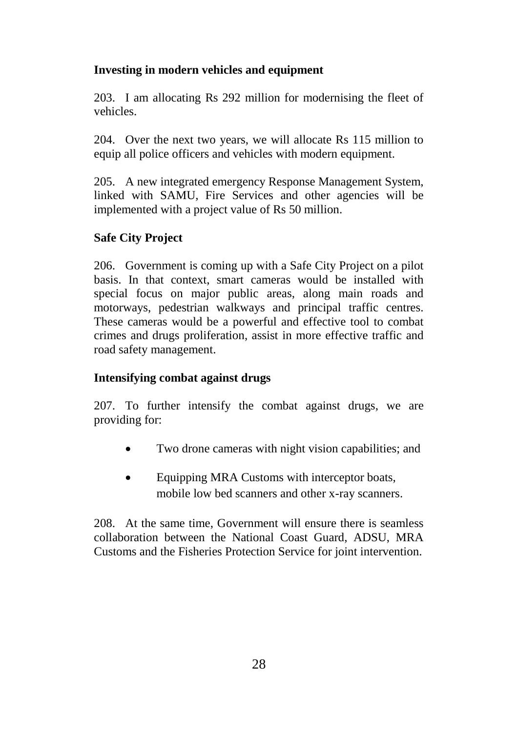**Investing in modern vehicles and equipment**

203. I am allocating Rs 292 million for modernising the fleet of vehicles.

204. Over the next two years, we will allocate Rs 115 million to equip all police officers and vehicles with modern equipment.

205. A new integrated emergency Response Management System, linked with SAMU, Fire Services and other agencies will be implemented with a project value of Rs 50 million.

**Safe City Project**

206. Government is coming up with a Safe City Project on a pilot basis. In that context, smart cameras would be installed with special focus on major public areas, along main roads and motorways, pedestrian walkways and principal traffic centres. These cameras would be a powerful and effective tool to combat crimes and drugs proliferation, assist in more effective traffic and road safety management.

**Intensifying combat against drugs**

207. To further intensify the combat against drugs, we are providing for:

- Two drone cameras with night vision capabilities; and
- Equipping MRA Customs with interceptor boats, mobile low bed scanners and other x-ray scanners.

208. At the same time, Government will ensure there is seamless collaboration between the National Coast Guard, ADSU, MRA Customs and the Fisheries Protection Service for joint intervention.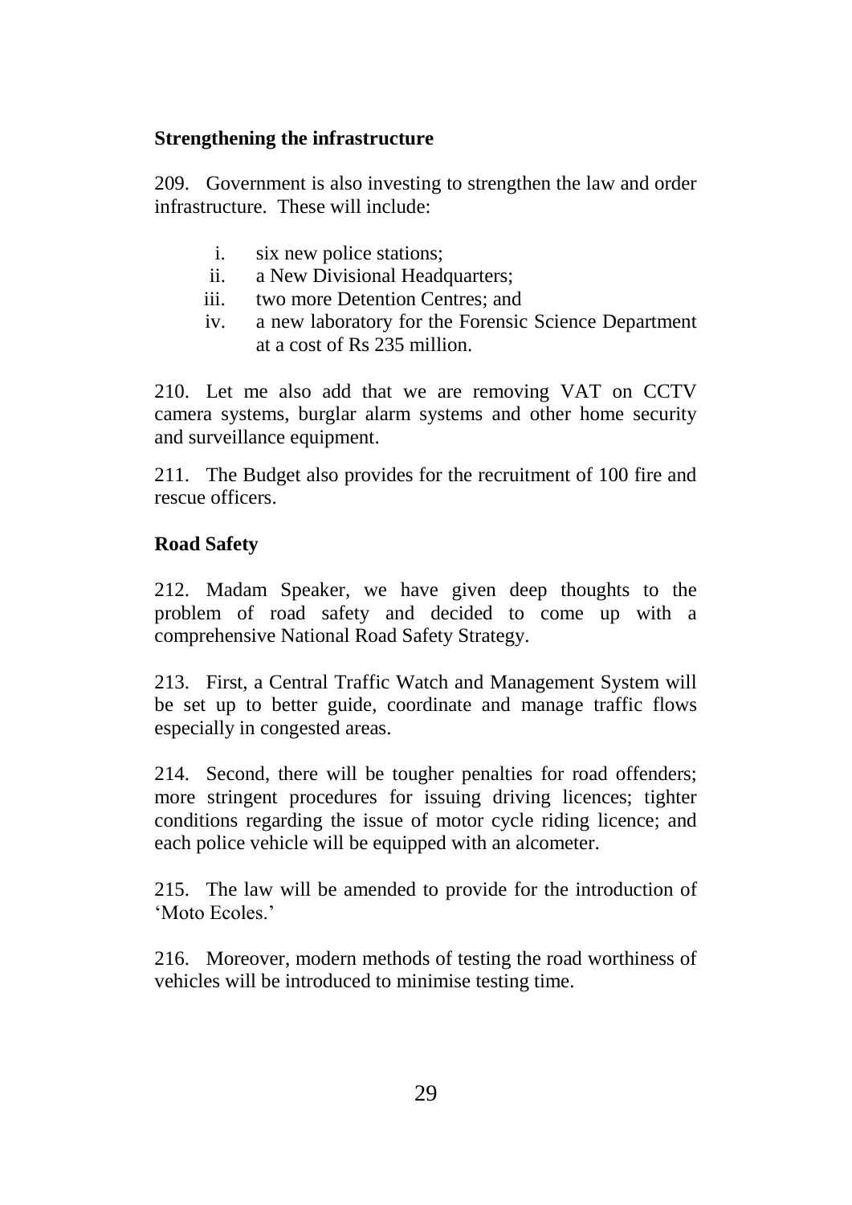**Strengthening the infrastructure**

209. Government is also investing to strengthen the law and order infrastructure. These will include:

i. six new police stations;
ii. a New Divisional Headquarters;
iii. two more Detention Centres; and
iv. a new laboratory for the Forensic Science Department at a cost of Rs 235 million.

210. Let me also add that we are removing VAT on CCTV camera systems, burglar alarm systems and other home security and surveillance equipment.

211. The Budget also provides for the recruitment of 100 fire and rescue officers.

**Road Safety**

212. Madam Speaker, we have given deep thoughts to the problem of road safety and decided to come up with a comprehensive National Road Safety Strategy.

213. First, a Central Traffic Watch and Management System will be set up to better guide, coordinate and manage traffic flows especially in congested areas.

214. Second, there will be tougher penalties for road offenders; more stringent procedures for issuing driving licences; tighter conditions regarding the issue of motor cycle riding licence; and each police vehicle will be equipped with an alcometer.

215. The law will be amended to provide for the introduction of 'Moto Ecoles.'

216. Moreover, modern methods of testing the road worthiness of vehicles will be introduced to minimise testing time.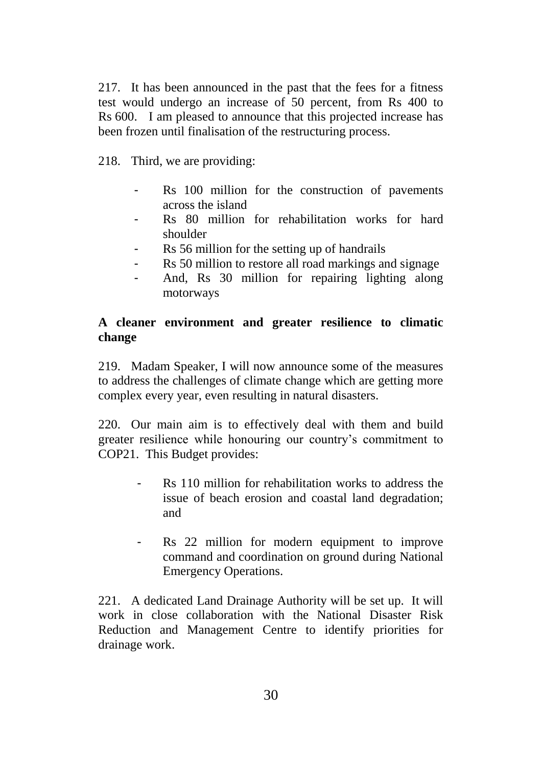217. It has been announced in the past that the fees for a fitness test would undergo an increase of 50 percent, from Rs 400 to Rs 600. I am pleased to announce that this projected increase has been frozen until finalisation of the restructuring process.

218. Third, we are providing:

- Rs 100 million for the construction of pavements across the island
- Rs 80 million for rehabilitation works for hard shoulder
- Rs 56 million for the setting up of handrails
- Rs 50 million to restore all road markings and signage
- And, Rs 30 million for repairing lighting along motorways

**A cleaner environment and greater resilience to climatic change**

219. Madam Speaker, I will now announce some of the measures to address the challenges of climate change which are getting more complex every year, even resulting in natural disasters.

220. Our main aim is to effectively deal with them and build greater resilience while honouring our country's commitment to COP21. This Budget provides:

- Rs 110 million for rehabilitation works to address the issue of beach erosion and coastal land degradation; and

- Rs 22 million for modern equipment to improve command and coordination on ground during National Emergency Operations.

221. A dedicated Land Drainage Authority will be set up. It will work in close collaboration with the National Disaster Risk Reduction and Management Centre to identify priorities for drainage work.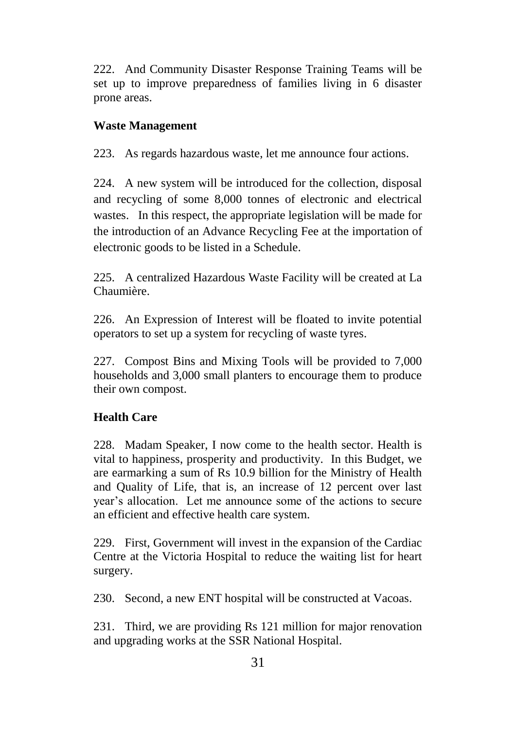222. And Community Disaster Response Training Teams will be set up to improve preparedness of families living in 6 disaster prone areas.

**Waste Management**

223. As regards hazardous waste, let me announce four actions.

224. A new system will be introduced for the collection, disposal and recycling of some 8,000 tonnes of electronic and electrical wastes. In this respect, the appropriate legislation will be made for the introduction of an Advance Recycling Fee at the importation of electronic goods to be listed in a Schedule.

225. A centralized Hazardous Waste Facility will be created at La Chaumière.

226. An Expression of Interest will be floated to invite potential operators to set up a system for recycling of waste tyres.

227. Compost Bins and Mixing Tools will be provided to 7,000 households and 3,000 small planters to encourage them to produce their own compost.

**Health Care**

228. Madam Speaker, I now come to the health sector. Health is vital to happiness, prosperity and productivity. In this Budget, we are earmarking a sum of Rs 10.9 billion for the Ministry of Health and Quality of Life, that is, an increase of 12 percent over last year's allocation. Let me announce some of the actions to secure an efficient and effective health care system.

229. First, Government will invest in the expansion of the Cardiac Centre at the Victoria Hospital to reduce the waiting list for heart surgery.

230. Second, a new ENT hospital will be constructed at Vacoas.

231. Third, we are providing Rs 121 million for major renovation and upgrading works at the SSR National Hospital.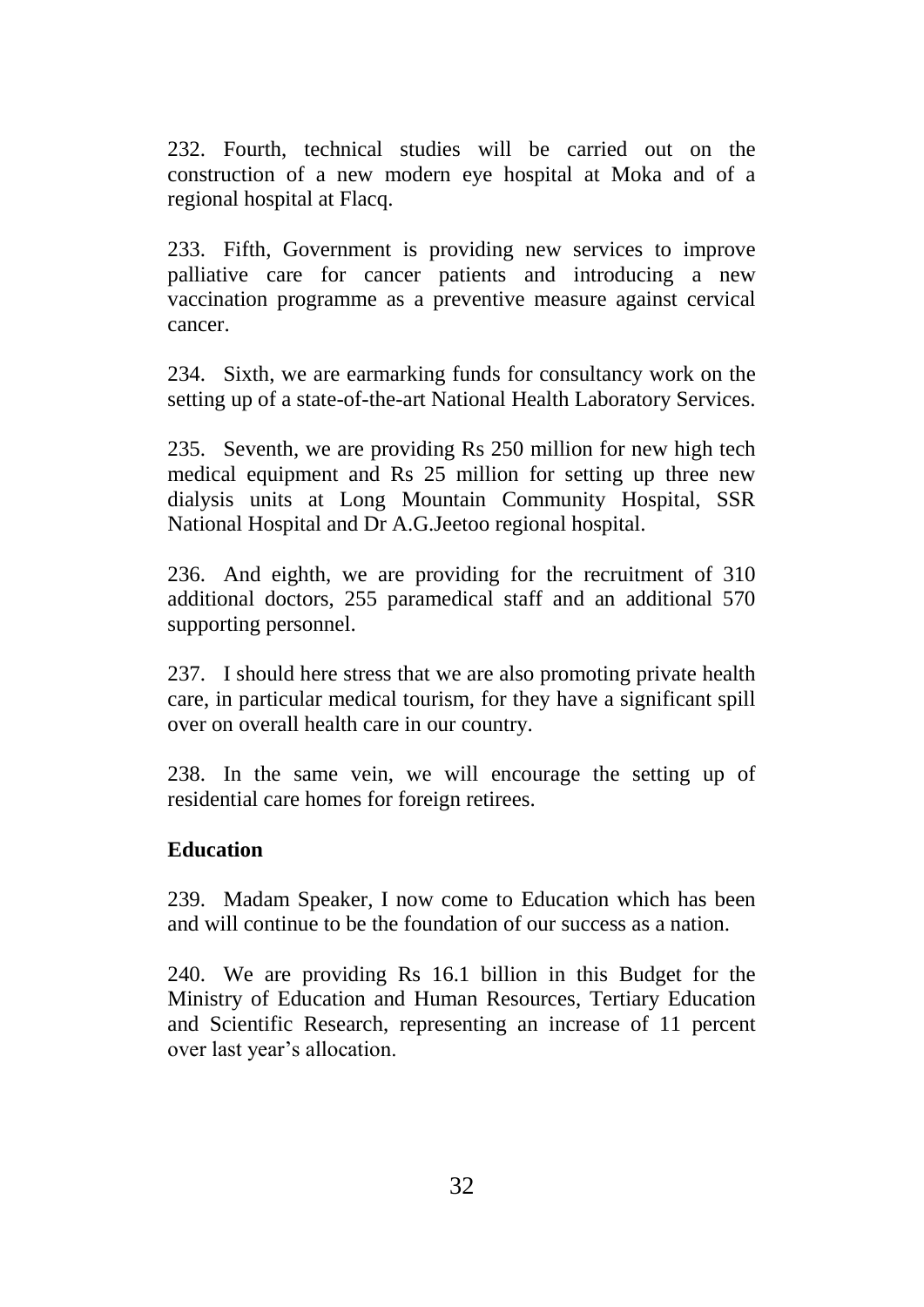232. Fourth, technical studies will be carried out on the construction of a new modern eye hospital at Moka and of a regional hospital at Flacq.

233. Fifth, Government is providing new services to improve palliative care for cancer patients and introducing a new vaccination programme as a preventive measure against cervical cancer.

234. Sixth, we are earmarking funds for consultancy work on the setting up of a state-of-the-art National Health Laboratory Services.

235. Seventh, we are providing Rs 250 million for new high tech medical equipment and Rs 25 million for setting up three new dialysis units at Long Mountain Community Hospital, SSR National Hospital and Dr A.G.Jeetoo regional hospital.

236. And eighth, we are providing for the recruitment of 310 additional doctors, 255 paramedical staff and an additional 570 supporting personnel.

237. I should here stress that we are also promoting private health care, in particular medical tourism, for they have a significant spill over on overall health care in our country.

238. In the same vein, we will encourage the setting up of residential care homes for foreign retirees.

### Education

239. Madam Speaker, I now come to Education which has been and will continue to be the foundation of our success as a nation.

240. We are providing Rs 16.1 billion in this Budget for the Ministry of Education and Human Resources, Tertiary Education and Scientific Research, representing an increase of 11 percent over last year's allocation.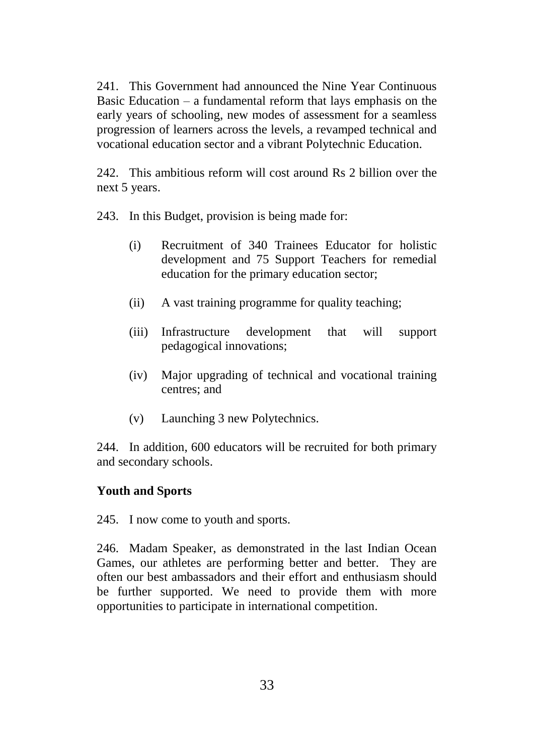241. This Government had announced the Nine Year Continuous Basic Education – a fundamental reform that lays emphasis on the early years of schooling, new modes of assessment for a seamless progression of learners across the levels, a revamped technical and vocational education sector and a vibrant Polytechnic Education.

242. This ambitious reform will cost around Rs 2 billion over the next 5 years.

243. In this Budget, provision is being made for:

(i) Recruitment of 340 Trainees Educator for holistic development and 75 Support Teachers for remedial education for the primary education sector;

(ii) A vast training programme for quality teaching;

(iii) Infrastructure development that will support pedagogical innovations;

(iv) Major upgrading of technical and vocational training centres; and

(v) Launching 3 new Polytechnics.

244. In addition, 600 educators will be recruited for both primary and secondary schools.

**Youth and Sports**

245. I now come to youth and sports.

246. Madam Speaker, as demonstrated in the last Indian Ocean Games, our athletes are performing better and better. They are often our best ambassadors and their effort and enthusiasm should be further supported. We need to provide them with more opportunities to participate in international competition.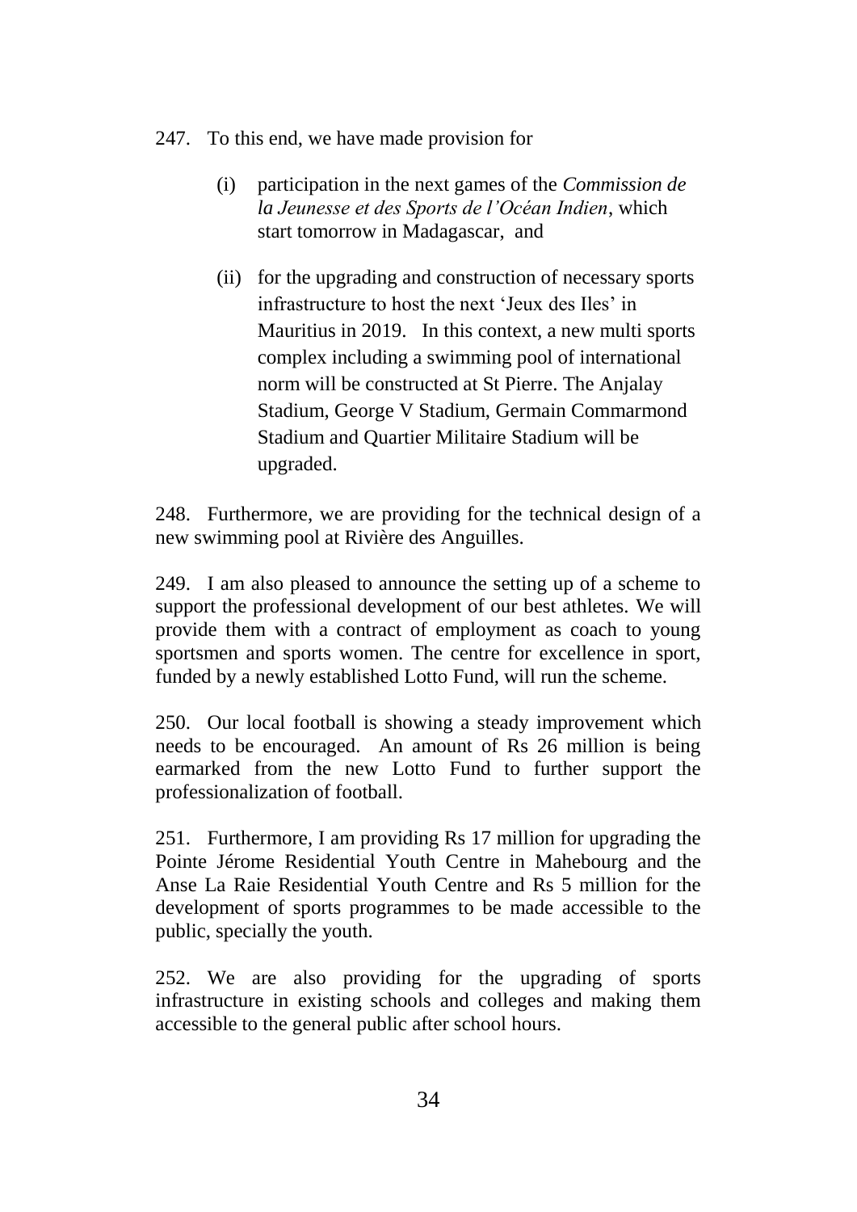247. To this end, we have made provision for

(i) participation in the next games of the *Commission de la Jeunesse et des Sports de l'Océan Indien*, which start tomorrow in Madagascar, and

(ii) for the upgrading and construction of necessary sports infrastructure to host the next 'Jeux des Iles' in Mauritius in 2019. In this context, a new multi sports complex including a swimming pool of international norm will be constructed at St Pierre. The Anjalay Stadium, George V Stadium, Germain Commarmond Stadium and Quartier Militaire Stadium will be upgraded.

248. Furthermore, we are providing for the technical design of a new swimming pool at Rivière des Anguilles.

249. I am also pleased to announce the setting up of a scheme to support the professional development of our best athletes. We will provide them with a contract of employment as coach to young sportsmen and sports women. The centre for excellence in sport, funded by a newly established Lotto Fund, will run the scheme.

250. Our local football is showing a steady improvement which needs to be encouraged. An amount of Rs 26 million is being earmarked from the new Lotto Fund to further support the professionalization of football.

251. Furthermore, I am providing Rs 17 million for upgrading the Pointe Jérome Residential Youth Centre in Mahebourg and the Anse La Raie Residential Youth Centre and Rs 5 million for the development of sports programmes to be made accessible to the public, specially the youth.

252. We are also providing for the upgrading of sports infrastructure in existing schools and colleges and making them accessible to the general public after school hours.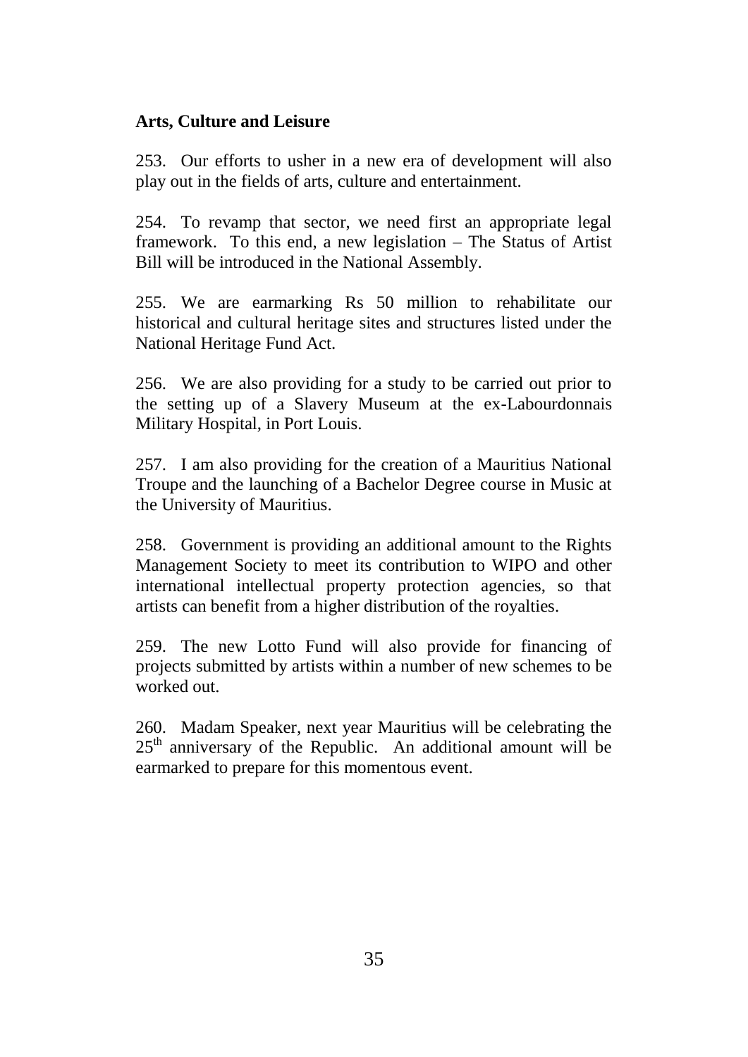**Arts, Culture and Leisure**

253. Our efforts to usher in a new era of development will also play out in the fields of arts, culture and entertainment.

254. To revamp that sector, we need first an appropriate legal framework. To this end, a new legislation – The Status of Artist Bill will be introduced in the National Assembly.

255. We are earmarking Rs 50 million to rehabilitate our historical and cultural heritage sites and structures listed under the National Heritage Fund Act.

256. We are also providing for a study to be carried out prior to the setting up of a Slavery Museum at the ex-Labourdonnais Military Hospital, in Port Louis.

257. I am also providing for the creation of a Mauritius National Troupe and the launching of a Bachelor Degree course in Music at the University of Mauritius.

258. Government is providing an additional amount to the Rights Management Society to meet its contribution to WIPO and other international intellectual property protection agencies, so that artists can benefit from a higher distribution of the royalties.

259. The new Lotto Fund will also provide for financing of projects submitted by artists within a number of new schemes to be worked out.

260. Madam Speaker, next year Mauritius will be celebrating the 25th anniversary of the Republic. An additional amount will be earmarked to prepare for this momentous event.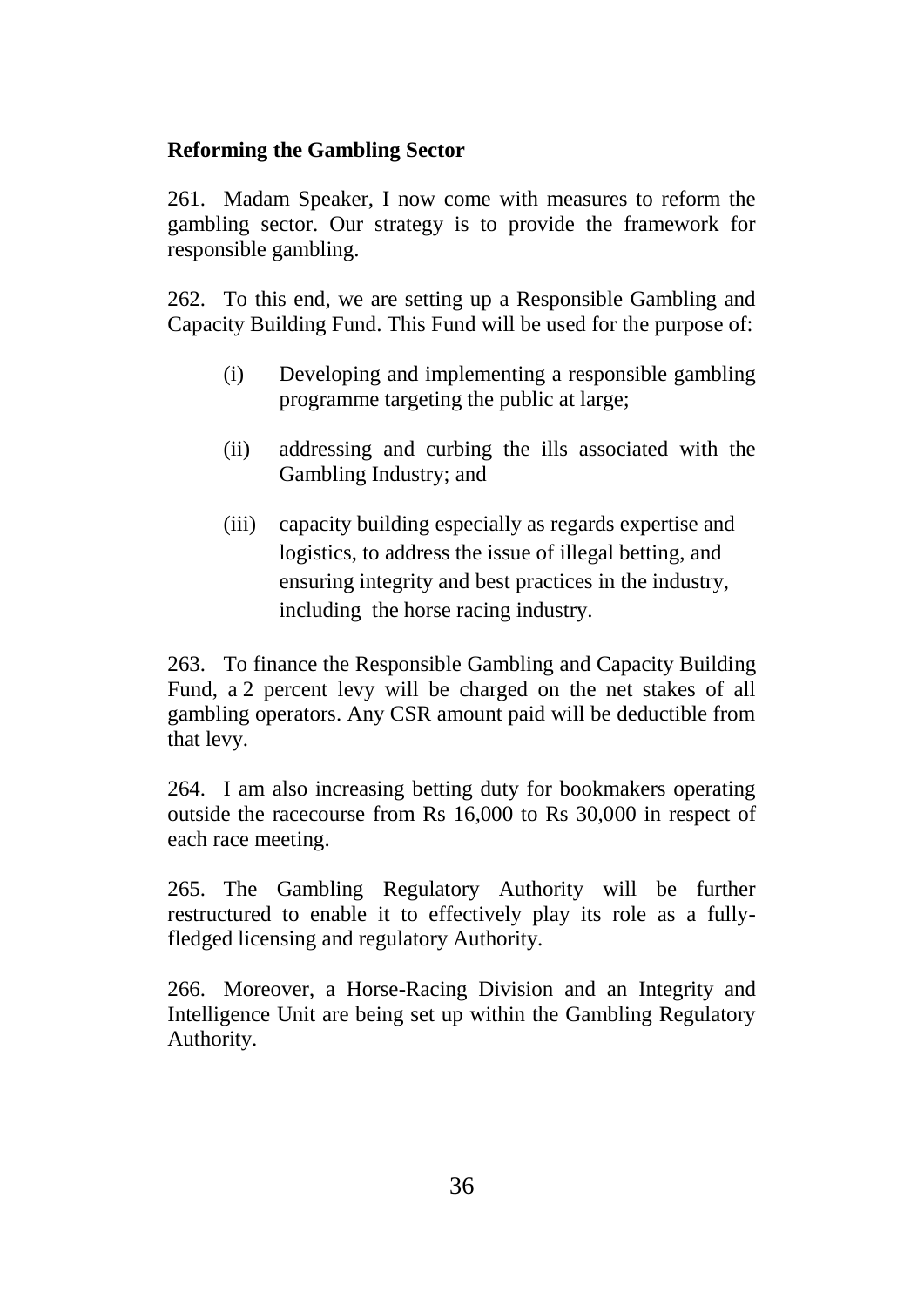**Reforming the Gambling Sector**

261. Madam Speaker, I now come with measures to reform the gambling sector. Our strategy is to provide the framework for responsible gambling.

262. To this end, we are setting up a Responsible Gambling and Capacity Building Fund. This Fund will be used for the purpose of:

(i) Developing and implementing a responsible gambling programme targeting the public at large;

(ii) addressing and curbing the ills associated with the Gambling Industry; and

(iii) capacity building especially as regards expertise and logistics, to address the issue of illegal betting, and ensuring integrity and best practices in the industry, including the horse racing industry.

263. To finance the Responsible Gambling and Capacity Building Fund, a 2 percent levy will be charged on the net stakes of all gambling operators. Any CSR amount paid will be deductible from that levy.

264. I am also increasing betting duty for bookmakers operating outside the racecourse from Rs 16,000 to Rs 30,000 in respect of each race meeting.

265. The Gambling Regulatory Authority will be further restructured to enable it to effectively play its role as a fully-fledged licensing and regulatory Authority.

266. Moreover, a Horse-Racing Division and an Integrity and Intelligence Unit are being set up within the Gambling Regulatory Authority.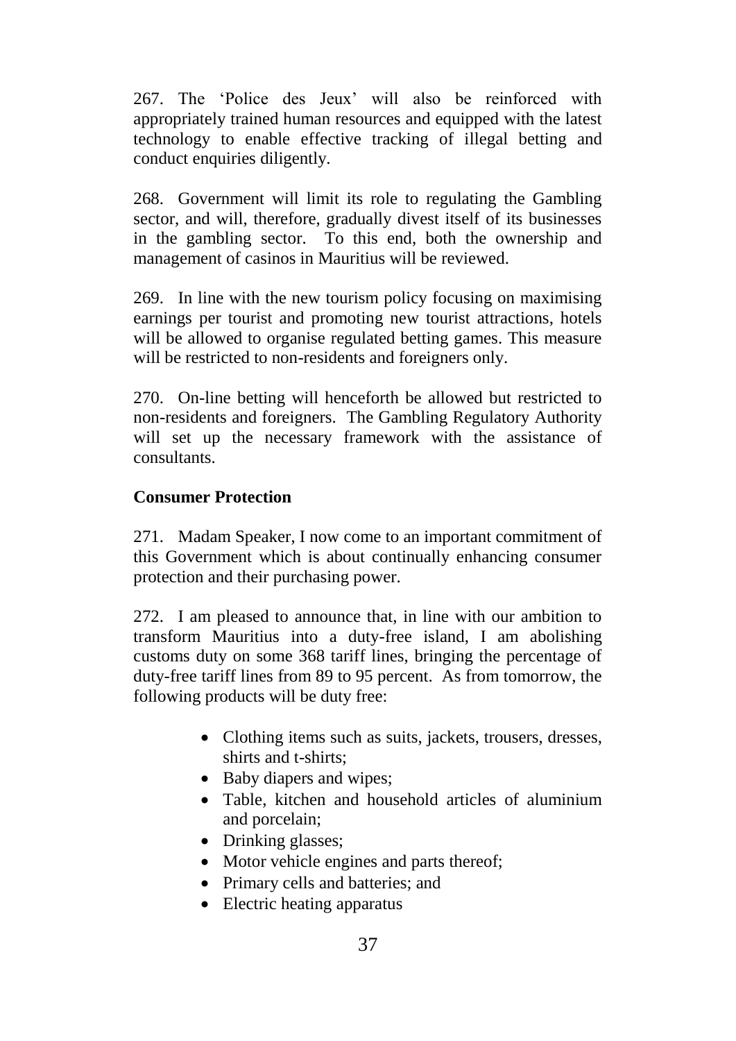267. The 'Police des Jeux' will also be reinforced with appropriately trained human resources and equipped with the latest technology to enable effective tracking of illegal betting and conduct enquiries diligently.

268. Government will limit its role to regulating the Gambling sector, and will, therefore, gradually divest itself of its businesses in the gambling sector. To this end, both the ownership and management of casinos in Mauritius will be reviewed.

269. In line with the new tourism policy focusing on maximising earnings per tourist and promoting new tourist attractions, hotels will be allowed to organise regulated betting games. This measure will be restricted to non-residents and foreigners only.

270. On-line betting will henceforth be allowed but restricted to non-residents and foreigners. The Gambling Regulatory Authority will set up the necessary framework with the assistance of consultants.

**Consumer Protection**

271. Madam Speaker, I now come to an important commitment of this Government which is about continually enhancing consumer protection and their purchasing power.

272. I am pleased to announce that, in line with our ambition to transform Mauritius into a duty-free island, I am abolishing customs duty on some 368 tariff lines, bringing the percentage of duty-free tariff lines from 89 to 95 percent. As from tomorrow, the following products will be duty free:

- Clothing items such as suits, jackets, trousers, dresses, shirts and t-shirts;
- Baby diapers and wipes;
- Table, kitchen and household articles of aluminium and porcelain;
- Drinking glasses;
- Motor vehicle engines and parts thereof;
- Primary cells and batteries; and
- Electric heating apparatus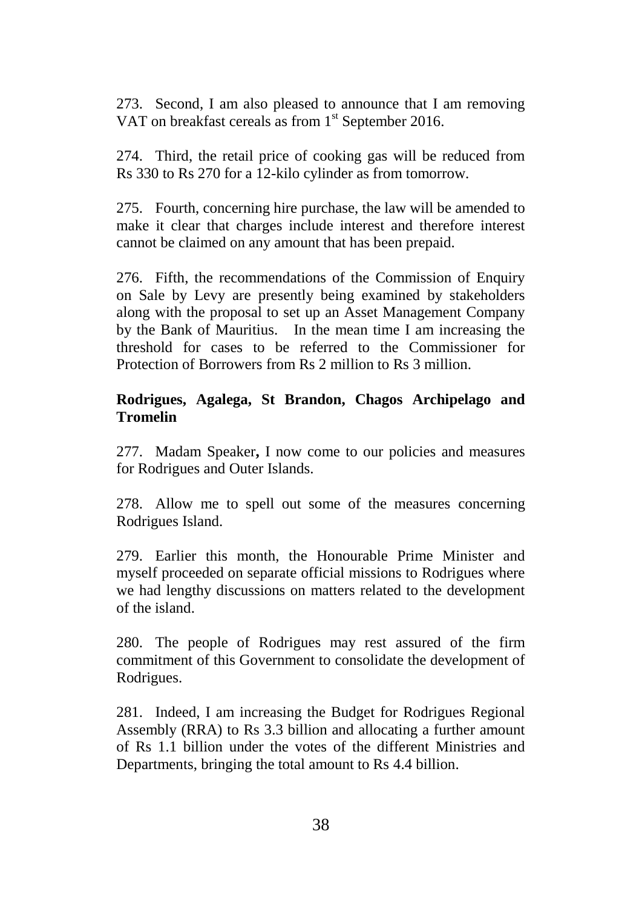273. Second, I am also pleased to announce that I am removing VAT on breakfast cereals as from 1st September 2016.

274. Third, the retail price of cooking gas will be reduced from Rs 330 to Rs 270 for a 12-kilo cylinder as from tomorrow.

275. Fourth, concerning hire purchase, the law will be amended to make it clear that charges include interest and therefore interest cannot be claimed on any amount that has been prepaid.

276. Fifth, the recommendations of the Commission of Enquiry on Sale by Levy are presently being examined by stakeholders along with the proposal to set up an Asset Management Company by the Bank of Mauritius. In the mean time I am increasing the threshold for cases to be referred to the Commissioner for Protection of Borrowers from Rs 2 million to Rs 3 million.

**Rodrigues, Agalega, St Brandon, Chagos Archipelago and Tromelin**

277. Madam Speaker**,** I now come to our policies and measures for Rodrigues and Outer Islands.

278. Allow me to spell out some of the measures concerning Rodrigues Island.

279. Earlier this month, the Honourable Prime Minister and myself proceeded on separate official missions to Rodrigues where we had lengthy discussions on matters related to the development of the island.

280. The people of Rodrigues may rest assured of the firm commitment of this Government to consolidate the development of Rodrigues.

281. Indeed, I am increasing the Budget for Rodrigues Regional Assembly (RRA) to Rs 3.3 billion and allocating a further amount of Rs 1.1 billion under the votes of the different Ministries and Departments, bringing the total amount to Rs 4.4 billion.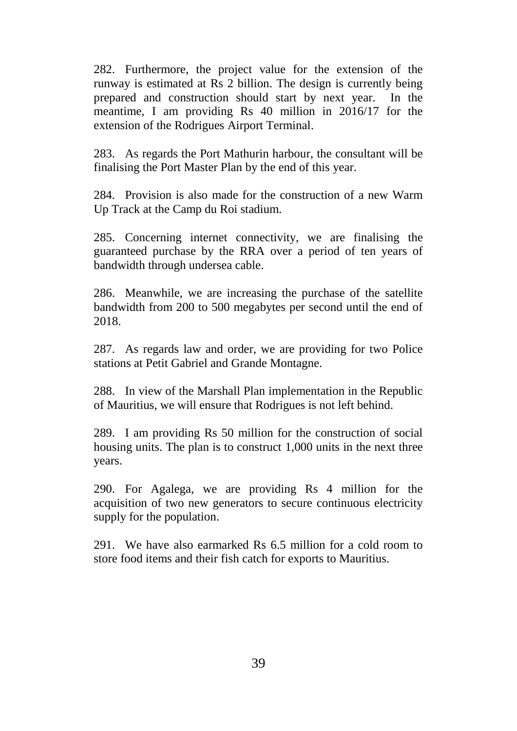282. Furthermore, the project value for the extension of the runway is estimated at Rs 2 billion. The design is currently being prepared and construction should start by next year. In the meantime, I am providing Rs 40 million in 2016/17 for the extension of the Rodrigues Airport Terminal.

283. As regards the Port Mathurin harbour, the consultant will be finalising the Port Master Plan by the end of this year.

284. Provision is also made for the construction of a new Warm Up Track at the Camp du Roi stadium.

285. Concerning internet connectivity, we are finalising the guaranteed purchase by the RRA over a period of ten years of bandwidth through undersea cable.

286. Meanwhile, we are increasing the purchase of the satellite bandwidth from 200 to 500 megabytes per second until the end of 2018.

287. As regards law and order, we are providing for two Police stations at Petit Gabriel and Grande Montagne.

288. In view of the Marshall Plan implementation in the Republic of Mauritius, we will ensure that Rodrigues is not left behind.

289. I am providing Rs 50 million for the construction of social housing units. The plan is to construct 1,000 units in the next three years.

290. For Agalega, we are providing Rs 4 million for the acquisition of two new generators to secure continuous electricity supply for the population.

291. We have also earmarked Rs 6.5 million for a cold room to store food items and their fish catch for exports to Mauritius.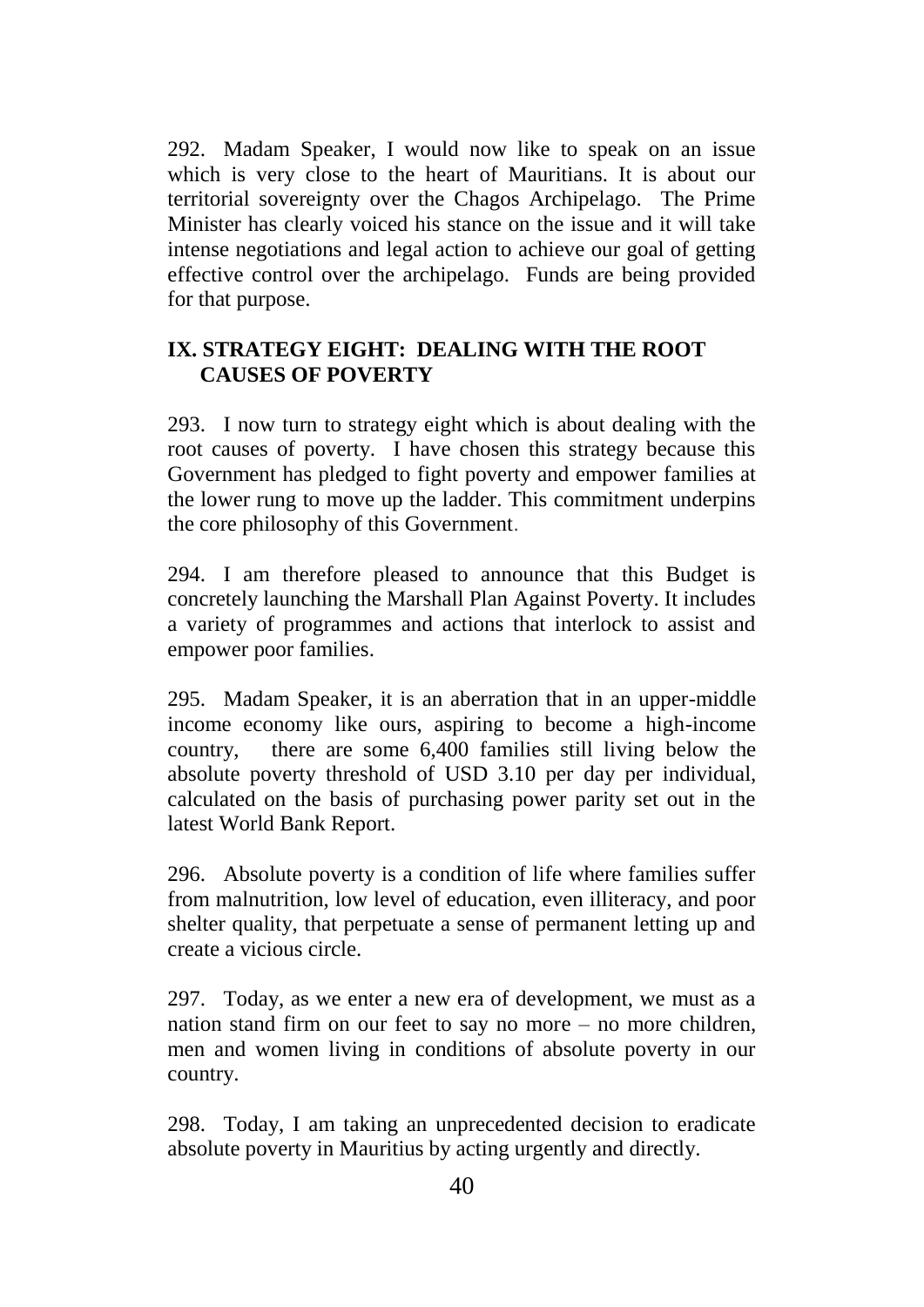292. Madam Speaker, I would now like to speak on an issue which is very close to the heart of Mauritians. It is about our territorial sovereignty over the Chagos Archipelago. The Prime Minister has clearly voiced his stance on the issue and it will take intense negotiations and legal action to achieve our goal of getting effective control over the archipelago. Funds are being provided for that purpose.

## IX. STRATEGY EIGHT: DEALING WITH THE ROOT CAUSES OF POVERTY

293. I now turn to strategy eight which is about dealing with the root causes of poverty. I have chosen this strategy because this Government has pledged to fight poverty and empower families at the lower rung to move up the ladder. This commitment underpins the core philosophy of this Government.

294. I am therefore pleased to announce that this Budget is concretely launching the Marshall Plan Against Poverty. It includes a variety of programmes and actions that interlock to assist and empower poor families.

295. Madam Speaker, it is an aberration that in an upper-middle income economy like ours, aspiring to become a high-income country, there are some 6,400 families still living below the absolute poverty threshold of USD 3.10 per day per individual, calculated on the basis of purchasing power parity set out in the latest World Bank Report.

296. Absolute poverty is a condition of life where families suffer from malnutrition, low level of education, even illiteracy, and poor shelter quality, that perpetuate a sense of permanent letting up and create a vicious circle.

297. Today, as we enter a new era of development, we must as a nation stand firm on our feet to say no more – no more children, men and women living in conditions of absolute poverty in our country.

298. Today, I am taking an unprecedented decision to eradicate absolute poverty in Mauritius by acting urgently and directly.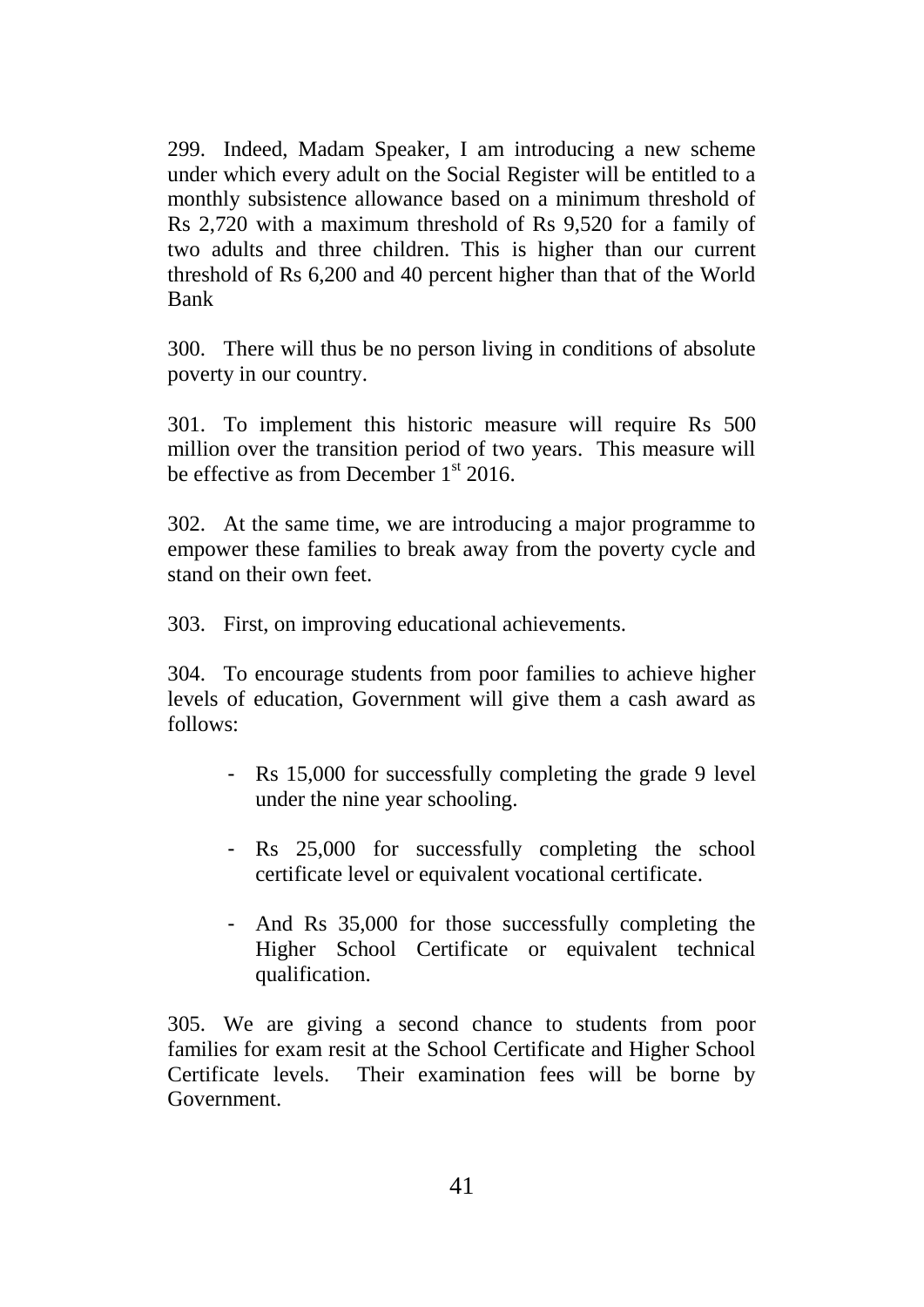299. Indeed, Madam Speaker, I am introducing a new scheme under which every adult on the Social Register will be entitled to a monthly subsistence allowance based on a minimum threshold of Rs 2,720 with a maximum threshold of Rs 9,520 for a family of two adults and three children. This is higher than our current threshold of Rs 6,200 and 40 percent higher than that of the World Bank

300. There will thus be no person living in conditions of absolute poverty in our country.

301. To implement this historic measure will require Rs 500 million over the transition period of two years. This measure will be effective as from December 1st 2016.

302. At the same time, we are introducing a major programme to empower these families to break away from the poverty cycle and stand on their own feet.

303. First, on improving educational achievements.

304. To encourage students from poor families to achieve higher levels of education, Government will give them a cash award as follows:

- Rs 15,000 for successfully completing the grade 9 level under the nine year schooling.
- Rs 25,000 for successfully completing the school certificate level or equivalent vocational certificate.
- And Rs 35,000 for those successfully completing the Higher School Certificate or equivalent technical qualification.

305. We are giving a second chance to students from poor families for exam resit at the School Certificate and Higher School Certificate levels. Their examination fees will be borne by Government.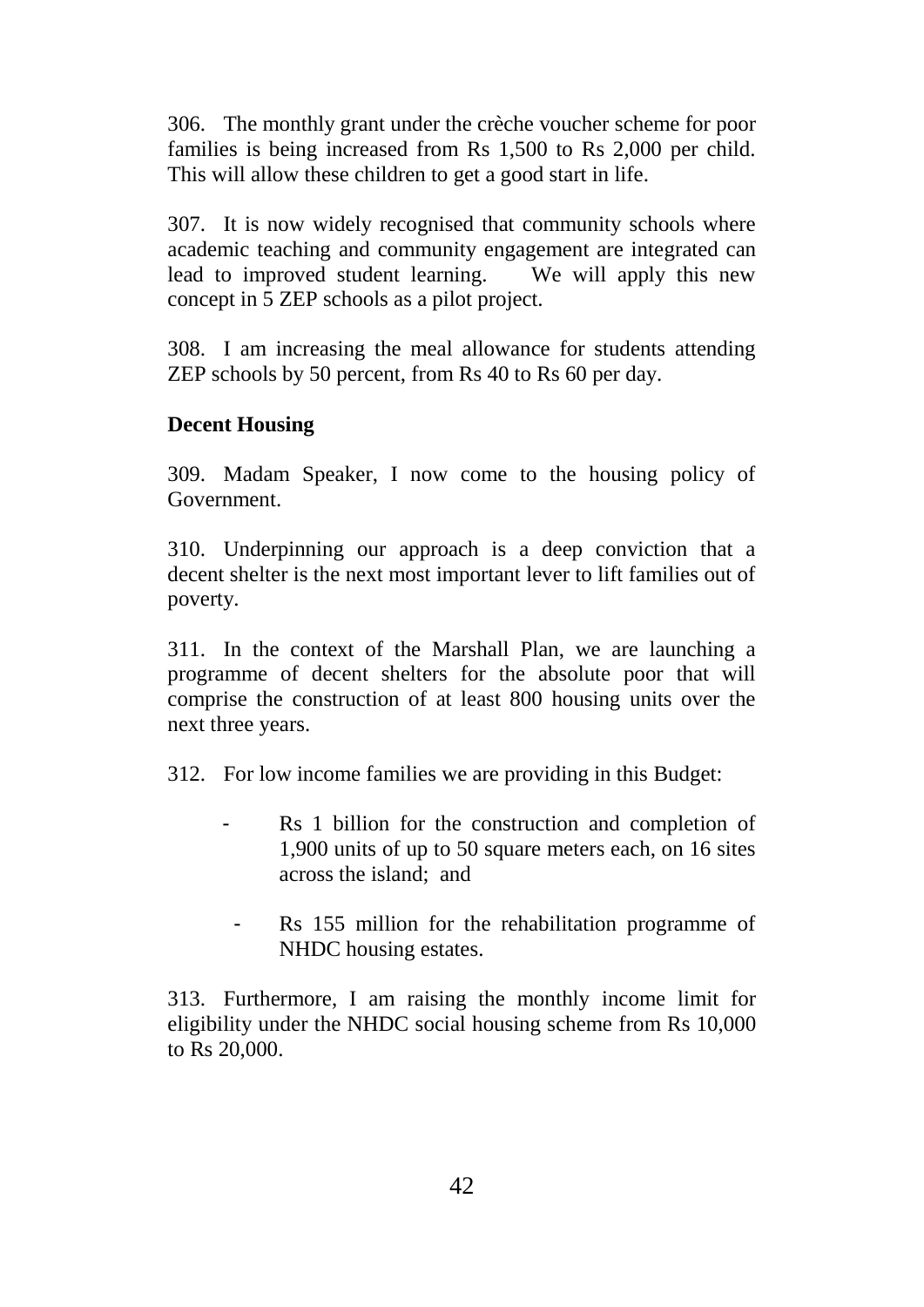306. The monthly grant under the crèche voucher scheme for poor families is being increased from Rs 1,500 to Rs 2,000 per child. This will allow these children to get a good start in life.

307. It is now widely recognised that community schools where academic teaching and community engagement are integrated can lead to improved student learning. We will apply this new concept in 5 ZEP schools as a pilot project.

308. I am increasing the meal allowance for students attending ZEP schools by 50 percent, from Rs 40 to Rs 60 per day.

**Decent Housing**

309. Madam Speaker, I now come to the housing policy of Government.

310. Underpinning our approach is a deep conviction that a decent shelter is the next most important lever to lift families out of poverty.

311. In the context of the Marshall Plan, we are launching a programme of decent shelters for the absolute poor that will comprise the construction of at least 800 housing units over the next three years.

312. For low income families we are providing in this Budget:

- Rs 1 billion for the construction and completion of 1,900 units of up to 50 square meters each, on 16 sites across the island; and
- Rs 155 million for the rehabilitation programme of NHDC housing estates.

313. Furthermore, I am raising the monthly income limit for eligibility under the NHDC social housing scheme from Rs 10,000 to Rs 20,000.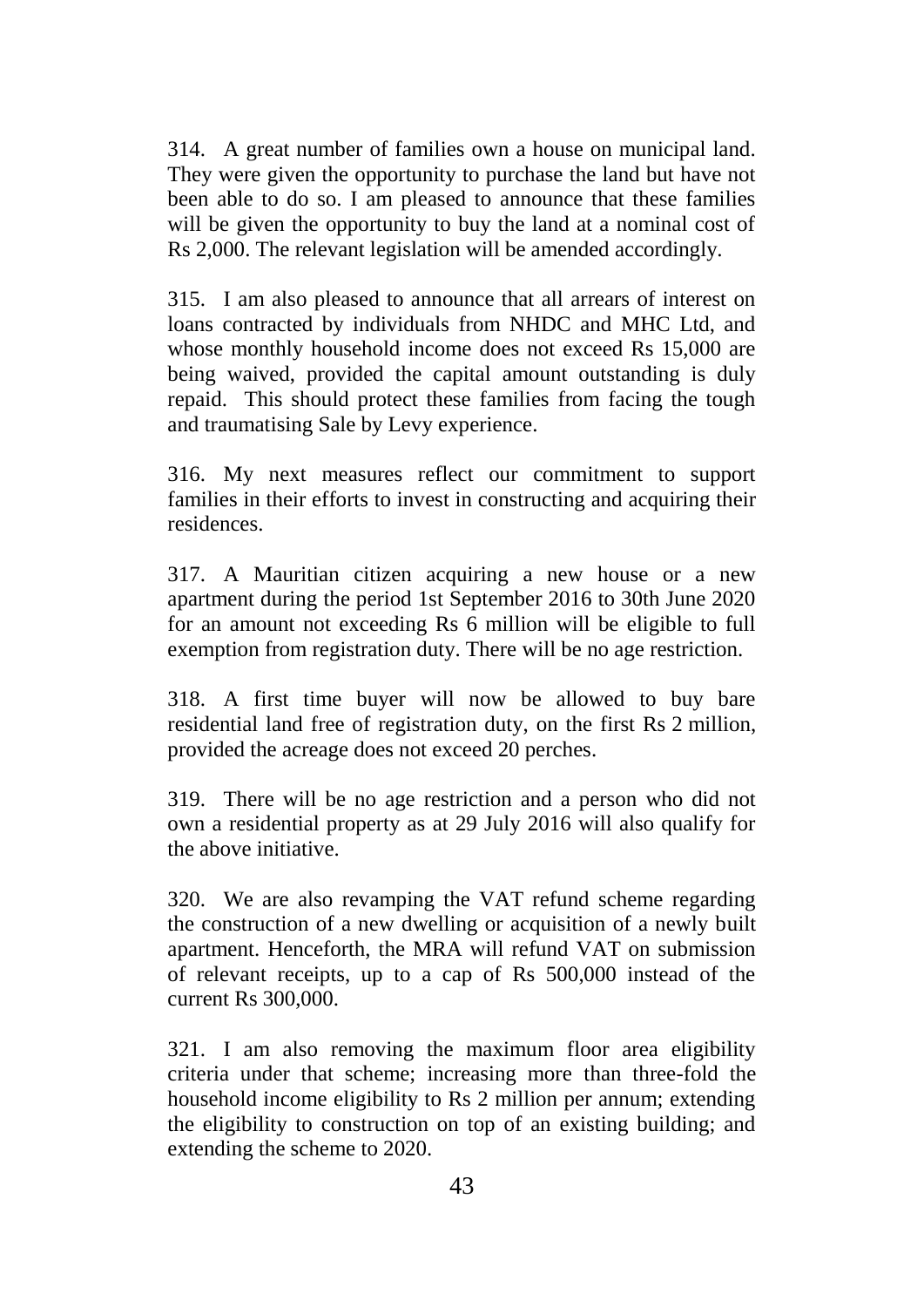314. A great number of families own a house on municipal land. They were given the opportunity to purchase the land but have not been able to do so. I am pleased to announce that these families will be given the opportunity to buy the land at a nominal cost of Rs 2,000. The relevant legislation will be amended accordingly.

315. I am also pleased to announce that all arrears of interest on loans contracted by individuals from NHDC and MHC Ltd, and whose monthly household income does not exceed Rs 15,000 are being waived, provided the capital amount outstanding is duly repaid. This should protect these families from facing the tough and traumatising Sale by Levy experience.

316. My next measures reflect our commitment to support families in their efforts to invest in constructing and acquiring their residences.

317. A Mauritian citizen acquiring a new house or a new apartment during the period 1st September 2016 to 30th June 2020 for an amount not exceeding Rs 6 million will be eligible to full exemption from registration duty. There will be no age restriction.

318. A first time buyer will now be allowed to buy bare residential land free of registration duty, on the first Rs 2 million, provided the acreage does not exceed 20 perches.

319. There will be no age restriction and a person who did not own a residential property as at 29 July 2016 will also qualify for the above initiative.

320. We are also revamping the VAT refund scheme regarding the construction of a new dwelling or acquisition of a newly built apartment. Henceforth, the MRA will refund VAT on submission of relevant receipts, up to a cap of Rs 500,000 instead of the current Rs 300,000.

321. I am also removing the maximum floor area eligibility criteria under that scheme; increasing more than three-fold the household income eligibility to Rs 2 million per annum; extending the eligibility to construction on top of an existing building; and extending the scheme to 2020.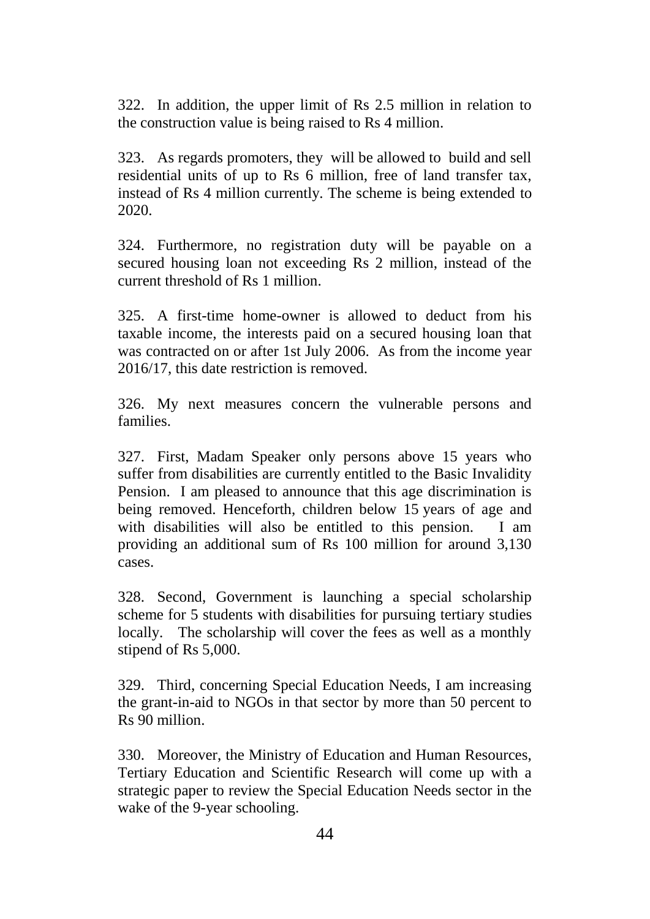322. In addition, the upper limit of Rs 2.5 million in relation to the construction value is being raised to Rs 4 million.

323. As regards promoters, they will be allowed to build and sell residential units of up to Rs 6 million, free of land transfer tax, instead of Rs 4 million currently. The scheme is being extended to 2020.

324. Furthermore, no registration duty will be payable on a secured housing loan not exceeding Rs 2 million, instead of the current threshold of Rs 1 million.

325. A first-time home-owner is allowed to deduct from his taxable income, the interests paid on a secured housing loan that was contracted on or after 1st July 2006. As from the income year 2016/17, this date restriction is removed.

326. My next measures concern the vulnerable persons and families.

327. First, Madam Speaker only persons above 15 years who suffer from disabilities are currently entitled to the Basic Invalidity Pension. I am pleased to announce that this age discrimination is being removed. Henceforth, children below 15 years of age and with disabilities will also be entitled to this pension. I am providing an additional sum of Rs 100 million for around 3,130 cases.

328. Second, Government is launching a special scholarship scheme for 5 students with disabilities for pursuing tertiary studies locally. The scholarship will cover the fees as well as a monthly stipend of Rs 5,000.

329. Third, concerning Special Education Needs, I am increasing the grant-in-aid to NGOs in that sector by more than 50 percent to Rs 90 million.

330. Moreover, the Ministry of Education and Human Resources, Tertiary Education and Scientific Research will come up with a strategic paper to review the Special Education Needs sector in the wake of the 9-year schooling.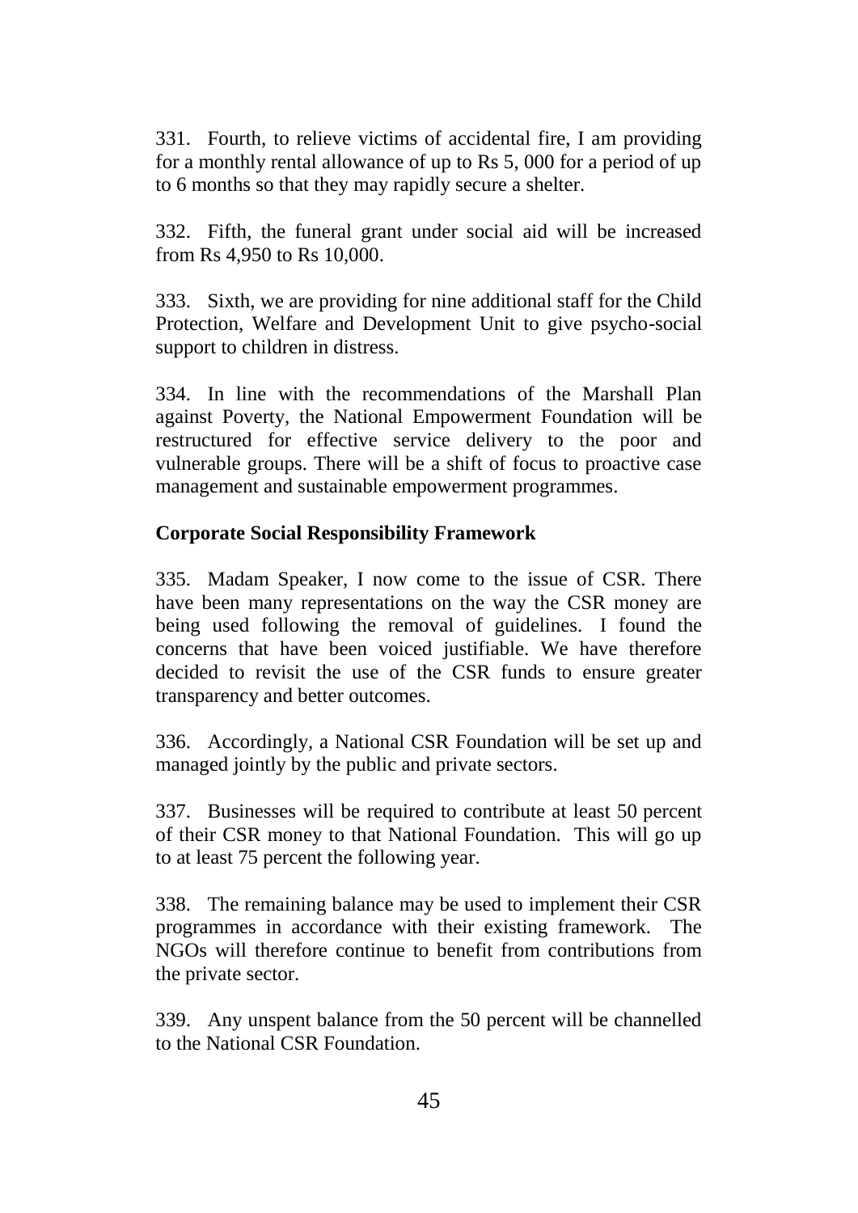331. Fourth, to relieve victims of accidental fire, I am providing for a monthly rental allowance of up to Rs 5, 000 for a period of up to 6 months so that they may rapidly secure a shelter.

332. Fifth, the funeral grant under social aid will be increased from Rs 4,950 to Rs 10,000.

333. Sixth, we are providing for nine additional staff for the Child Protection, Welfare and Development Unit to give psycho-social support to children in distress.

334. In line with the recommendations of the Marshall Plan against Poverty, the National Empowerment Foundation will be restructured for effective service delivery to the poor and vulnerable groups. There will be a shift of focus to proactive case management and sustainable empowerment programmes.

**Corporate Social Responsibility Framework**

335. Madam Speaker, I now come to the issue of CSR. There have been many representations on the way the CSR money are being used following the removal of guidelines. I found the concerns that have been voiced justifiable. We have therefore decided to revisit the use of the CSR funds to ensure greater transparency and better outcomes.

336. Accordingly, a National CSR Foundation will be set up and managed jointly by the public and private sectors.

337. Businesses will be required to contribute at least 50 percent of their CSR money to that National Foundation. This will go up to at least 75 percent the following year.

338. The remaining balance may be used to implement their CSR programmes in accordance with their existing framework. The NGOs will therefore continue to benefit from contributions from the private sector.

339. Any unspent balance from the 50 percent will be channelled to the National CSR Foundation.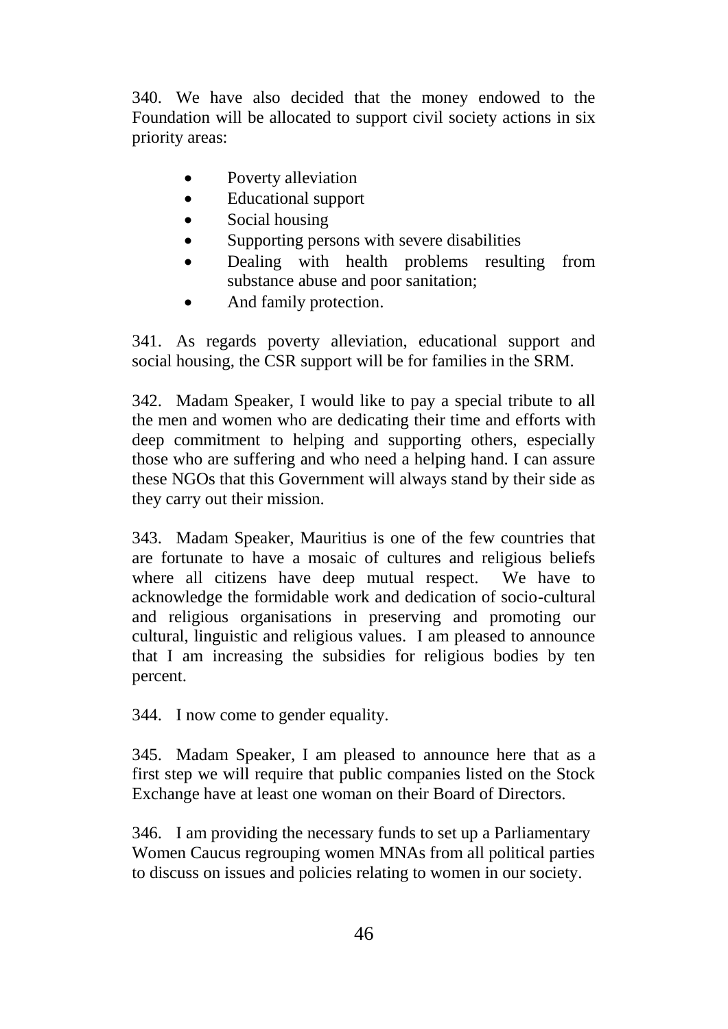340. We have also decided that the money endowed to the Foundation will be allocated to support civil society actions in six priority areas:

- Poverty alleviation
- Educational support
- Social housing
- Supporting persons with severe disabilities
- Dealing with health problems resulting from substance abuse and poor sanitation;
- And family protection.

341. As regards poverty alleviation, educational support and social housing, the CSR support will be for families in the SRM.

342. Madam Speaker, I would like to pay a special tribute to all the men and women who are dedicating their time and efforts with deep commitment to helping and supporting others, especially those who are suffering and who need a helping hand. I can assure these NGOs that this Government will always stand by their side as they carry out their mission.

343. Madam Speaker, Mauritius is one of the few countries that are fortunate to have a mosaic of cultures and religious beliefs where all citizens have deep mutual respect. We have to acknowledge the formidable work and dedication of socio-cultural and religious organisations in preserving and promoting our cultural, linguistic and religious values. I am pleased to announce that I am increasing the subsidies for religious bodies by ten percent.

344. I now come to gender equality.

345. Madam Speaker, I am pleased to announce here that as a first step we will require that public companies listed on the Stock Exchange have at least one woman on their Board of Directors.

346. I am providing the necessary funds to set up a Parliamentary Women Caucus regrouping women MNAs from all political parties to discuss on issues and policies relating to women in our society.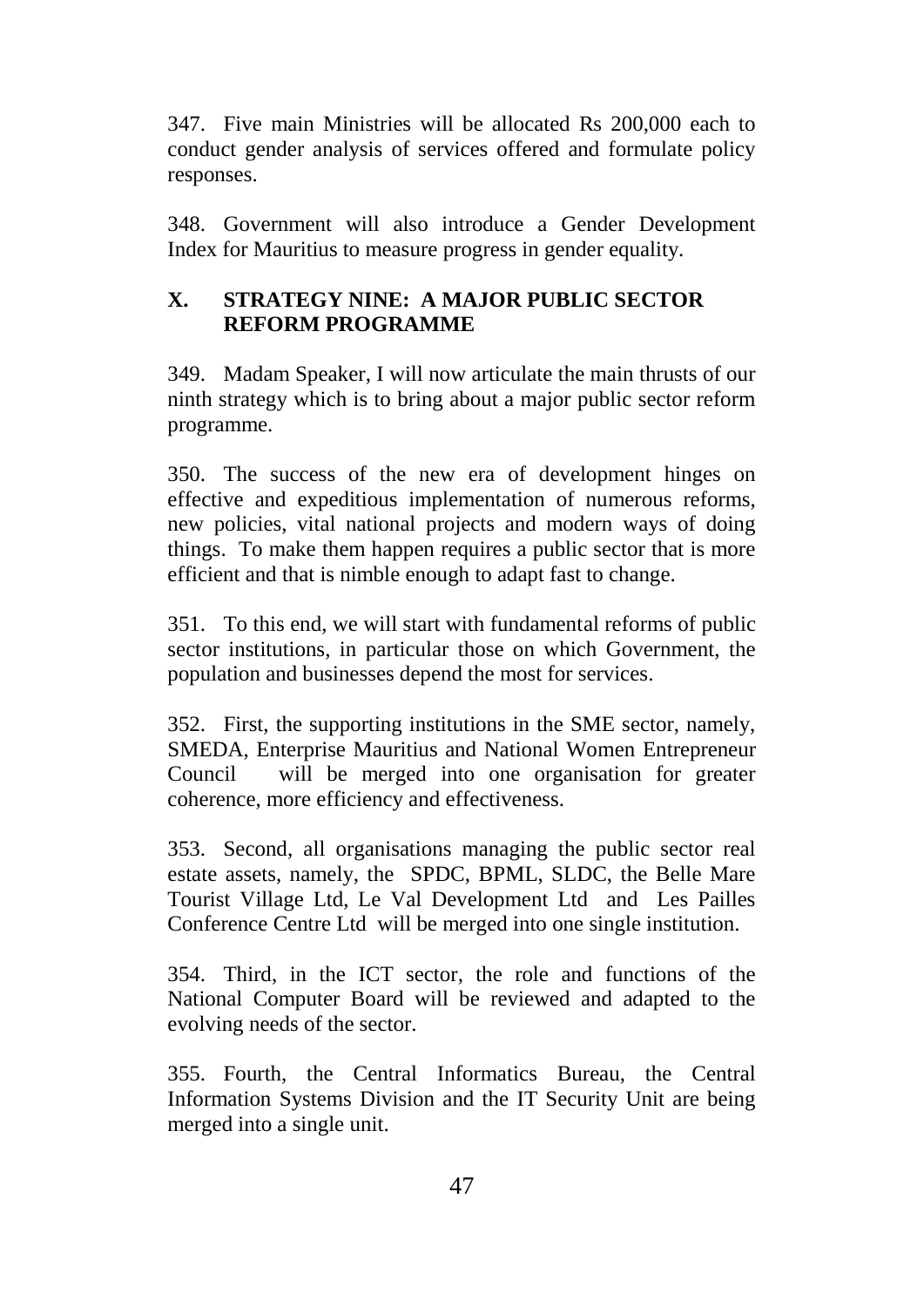347. Five main Ministries will be allocated Rs 200,000 each to conduct gender analysis of services offered and formulate policy responses.

348. Government will also introduce a Gender Development Index for Mauritius to measure progress in gender equality.

## X. STRATEGY NINE: A MAJOR PUBLIC SECTOR REFORM PROGRAMME

349. Madam Speaker, I will now articulate the main thrusts of our ninth strategy which is to bring about a major public sector reform programme.

350. The success of the new era of development hinges on effective and expeditious implementation of numerous reforms, new policies, vital national projects and modern ways of doing things. To make them happen requires a public sector that is more efficient and that is nimble enough to adapt fast to change.

351. To this end, we will start with fundamental reforms of public sector institutions, in particular those on which Government, the population and businesses depend the most for services.

352. First, the supporting institutions in the SME sector, namely, SMEDA, Enterprise Mauritius and National Women Entrepreneur Council will be merged into one organisation for greater coherence, more efficiency and effectiveness.

353. Second, all organisations managing the public sector real estate assets, namely, the SPDC, BPML, SLDC, the Belle Mare Tourist Village Ltd, Le Val Development Ltd and Les Pailles Conference Centre Ltd will be merged into one single institution.

354. Third, in the ICT sector, the role and functions of the National Computer Board will be reviewed and adapted to the evolving needs of the sector.

355. Fourth, the Central Informatics Bureau, the Central Information Systems Division and the IT Security Unit are being merged into a single unit.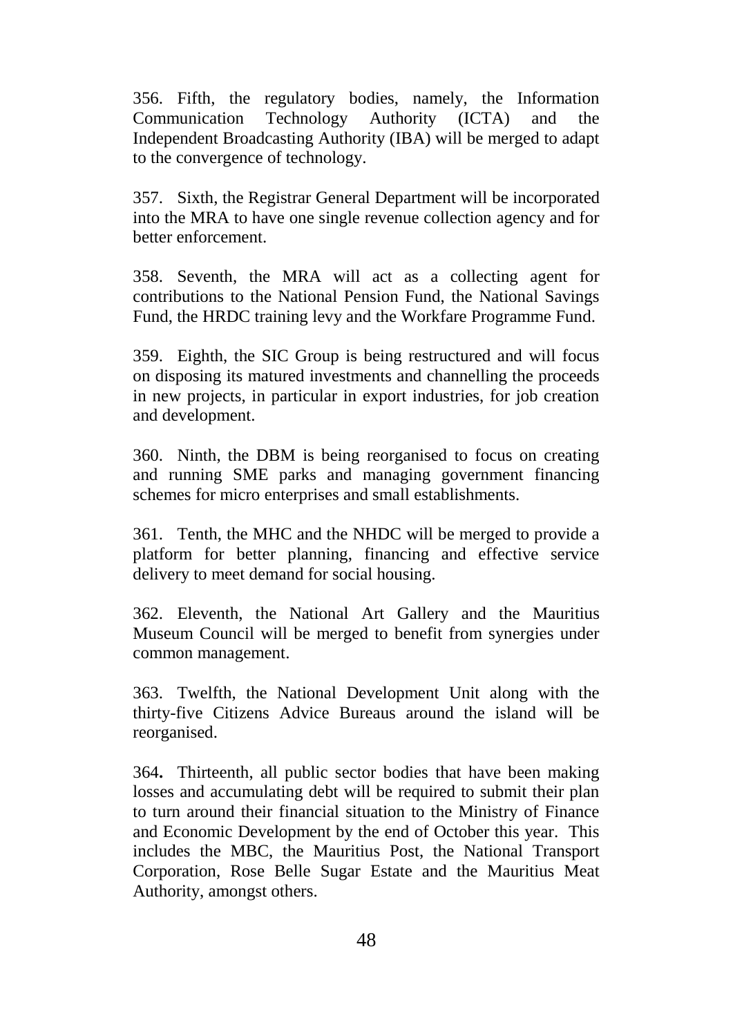356. Fifth, the regulatory bodies, namely, the Information Communication Technology Authority (ICTA) and the Independent Broadcasting Authority (IBA) will be merged to adapt to the convergence of technology.

357. Sixth, the Registrar General Department will be incorporated into the MRA to have one single revenue collection agency and for better enforcement.

358. Seventh, the MRA will act as a collecting agent for contributions to the National Pension Fund, the National Savings Fund, the HRDC training levy and the Workfare Programme Fund.

359. Eighth, the SIC Group is being restructured and will focus on disposing its matured investments and channelling the proceeds in new projects, in particular in export industries, for job creation and development.

360. Ninth, the DBM is being reorganised to focus on creating and running SME parks and managing government financing schemes for micro enterprises and small establishments.

361. Tenth, the MHC and the NHDC will be merged to provide a platform for better planning, financing and effective service delivery to meet demand for social housing.

362. Eleventh, the National Art Gallery and the Mauritius Museum Council will be merged to benefit from synergies under common management.

363. Twelfth, the National Development Unit along with the thirty-five Citizens Advice Bureaus around the island will be reorganised.

364**.** Thirteenth, all public sector bodies that have been making losses and accumulating debt will be required to submit their plan to turn around their financial situation to the Ministry of Finance and Economic Development by the end of October this year. This includes the MBC, the Mauritius Post, the National Transport Corporation, Rose Belle Sugar Estate and the Mauritius Meat Authority, amongst others.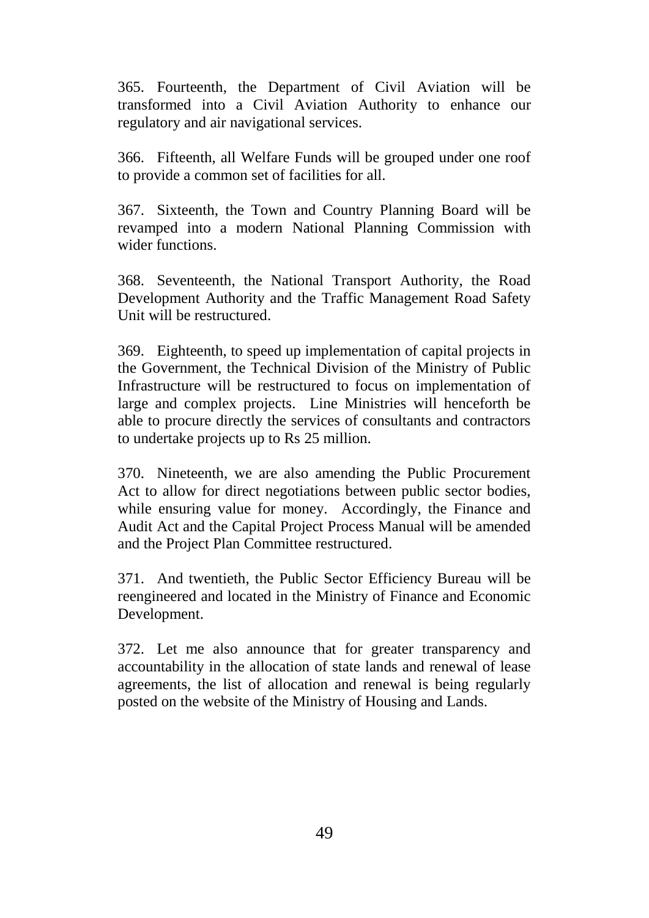365. Fourteenth, the Department of Civil Aviation will be transformed into a Civil Aviation Authority to enhance our regulatory and air navigational services.

366. Fifteenth, all Welfare Funds will be grouped under one roof to provide a common set of facilities for all.

367. Sixteenth, the Town and Country Planning Board will be revamped into a modern National Planning Commission with wider functions.

368. Seventeenth, the National Transport Authority, the Road Development Authority and the Traffic Management Road Safety Unit will be restructured.

369. Eighteenth, to speed up implementation of capital projects in the Government, the Technical Division of the Ministry of Public Infrastructure will be restructured to focus on implementation of large and complex projects. Line Ministries will henceforth be able to procure directly the services of consultants and contractors to undertake projects up to Rs 25 million.

370. Nineteenth, we are also amending the Public Procurement Act to allow for direct negotiations between public sector bodies, while ensuring value for money. Accordingly, the Finance and Audit Act and the Capital Project Process Manual will be amended and the Project Plan Committee restructured.

371. And twentieth, the Public Sector Efficiency Bureau will be reengineered and located in the Ministry of Finance and Economic Development.

372. Let me also announce that for greater transparency and accountability in the allocation of state lands and renewal of lease agreements, the list of allocation and renewal is being regularly posted on the website of the Ministry of Housing and Lands.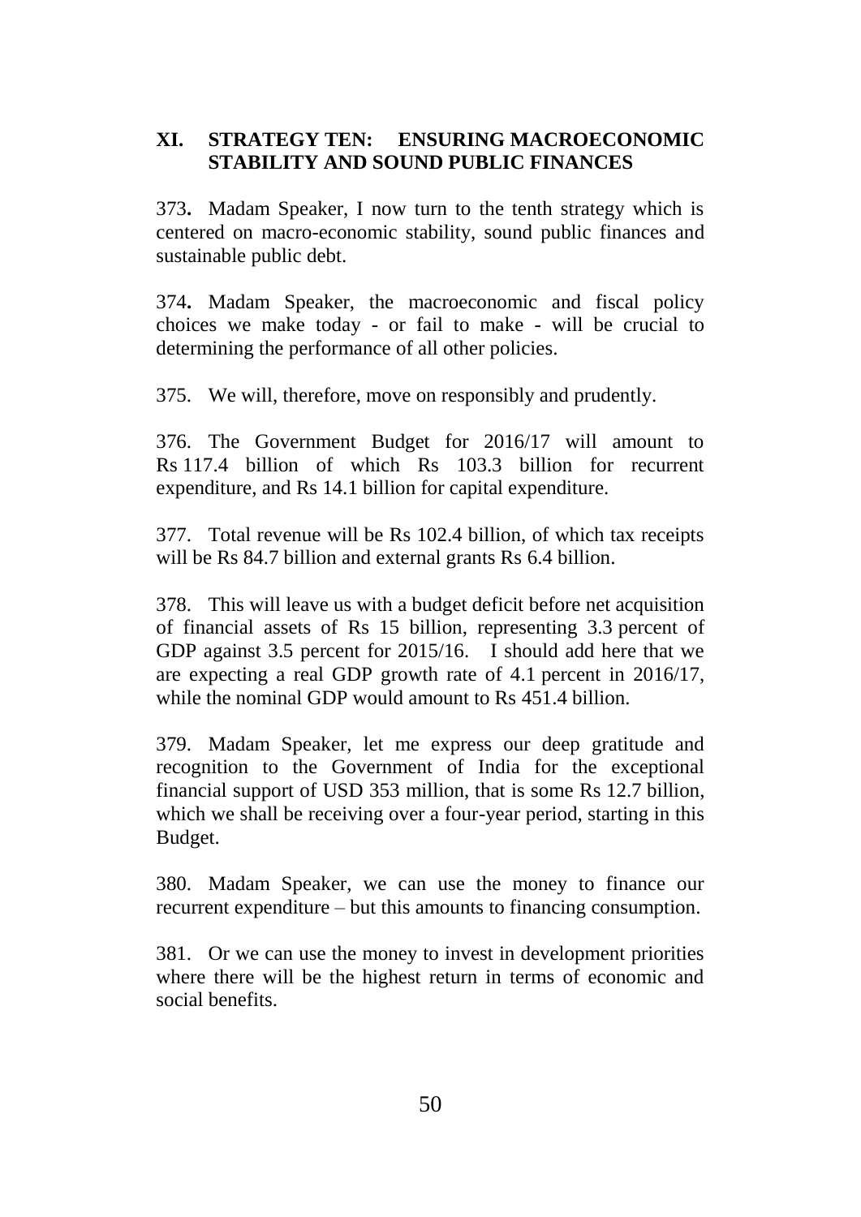## XI. STRATEGY TEN: ENSURING MACROECONOMIC STABILITY AND SOUND PUBLIC FINANCES

373. Madam Speaker, I now turn to the tenth strategy which is centered on macro-economic stability, sound public finances and sustainable public debt.

374. Madam Speaker, the macroeconomic and fiscal policy choices we make today - or fail to make - will be crucial to determining the performance of all other policies.

375. We will, therefore, move on responsibly and prudently.

376. The Government Budget for 2016/17 will amount to Rs 117.4 billion of which Rs 103.3 billion for recurrent expenditure, and Rs 14.1 billion for capital expenditure.

377. Total revenue will be Rs 102.4 billion, of which tax receipts will be Rs 84.7 billion and external grants Rs 6.4 billion.

378. This will leave us with a budget deficit before net acquisition of financial assets of Rs 15 billion, representing 3.3 percent of GDP against 3.5 percent for 2015/16. I should add here that we are expecting a real GDP growth rate of 4.1 percent in 2016/17, while the nominal GDP would amount to Rs 451.4 billion.

379. Madam Speaker, let me express our deep gratitude and recognition to the Government of India for the exceptional financial support of USD 353 million, that is some Rs 12.7 billion, which we shall be receiving over a four-year period, starting in this Budget.

380. Madam Speaker, we can use the money to finance our recurrent expenditure – but this amounts to financing consumption.

381. Or we can use the money to invest in development priorities where there will be the highest return in terms of economic and social benefits.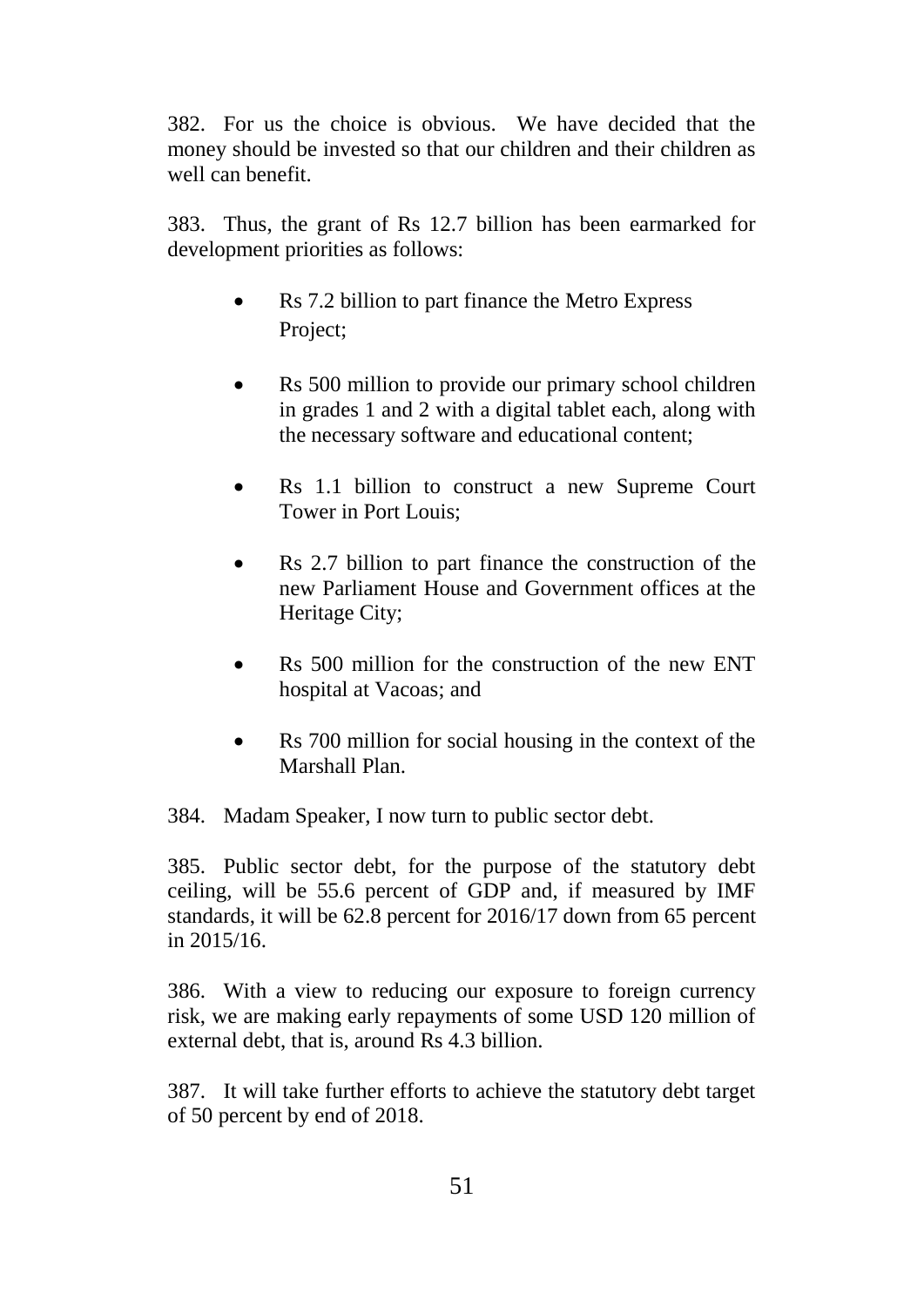382. For us the choice is obvious. We have decided that the money should be invested so that our children and their children as well can benefit.

383. Thus, the grant of Rs 12.7 billion has been earmarked for development priorities as follows:

- Rs 7.2 billion to part finance the Metro Express Project;
- Rs 500 million to provide our primary school children in grades 1 and 2 with a digital tablet each, along with the necessary software and educational content;
- Rs 1.1 billion to construct a new Supreme Court Tower in Port Louis;
- Rs 2.7 billion to part finance the construction of the new Parliament House and Government offices at the Heritage City;
- Rs 500 million for the construction of the new ENT hospital at Vacoas; and
- Rs 700 million for social housing in the context of the Marshall Plan.

384. Madam Speaker, I now turn to public sector debt.

385. Public sector debt, for the purpose of the statutory debt ceiling, will be 55.6 percent of GDP and, if measured by IMF standards, it will be 62.8 percent for 2016/17 down from 65 percent in 2015/16.

386. With a view to reducing our exposure to foreign currency risk, we are making early repayments of some USD 120 million of external debt, that is, around Rs 4.3 billion.

387. It will take further efforts to achieve the statutory debt target of 50 percent by end of 2018.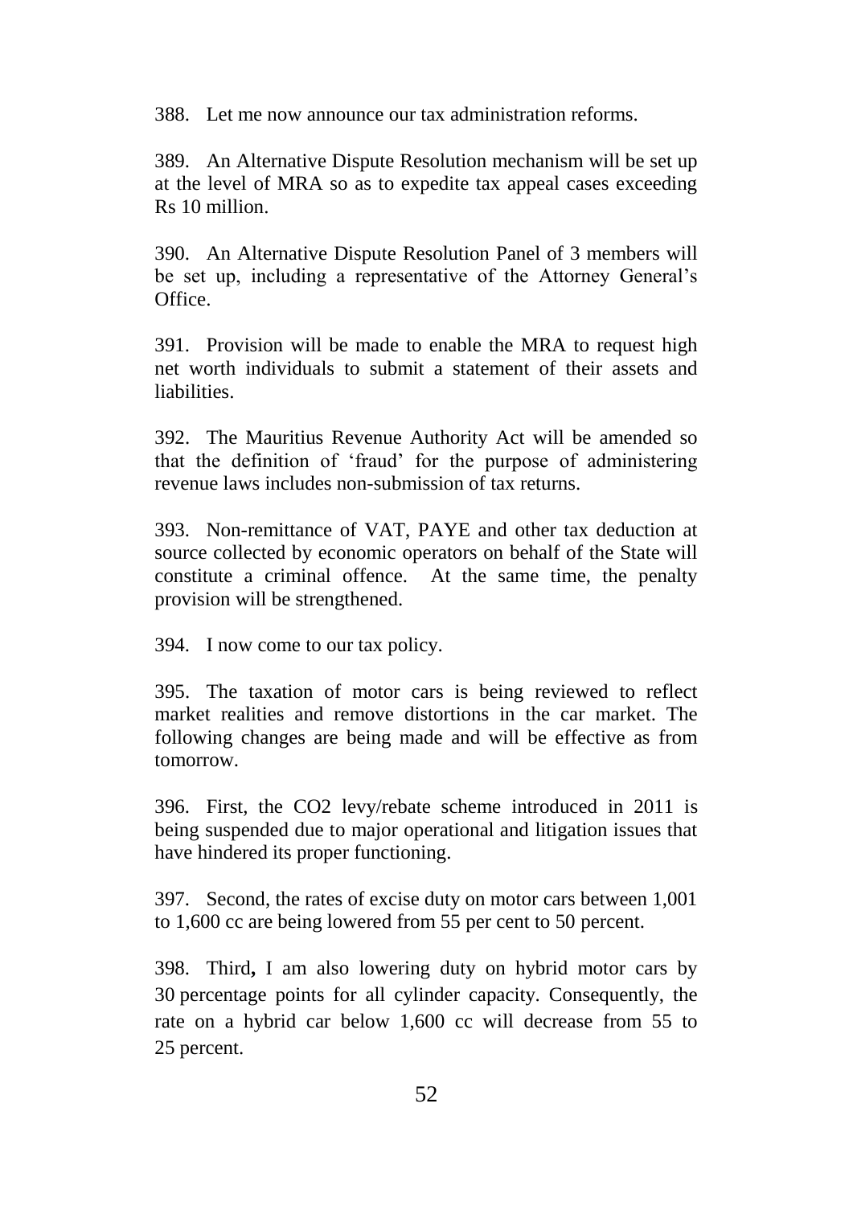388. Let me now announce our tax administration reforms.

389. An Alternative Dispute Resolution mechanism will be set up at the level of MRA so as to expedite tax appeal cases exceeding Rs 10 million.

390. An Alternative Dispute Resolution Panel of 3 members will be set up, including a representative of the Attorney General's Office.

391. Provision will be made to enable the MRA to request high net worth individuals to submit a statement of their assets and liabilities.

392. The Mauritius Revenue Authority Act will be amended so that the definition of 'fraud' for the purpose of administering revenue laws includes non-submission of tax returns.

393. Non-remittance of VAT, PAYE and other tax deduction at source collected by economic operators on behalf of the State will constitute a criminal offence. At the same time, the penalty provision will be strengthened.

394. I now come to our tax policy.

395. The taxation of motor cars is being reviewed to reflect market realities and remove distortions in the car market. The following changes are being made and will be effective as from tomorrow.

396. First, the $CO_2$ levy/rebate scheme introduced in 2011 is being suspended due to major operational and litigation issues that have hindered its proper functioning.

397. Second, the rates of excise duty on motor cars between 1,001 to 1,600 cc are being lowered from 55 per cent to 50 percent.

398. Third**,** I am also lowering duty on hybrid motor cars by 30 percentage points for all cylinder capacity. Consequently, the rate on a hybrid car below 1,600 cc will decrease from 55 to 25 percent.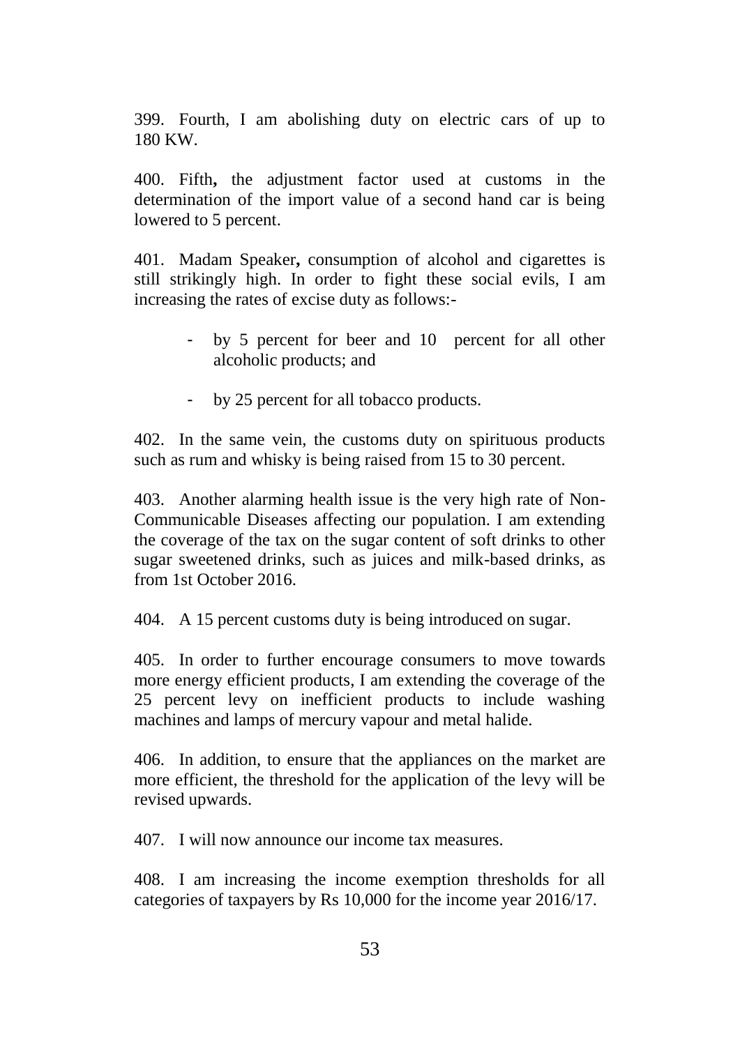399. Fourth, I am abolishing duty on electric cars of up to 180 KW.

400. Fifth**,** the adjustment factor used at customs in the determination of the import value of a second hand car is being lowered to 5 percent.

401. Madam Speaker**,** consumption of alcohol and cigarettes is still strikingly high. In order to fight these social evils, I am increasing the rates of excise duty as follows:-

- by 5 percent for beer and 10 percent for all other alcoholic products; and
- by 25 percent for all tobacco products.

402. In the same vein, the customs duty on spirituous products such as rum and whisky is being raised from 15 to 30 percent.

403. Another alarming health issue is the very high rate of Non-Communicable Diseases affecting our population. I am extending the coverage of the tax on the sugar content of soft drinks to other sugar sweetened drinks, such as juices and milk-based drinks, as from 1st October 2016.

404. A 15 percent customs duty is being introduced on sugar.

405. In order to further encourage consumers to move towards more energy efficient products, I am extending the coverage of the 25 percent levy on inefficient products to include washing machines and lamps of mercury vapour and metal halide.

406. In addition, to ensure that the appliances on the market are more efficient, the threshold for the application of the levy will be revised upwards.

407. I will now announce our income tax measures.

408. I am increasing the income exemption thresholds for all categories of taxpayers by Rs 10,000 for the income year 2016/17.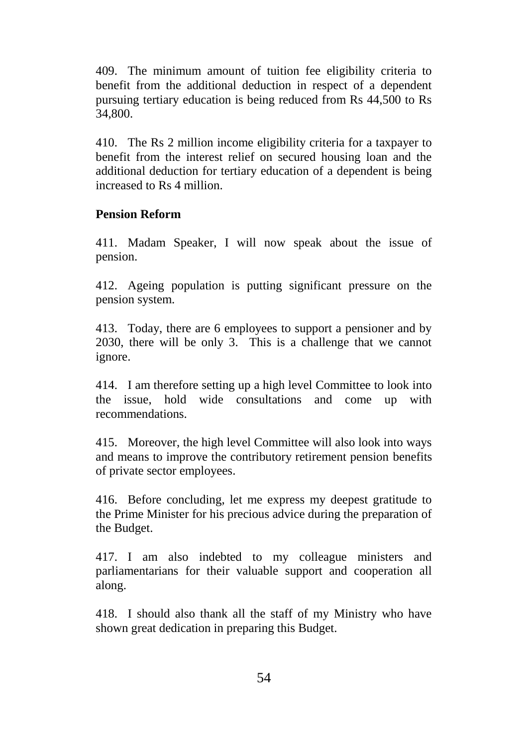409. The minimum amount of tuition fee eligibility criteria to benefit from the additional deduction in respect of a dependent pursuing tertiary education is being reduced from Rs 44,500 to Rs 34,800.

410. The Rs 2 million income eligibility criteria for a taxpayer to benefit from the interest relief on secured housing loan and the additional deduction for tertiary education of a dependent is being increased to Rs 4 million.

**Pension Reform**

411. Madam Speaker, I will now speak about the issue of pension.

412. Ageing population is putting significant pressure on the pension system.

413. Today, there are 6 employees to support a pensioner and by 2030, there will be only 3. This is a challenge that we cannot ignore.

414. I am therefore setting up a high level Committee to look into the issue, hold wide consultations and come up with recommendations.

415. Moreover, the high level Committee will also look into ways and means to improve the contributory retirement pension benefits of private sector employees.

416. Before concluding, let me express my deepest gratitude to the Prime Minister for his precious advice during the preparation of the Budget.

417. I am also indebted to my colleague ministers and parliamentarians for their valuable support and cooperation all along.

418. I should also thank all the staff of my Ministry who have shown great dedication in preparing this Budget.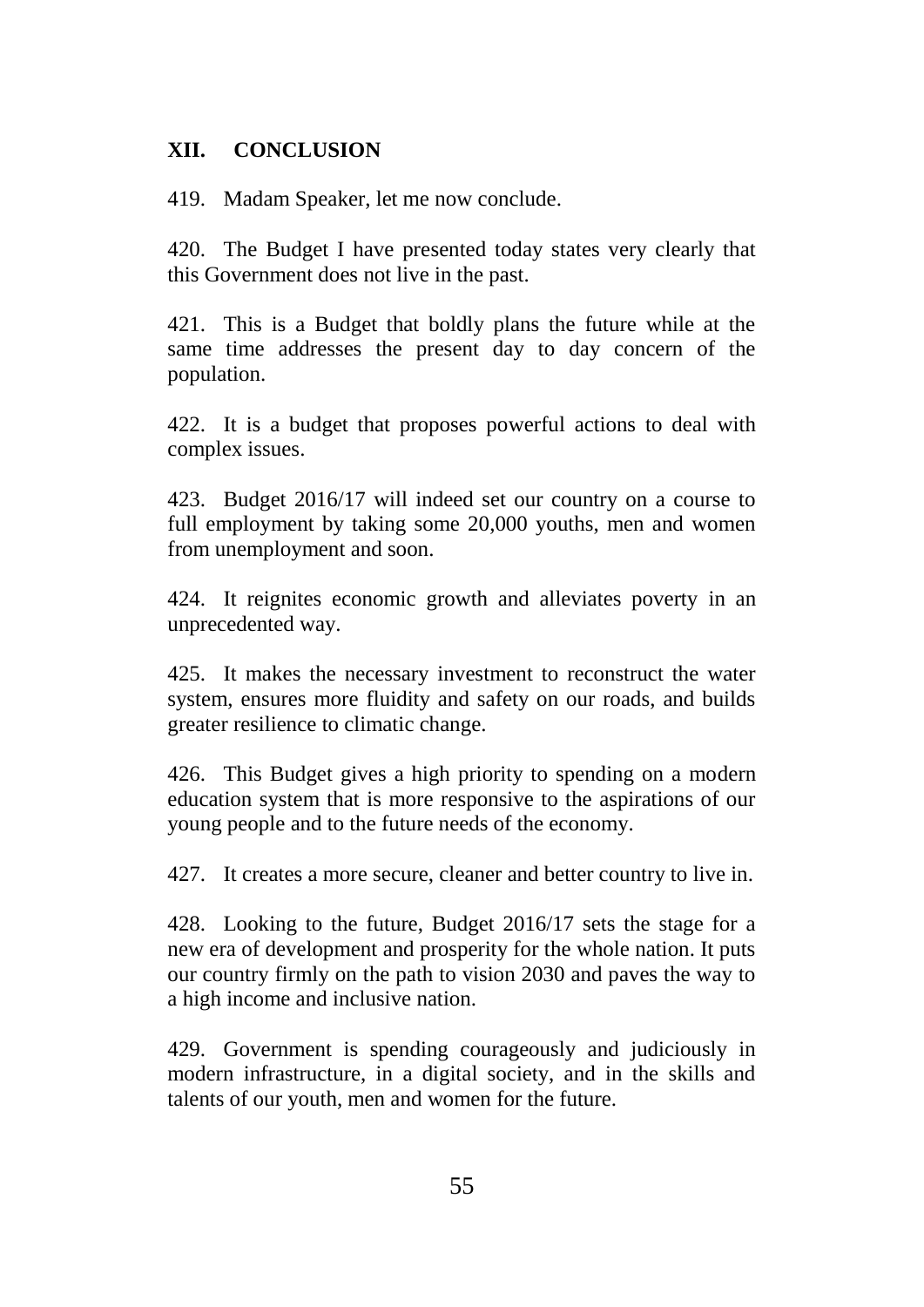## XII. CONCLUSION

419. Madam Speaker, let me now conclude.

420. The Budget I have presented today states very clearly that this Government does not live in the past.

421. This is a Budget that boldly plans the future while at the same time addresses the present day to day concern of the population.

422. It is a budget that proposes powerful actions to deal with complex issues.

423. Budget 2016/17 will indeed set our country on a course to full employment by taking some 20,000 youths, men and women from unemployment and soon.

424. It reignites economic growth and alleviates poverty in an unprecedented way.

425. It makes the necessary investment to reconstruct the water system, ensures more fluidity and safety on our roads, and builds greater resilience to climatic change.

426. This Budget gives a high priority to spending on a modern education system that is more responsive to the aspirations of our young people and to the future needs of the economy.

427. It creates a more secure, cleaner and better country to live in.

428. Looking to the future, Budget 2016/17 sets the stage for a new era of development and prosperity for the whole nation. It puts our country firmly on the path to vision 2030 and paves the way to a high income and inclusive nation.

429. Government is spending courageously and judiciously in modern infrastructure, in a digital society, and in the skills and talents of our youth, men and women for the future.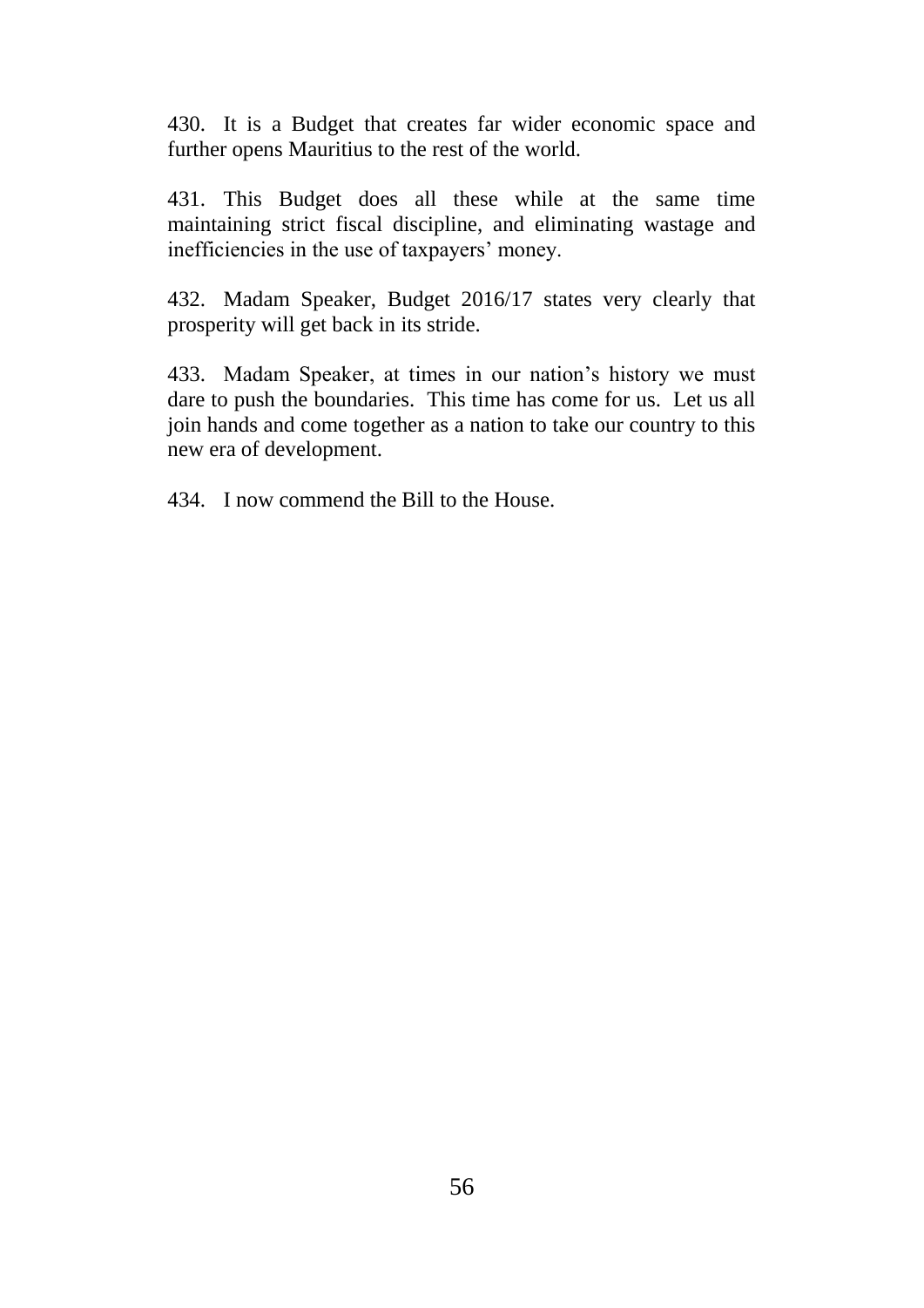430. It is a Budget that creates far wider economic space and further opens Mauritius to the rest of the world.

431. This Budget does all these while at the same time maintaining strict fiscal discipline, and eliminating wastage and inefficiencies in the use of taxpayers' money.

432. Madam Speaker, Budget 2016/17 states very clearly that prosperity will get back in its stride.

433. Madam Speaker, at times in our nation's history we must dare to push the boundaries. This time has come for us. Let us all join hands and come together as a nation to take our country to this new era of development.

434. I now commend the Bill to the House.